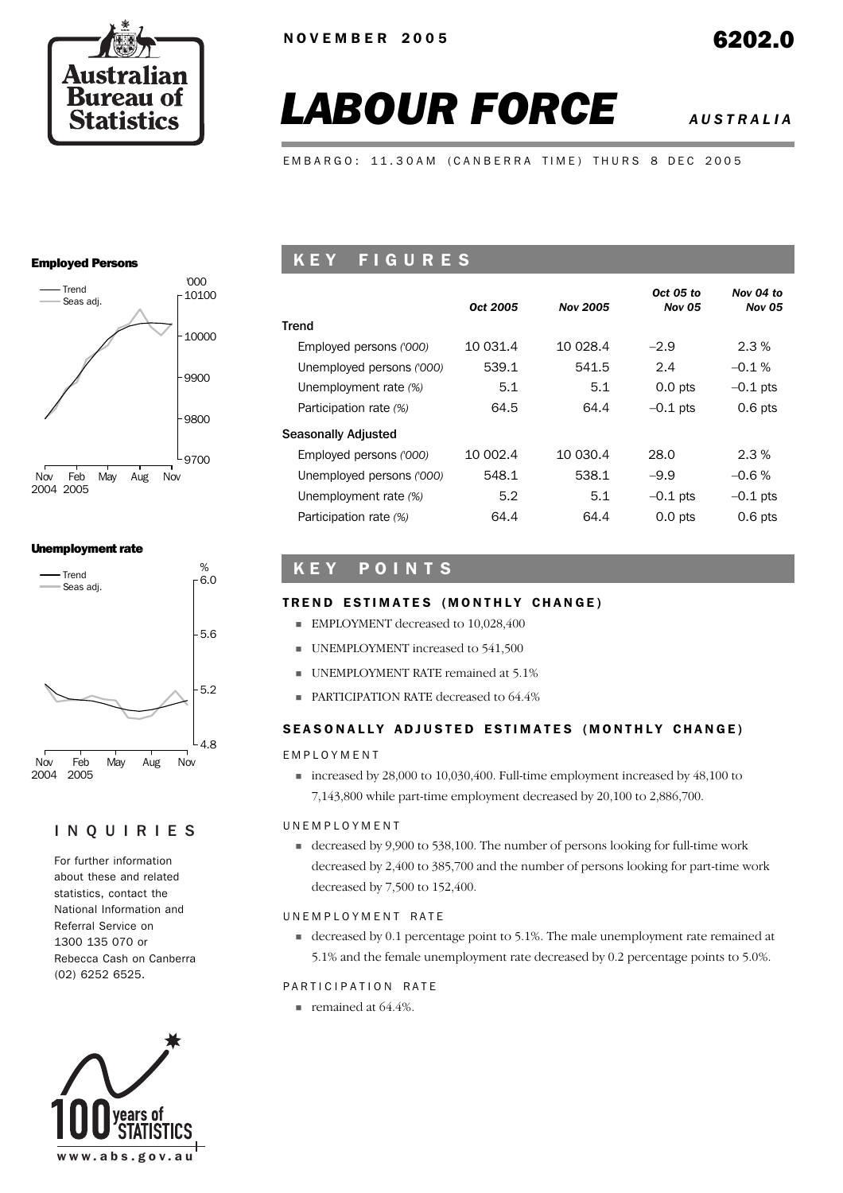NOVEMBER 2005

# 6202.0

# LABOUR FORCE

*AUSTRALIA*

EMBARGO: 11.30AM (CANBERRA TIME) THURS 8 DEC 2005

**Employed Persons**

**Unemployment rate**

## INQUIRIES

For further information about these and related statistics, contact the National Information and Referral Service on 1300 135 070 or Rebecca Cash on Canberra (02) 6252 6525.

www.abs.gov.au

## KEY FIGURES

| | Oct 2005 | Nov 2005 | Oct 05 to Nov 05 | Nov 04 to Nov 05 |
|---|---|---|---|---|
| **Trend** | | | | |
| Employed persons *('000)* | 10 031.4 | 10 028.4 | –2.9 | 2.3 % |
| Unemployed persons *('000)* | 539.1 | 541.5 | 2.4 | –0.1 % |
| Unemployment rate *(%)* | 5.1 | 5.1 | 0.0 pts | –0.1 pts |
| Participation rate *(%)* | 64.5 | 64.4 | –0.1 pts | 0.6 pts |
| **Seasonally Adjusted** | | | | |
| Employed persons *('000)* | 10 002.4 | 10 030.4 | 28.0 | 2.3 % |
| Unemployed persons *('000)* | 548.1 | 538.1 | –9.9 | –0.6 % |
| Unemployment rate *(%)* | 5.2 | 5.1 | –0.1 pts | –0.1 pts |
| Participation rate *(%)* | 64.4 | 64.4 | 0.0 pts | 0.6 pts |

## KEY POINTS

### TREND ESTIMATES (MONTHLY CHANGE)

- EMPLOYMENT decreased to 10,028,400
- UNEMPLOYMENT increased to 541,500
- UNEMPLOYMENT RATE remained at 5.1%
- PARTICIPATION RATE decreased to 64.4%

### SEASONALLY ADJUSTED ESTIMATES (MONTHLY CHANGE)

EMPLOYMENT

- increased by 28,000 to 10,030,400. Full-time employment increased by 48,100 to 7,143,800 while part-time employment decreased by 20,100 to 2,886,700.

UNEMPLOYMENT

- decreased by 9,900 to 538,100. The number of persons looking for full-time work decreased by 2,400 to 385,700 and the number of persons looking for part-time work decreased by 7,500 to 152,400.

UNEMPLOYMENT RATE

- decreased by 0.1 percentage point to 5.1%. The male unemployment rate remained at 5.1% and the female unemployment rate decreased by 0.2 percentage points to 5.0%.

PARTICIPATION RATE

- remained at 64.4%.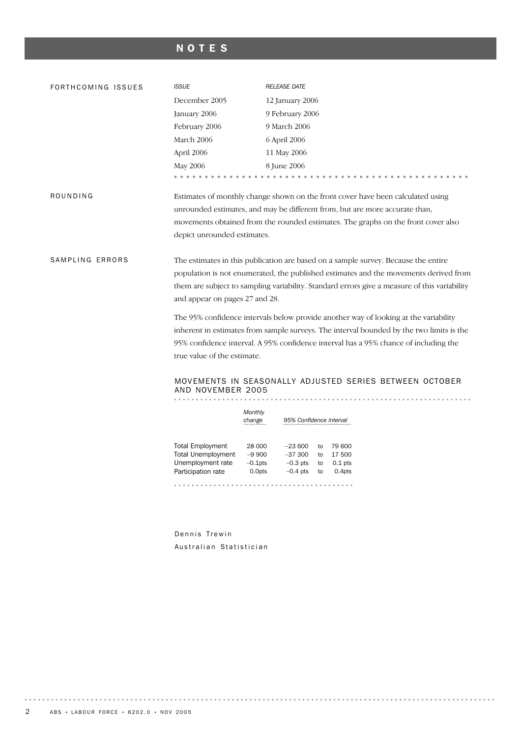# NOTES

## FORTHCOMING ISSUES

| *ISSUE* | *RELEASE DATE* |
|---|---|
| December 2005 | 12 January 2006 |
| January 2006 | 9 February 2006 |
| February 2006 | 9 March 2006 |
| March 2006 | 6 April 2006 |
| April 2006 | 11 May 2006 |
| May 2006 | 8 June 2006 |

## ROUNDING

Estimates of monthly change shown on the front cover have been calculated using unrounded estimates, and may be different from, but are more accurate than, movements obtained from the rounded estimates. The graphs on the front cover also depict unrounded estimates.

## SAMPLING ERRORS

The estimates in this publication are based on a sample survey. Because the entire population is not enumerated, the published estimates and the movements derived from them are subject to sampling variability. Standard errors give a measure of this variability and appear on pages 27 and 28.

The 95% confidence intervals below provide another way of looking at the variability inherent in estimates from sample surveys. The interval bounded by the two limits is the 95% confidence interval. A 95% confidence interval has a 95% chance of including the true value of the estimate.

### MOVEMENTS IN SEASONALLY ADJUSTED SERIES BETWEEN OCTOBER AND NOVEMBER 2005

| | *Monthly change* | *95% Confidence interval* | | |
|---|---|---|---|---|
| Total Employment | 28 000 | –23 600 | to | 79 600 |
| Total Unemployment | –9 900 | –37 300 | to | 17 500 |
| Unemployment rate | –0.1pts | –0.3 pts | to | 0.1 pts |
| Participation rate | 0.0pts | –0.4 pts | to | 0.4pts |

Dennis Trewin
Australian Statistician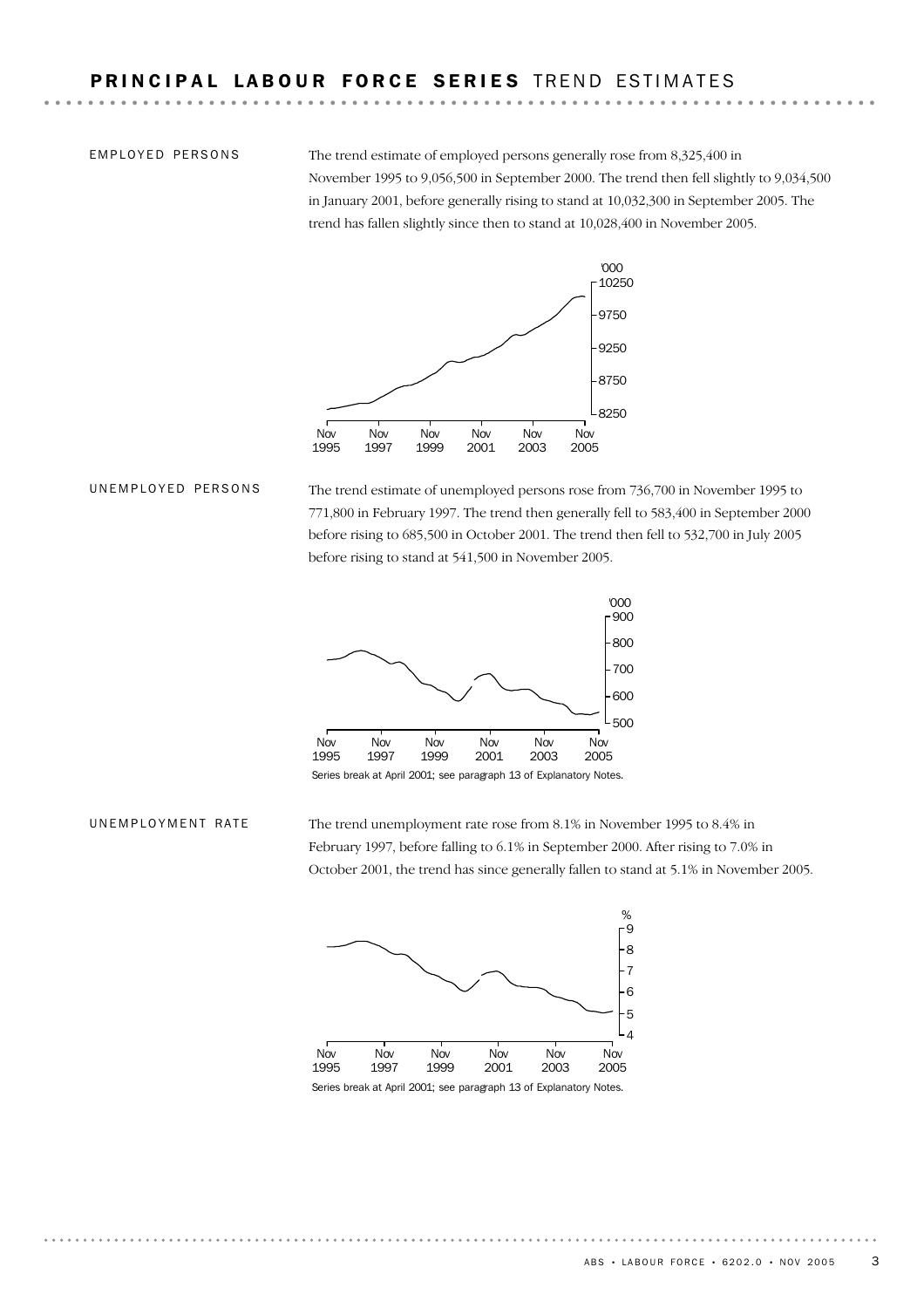# PRINCIPAL LABOUR FORCE SERIES TREND ESTIMATES

## EMPLOYED PERSONS

The trend estimate of employed persons generally rose from 8,325,400 in November 1995 to 9,056,500 in September 2000. The trend then fell slightly to 9,034,500 in January 2001, before generally rising to stand at 10,032,300 in September 2005. The trend has fallen slightly since then to stand at 10,028,400 in November 2005.

## UNEMPLOYED PERSONS

The trend estimate of unemployed persons rose from 736,700 in November 1995 to 771,800 in February 1997. The trend then generally fell to 583,400 in September 2000 before rising to 685,500 in October 2001. The trend then fell to 532,700 in July 2005 before rising to stand at 541,500 in November 2005.

Series break at April 2001; see paragraph 13 of Explanatory Notes.

## UNEMPLOYMENT RATE

The trend unemployment rate rose from 8.1% in November 1995 to 8.4% in February 1997, before falling to 6.1% in September 2000. After rising to 7.0% in October 2001, the trend has since generally fallen to stand at 5.1% in November 2005.

Series break at April 2001; see paragraph 13 of Explanatory Notes.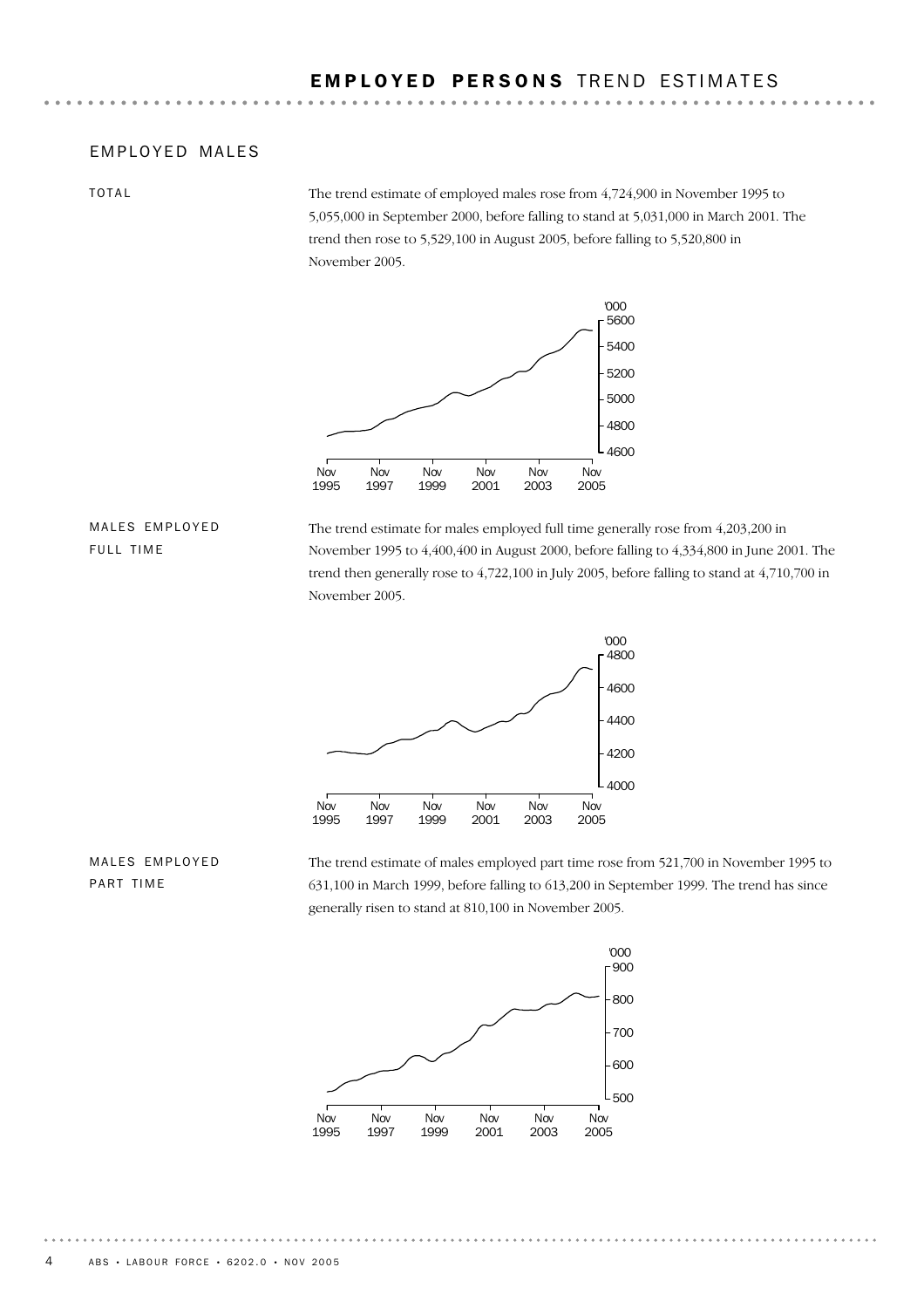# EMPLOYED PERSONS TREND ESTIMATES

## EMPLOYED MALES

### TOTAL

The trend estimate of employed males rose from 4,724,900 in November 1995 to 5,055,000 in September 2000, before falling to stand at 5,031,000 in March 2001. The trend then rose to 5,529,100 in August 2005, before falling to 5,520,800 in November 2005.

### MALES EMPLOYED FULL TIME

The trend estimate for males employed full time generally rose from 4,203,200 in November 1995 to 4,400,400 in August 2000, before falling to 4,334,800 in June 2001. The trend then generally rose to 4,722,100 in July 2005, before falling to stand at 4,710,700 in November 2005.

### MALES EMPLOYED PART TIME

The trend estimate of males employed part time rose from 521,700 in November 1995 to 631,100 in March 1999, before falling to 613,200 in September 1999. The trend has since generally risen to stand at 810,100 in November 2005.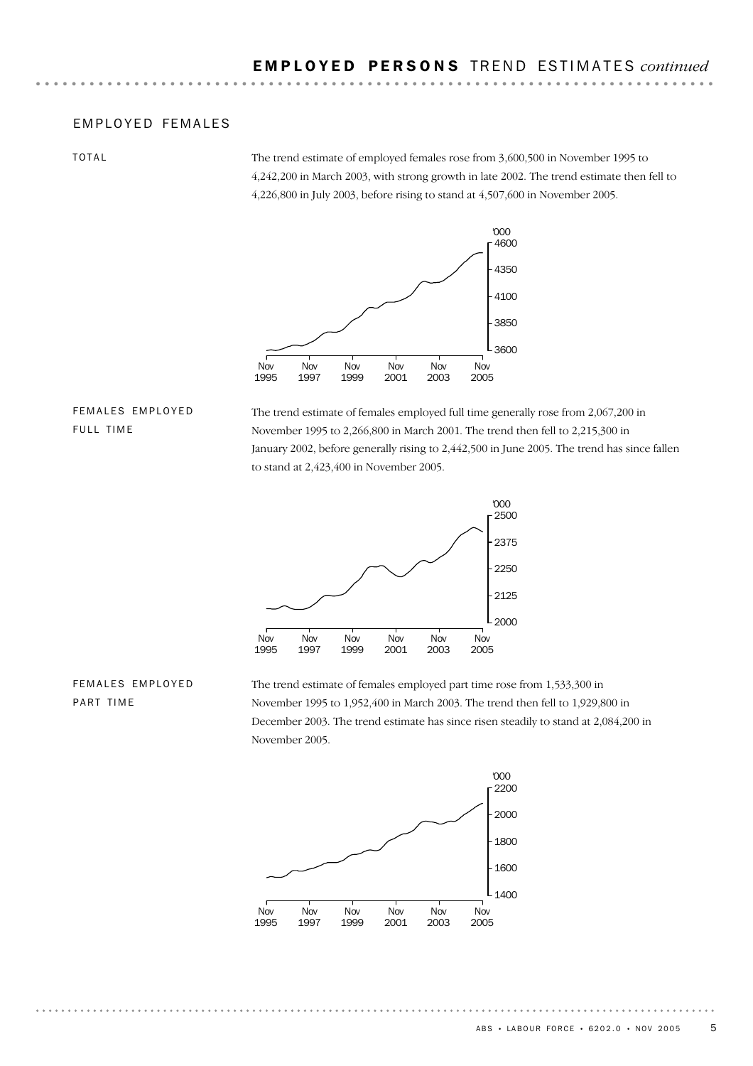## EMPLOYED PERSONS TREND ESTIMATES *continued*

### EMPLOYED FEMALES

#### TOTAL

The trend estimate of employed females rose from 3,600,500 in November 1995 to 4,242,200 in March 2003, with strong growth in late 2002. The trend estimate then fell to 4,226,800 in July 2003, before rising to stand at 4,507,600 in November 2005.

#### FEMALES EMPLOYED FULL TIME

The trend estimate of females employed full time generally rose from 2,067,200 in November 1995 to 2,266,800 in March 2001. The trend then fell to 2,215,300 in January 2002, before generally rising to 2,442,500 in June 2005. The trend has since fallen to stand at 2,423,400 in November 2005.

#### FEMALES EMPLOYED PART TIME

The trend estimate of females employed part time rose from 1,533,300 in November 1995 to 1,952,400 in March 2003. The trend then fell to 1,929,800 in December 2003. The trend estimate has since risen steadily to stand at 2,084,200 in November 2005.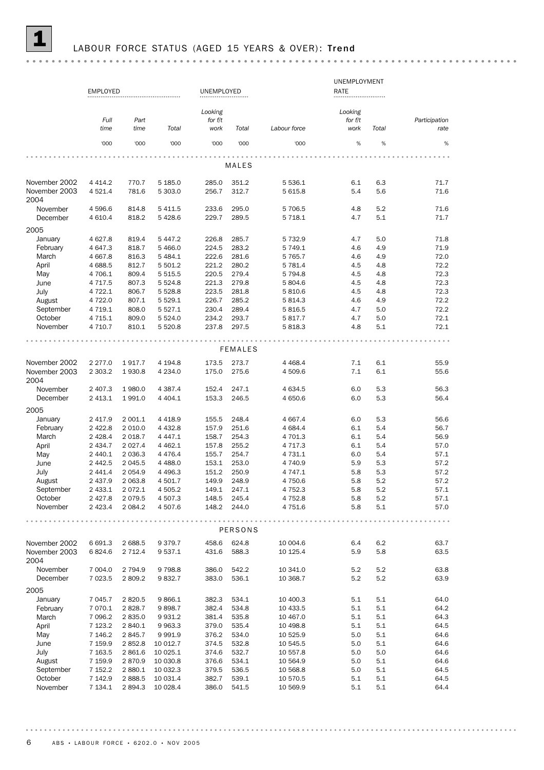# 1 LABOUR FORCE STATUS (AGED 15 YEARS & OVER): **Trend**

| | EMPLOYED | | | UNEMPLOYED | | | UNEMPLOYMENT RATE | | |
|---|---|---|---|---|---|---|---|---|---|
| | *Full time* | *Part time* | *Total* | *Looking for f/t work* | *Total* | *Labour force* | *Looking for f/t work* | *Total* | *Participation rate* |
| | '000 | '000 | '000 | '000 | '000 | '000 | % | % | % |
| **MALES** | | | | | | | | | |
| November 2002 | 4 414.2 | 770.7 | 5 185.0 | 285.0 | 351.2 | 5 536.1 | 6.1 | 6.3 | 71.7 |
| November 2003 | 4 521.4 | 781.6 | 5 303.0 | 256.7 | 312.7 | 5 615.8 | 5.4 | 5.6 | 71.6 |
| 2004 | | | | | | | | | |
| November | 4 596.6 | 814.8 | 5 411.5 | 233.6 | 295.0 | 5 706.5 | 4.8 | 5.2 | 71.6 |
| December | 4 610.4 | 818.2 | 5 428.6 | 229.7 | 289.5 | 5 718.1 | 4.7 | 5.1 | 71.7 |
| 2005 | | | | | | | | | |
| January | 4 627.8 | 819.4 | 5 447.2 | 226.8 | 285.7 | 5 732.9 | 4.7 | 5.0 | 71.8 |
| February | 4 647.3 | 818.7 | 5 466.0 | 224.5 | 283.2 | 5 749.1 | 4.6 | 4.9 | 71.9 |
| March | 4 667.8 | 816.3 | 5 484.1 | 222.6 | 281.6 | 5 765.7 | 4.6 | 4.9 | 72.0 |
| April | 4 688.5 | 812.7 | 5 501.2 | 221.2 | 280.2 | 5 781.4 | 4.5 | 4.8 | 72.2 |
| May | 4 706.1 | 809.4 | 5 515.5 | 220.5 | 279.4 | 5 794.8 | 4.5 | 4.8 | 72.3 |
| June | 4 717.5 | 807.3 | 5 524.8 | 221.3 | 279.8 | 5 804.6 | 4.5 | 4.8 | 72.3 |
| July | 4 722.1 | 806.7 | 5 528.8 | 223.5 | 281.8 | 5 810.6 | 4.5 | 4.8 | 72.3 |
| August | 4 722.0 | 807.1 | 5 529.1 | 226.7 | 285.2 | 5 814.3 | 4.6 | 4.9 | 72.2 |
| September | 4 719.1 | 808.0 | 5 527.1 | 230.4 | 289.4 | 5 816.5 | 4.7 | 5.0 | 72.2 |
| October | 4 715.1 | 809.0 | 5 524.0 | 234.2 | 293.7 | 5 817.7 | 4.7 | 5.0 | 72.1 |
| November | 4 710.7 | 810.1 | 5 520.8 | 237.8 | 297.5 | 5 818.3 | 4.8 | 5.1 | 72.1 |
| **FEMALES** | | | | | | | | | |
| November 2002 | 2 277.0 | 1 917.7 | 4 194.8 | 173.5 | 273.7 | 4 468.4 | 7.1 | 6.1 | 55.9 |
| November 2003 | 2 303.2 | 1 930.8 | 4 234.0 | 175.0 | 275.6 | 4 509.6 | 7.1 | 6.1 | 55.6 |
| 2004 | | | | | | | | | |
| November | 2 407.3 | 1 980.0 | 4 387.4 | 152.4 | 247.1 | 4 634.5 | 6.0 | 5.3 | 56.3 |
| December | 2 413.1 | 1 991.0 | 4 404.1 | 153.3 | 246.5 | 4 650.6 | 6.0 | 5.3 | 56.4 |
| 2005 | | | | | | | | | |
| January | 2 417.9 | 2 001.1 | 4 418.9 | 155.5 | 248.4 | 4 667.4 | 6.0 | 5.3 | 56.6 |
| February | 2 422.8 | 2 010.0 | 4 432.8 | 157.9 | 251.6 | 4 684.4 | 6.1 | 5.4 | 56.7 |
| March | 2 428.4 | 2 018.7 | 4 447.1 | 158.7 | 254.3 | 4 701.3 | 6.1 | 5.4 | 56.9 |
| April | 2 434.7 | 2 027.4 | 4 462.1 | 157.8 | 255.2 | 4 717.3 | 6.1 | 5.4 | 57.0 |
| May | 2 440.1 | 2 036.3 | 4 476.4 | 155.7 | 254.7 | 4 731.1 | 6.0 | 5.4 | 57.1 |
| June | 2 442.5 | 2 045.5 | 4 488.0 | 153.1 | 253.0 | 4 740.9 | 5.9 | 5.3 | 57.2 |
| July | 2 441.4 | 2 054.9 | 4 496.3 | 151.2 | 250.9 | 4 747.1 | 5.8 | 5.3 | 57.2 |
| August | 2 437.9 | 2 063.8 | 4 501.7 | 149.9 | 248.9 | 4 750.6 | 5.8 | 5.2 | 57.2 |
| September | 2 433.1 | 2 072.1 | 4 505.2 | 149.1 | 247.1 | 4 752.3 | 5.8 | 5.2 | 57.1 |
| October | 2 427.8 | 2 079.5 | 4 507.3 | 148.5 | 245.4 | 4 752.8 | 5.8 | 5.2 | 57.1 |
| November | 2 423.4 | 2 084.2 | 4 507.6 | 148.2 | 244.0 | 4 751.6 | 5.8 | 5.1 | 57.0 |
| **PERSONS** | | | | | | | | | |
| November 2002 | 6 691.3 | 2 688.5 | 9 379.7 | 458.6 | 624.8 | 10 004.6 | 6.4 | 6.2 | 63.7 |
| November 2003 | 6 824.6 | 2 712.4 | 9 537.1 | 431.6 | 588.3 | 10 125.4 | 5.9 | 5.8 | 63.5 |
| 2004 | | | | | | | | | |
| November | 7 004.0 | 2 794.9 | 9 798.8 | 386.0 | 542.2 | 10 341.0 | 5.2 | 5.2 | 63.8 |
| December | 7 023.5 | 2 809.2 | 9 832.7 | 383.0 | 536.1 | 10 368.7 | 5.2 | 5.2 | 63.9 |
| 2005 | | | | | | | | | |
| January | 7 045.7 | 2 820.5 | 9 866.1 | 382.3 | 534.1 | 10 400.3 | 5.1 | 5.1 | 64.0 |
| February | 7 070.1 | 2 828.7 | 9 898.7 | 382.4 | 534.8 | 10 433.5 | 5.1 | 5.1 | 64.2 |
| March | 7 096.2 | 2 835.0 | 9 931.2 | 381.4 | 535.8 | 10 467.0 | 5.1 | 5.1 | 64.3 |
| April | 7 123.2 | 2 840.1 | 9 963.3 | 379.0 | 535.4 | 10 498.8 | 5.1 | 5.1 | 64.5 |
| May | 7 146.2 | 2 845.7 | 9 991.9 | 376.2 | 534.0 | 10 525.9 | 5.0 | 5.1 | 64.6 |
| June | 7 159.9 | 2 852.8 | 10 012.7 | 374.5 | 532.8 | 10 545.5 | 5.0 | 5.1 | 64.6 |
| July | 7 163.5 | 2 861.6 | 10 025.1 | 374.6 | 532.7 | 10 557.8 | 5.0 | 5.0 | 64.6 |
| August | 7 159.9 | 2 870.9 | 10 030.8 | 376.6 | 534.1 | 10 564.9 | 5.0 | 5.1 | 64.6 |
| September | 7 152.2 | 2 880.1 | 10 032.3 | 379.5 | 536.5 | 10 568.8 | 5.0 | 5.1 | 64.5 |
| October | 7 142.9 | 2 888.5 | 10 031.4 | 382.7 | 539.1 | 10 570.5 | 5.1 | 5.1 | 64.5 |
| November | 7 134.1 | 2 894.3 | 10 028.4 | 386.0 | 541.5 | 10 569.9 | 5.1 | 5.1 | 64.4 |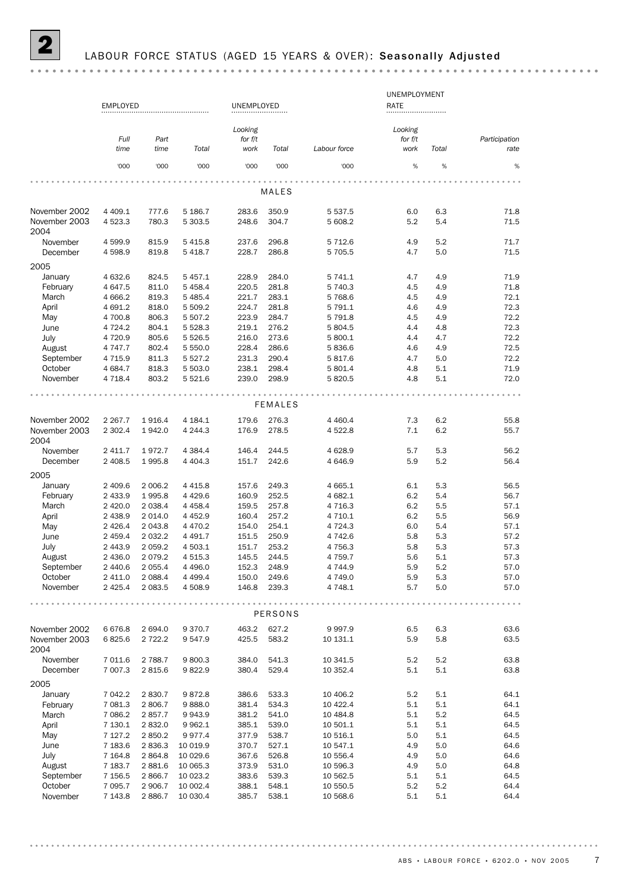## 2 LABOUR FORCE STATUS (AGED 15 YEARS & OVER): **Seasonally Adjusted**

| | EMPLOYED | | | UNEMPLOYED | | | UNEMPLOYMENT RATE | | |
|---|---|---|---|---|---|---|---|---|---|
| | *Full time* | *Part time* | *Total* | *Looking for f/t work* | *Total* | *Labour force* | *Looking for f/t work* | *Total* | *Participation rate* |
| | '000 | '000 | '000 | '000 | '000 | '000 | % | % | % |
| **MALES** | | | | | | | | | |
| November 2002 | 4 409.1 | 777.6 | 5 186.7 | 283.6 | 350.9 | 5 537.5 | 6.0 | 6.3 | 71.8 |
| November 2003 | 4 523.3 | 780.3 | 5 303.5 | 248.6 | 304.7 | 5 608.2 | 5.2 | 5.4 | 71.5 |
| 2004 | | | | | | | | | |
| November | 4 599.9 | 815.9 | 5 415.8 | 237.6 | 296.8 | 5 712.6 | 4.9 | 5.2 | 71.7 |
| December | 4 598.9 | 819.8 | 5 418.7 | 228.7 | 286.8 | 5 705.5 | 4.7 | 5.0 | 71.5 |
| 2005 | | | | | | | | | |
| January | 4 632.6 | 824.5 | 5 457.1 | 228.9 | 284.0 | 5 741.1 | 4.7 | 4.9 | 71.9 |
| February | 4 647.5 | 811.0 | 5 458.4 | 220.5 | 281.8 | 5 740.3 | 4.5 | 4.9 | 71.8 |
| March | 4 666.2 | 819.3 | 5 485.4 | 221.7 | 283.1 | 5 768.6 | 4.5 | 4.9 | 72.1 |
| April | 4 691.2 | 818.0 | 5 509.2 | 224.7 | 281.8 | 5 791.1 | 4.6 | 4.9 | 72.3 |
| May | 4 700.8 | 806.3 | 5 507.2 | 223.9 | 284.7 | 5 791.8 | 4.5 | 4.9 | 72.2 |
| June | 4 724.2 | 804.1 | 5 528.3 | 219.1 | 276.2 | 5 804.5 | 4.4 | 4.8 | 72.3 |
| July | 4 720.9 | 805.6 | 5 526.5 | 216.0 | 273.6 | 5 800.1 | 4.4 | 4.7 | 72.2 |
| August | 4 747.7 | 802.4 | 5 550.0 | 228.4 | 286.6 | 5 836.6 | 4.6 | 4.9 | 72.5 |
| September | 4 715.9 | 811.3 | 5 527.2 | 231.3 | 290.4 | 5 817.6 | 4.7 | 5.0 | 72.2 |
| October | 4 684.7 | 818.3 | 5 503.0 | 238.1 | 298.4 | 5 801.4 | 4.8 | 5.1 | 71.9 |
| November | 4 718.4 | 803.2 | 5 521.6 | 239.0 | 298.9 | 5 820.5 | 4.8 | 5.1 | 72.0 |
| **FEMALES** | | | | | | | | | |
| November 2002 | 2 267.7 | 1 916.4 | 4 184.1 | 179.6 | 276.3 | 4 460.4 | 7.3 | 6.2 | 55.8 |
| November 2003 | 2 302.4 | 1 942.0 | 4 244.3 | 176.9 | 278.5 | 4 522.8 | 7.1 | 6.2 | 55.7 |
| 2004 | | | | | | | | | |
| November | 2 411.7 | 1 972.7 | 4 384.4 | 146.4 | 244.5 | 4 628.9 | 5.7 | 5.3 | 56.2 |
| December | 2 408.5 | 1 995.8 | 4 404.3 | 151.7 | 242.6 | 4 646.9 | 5.9 | 5.2 | 56.4 |
| 2005 | | | | | | | | | |
| January | 2 409.6 | 2 006.2 | 4 415.8 | 157.6 | 249.3 | 4 665.1 | 6.1 | 5.3 | 56.5 |
| February | 2 433.9 | 1 995.8 | 4 429.6 | 160.9 | 252.5 | 4 682.1 | 6.2 | 5.4 | 56.7 |
| March | 2 420.0 | 2 038.4 | 4 458.4 | 159.5 | 257.8 | 4 716.3 | 6.2 | 5.5 | 57.1 |
| April | 2 438.9 | 2 014.0 | 4 452.9 | 160.4 | 257.2 | 4 710.1 | 6.2 | 5.5 | 56.9 |
| May | 2 426.4 | 2 043.8 | 4 470.2 | 154.0 | 254.1 | 4 724.3 | 6.0 | 5.4 | 57.1 |
| June | 2 459.4 | 2 032.2 | 4 491.7 | 151.5 | 250.9 | 4 742.6 | 5.8 | 5.3 | 57.2 |
| July | 2 443.9 | 2 059.2 | 4 503.1 | 151.7 | 253.2 | 4 756.3 | 5.8 | 5.3 | 57.3 |
| August | 2 436.0 | 2 079.2 | 4 515.3 | 145.5 | 244.5 | 4 759.7 | 5.6 | 5.1 | 57.3 |
| September | 2 440.6 | 2 055.4 | 4 496.0 | 152.3 | 248.9 | 4 744.9 | 5.9 | 5.2 | 57.0 |
| October | 2 411.0 | 2 088.4 | 4 499.4 | 150.0 | 249.6 | 4 749.0 | 5.9 | 5.3 | 57.0 |
| November | 2 425.4 | 2 083.5 | 4 508.9 | 146.8 | 239.3 | 4 748.1 | 5.7 | 5.0 | 57.0 |
| **PERSONS** | | | | | | | | | |
| November 2002 | 6 676.8 | 2 694.0 | 9 370.7 | 463.2 | 627.2 | 9 997.9 | 6.5 | 6.3 | 63.6 |
| November 2003 | 6 825.6 | 2 722.2 | 9 547.9 | 425.5 | 583.2 | 10 131.1 | 5.9 | 5.8 | 63.5 |
| 2004 | | | | | | | | | |
| November | 7 011.6 | 2 788.7 | 9 800.3 | 384.0 | 541.3 | 10 341.5 | 5.2 | 5.2 | 63.8 |
| December | 7 007.3 | 2 815.6 | 9 822.9 | 380.4 | 529.4 | 10 352.4 | 5.1 | 5.1 | 63.8 |
| 2005 | | | | | | | | | |
| January | 7 042.2 | 2 830.7 | 9 872.8 | 386.6 | 533.3 | 10 406.2 | 5.2 | 5.1 | 64.1 |
| February | 7 081.3 | 2 806.7 | 9 888.0 | 381.4 | 534.3 | 10 422.4 | 5.1 | 5.1 | 64.1 |
| March | 7 086.2 | 2 857.7 | 9 943.9 | 381.2 | 541.0 | 10 484.8 | 5.1 | 5.2 | 64.5 |
| April | 7 130.1 | 2 832.0 | 9 962.1 | 385.1 | 539.0 | 10 501.1 | 5.1 | 5.1 | 64.5 |
| May | 7 127.2 | 2 850.2 | 9 977.4 | 377.9 | 538.7 | 10 516.1 | 5.0 | 5.1 | 64.5 |
| June | 7 183.6 | 2 836.3 | 10 019.9 | 370.7 | 527.1 | 10 547.1 | 4.9 | 5.0 | 64.6 |
| July | 7 164.8 | 2 864.8 | 10 029.6 | 367.6 | 526.8 | 10 556.4 | 4.9 | 5.0 | 64.6 |
| August | 7 183.7 | 2 881.6 | 10 065.3 | 373.9 | 531.0 | 10 596.3 | 4.9 | 5.0 | 64.8 |
| September | 7 156.5 | 2 866.7 | 10 023.2 | 383.6 | 539.3 | 10 562.5 | 5.1 | 5.1 | 64.5 |
| October | 7 095.7 | 2 906.7 | 10 002.4 | 388.1 | 548.1 | 10 550.5 | 5.2 | 5.2 | 64.4 |
| November | 7 143.8 | 2 886.7 | 10 030.4 | 385.7 | 538.1 | 10 568.6 | 5.1 | 5.1 | 64.4 |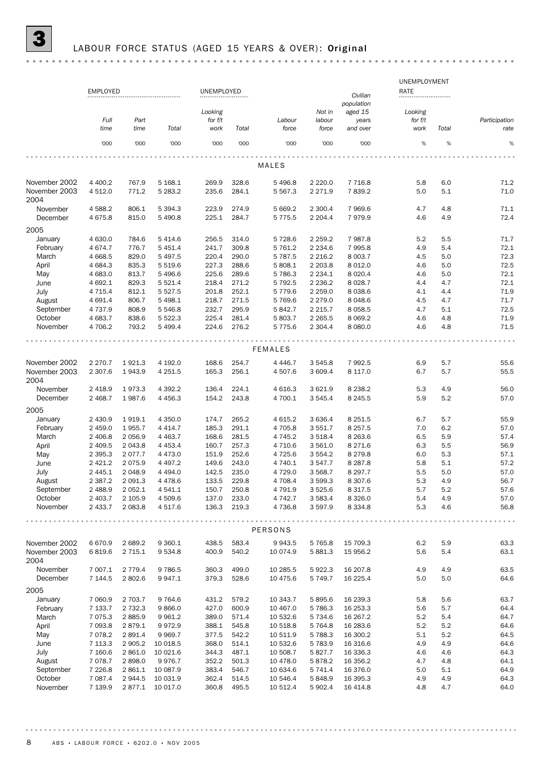# 3 LABOUR FORCE STATUS (AGED 15 YEARS & OVER): **Original**

| | EMPLOYED | | | UNEMPLOYED | | | | | UNEMPLOYMENT RATE | | |
|---|---|---|---|---|---|---|---|---|---|---|---|
| | *Full time* | *Part time* | *Total* | *Looking for f/t work* | *Total* | *Labour force* | *Not in labour force* | *Civilian population aged 15 years and over* | *Looking for f/t work* | *Total* | *Participation rate* |
| | '000 | '000 | '000 | '000 | '000 | '000 | '000 | '000 | % | % | % |
| | | | | | | MALES | | | | | |
| November 2002 | 4 400.2 | 767.9 | 5 168.1 | 269.9 | 328.6 | 5 496.8 | 2 220.0 | 7 716.8 | 5.8 | 6.0 | 71.2 |
| November 2003 | 4 512.0 | 771.2 | 5 283.2 | 235.6 | 284.1 | 5 567.3 | 2 271.9 | 7 839.2 | 5.0 | 5.1 | 71.0 |
| 2004 | | | | | | | | | | | |
| November | 4 588.2 | 806.1 | 5 394.3 | 223.9 | 274.9 | 5 669.2 | 2 300.4 | 7 969.6 | 4.7 | 4.8 | 71.1 |
| December | 4 675.8 | 815.0 | 5 490.8 | 225.1 | 284.7 | 5 775.5 | 2 204.4 | 7 979.9 | 4.6 | 4.9 | 72.4 |
| 2005 | | | | | | | | | | | |
| January | 4 630.0 | 784.6 | 5 414.6 | 256.5 | 314.0 | 5 728.6 | 2 259.2 | 7 987.8 | 5.2 | 5.5 | 71.7 |
| February | 4 674.7 | 776.7 | 5 451.4 | 241.7 | 309.8 | 5 761.2 | 2 234.6 | 7 995.8 | 4.9 | 5.4 | 72.1 |
| March | 4 668.5 | 829.0 | 5 497.5 | 220.4 | 290.0 | 5 787.5 | 2 216.2 | 8 003.7 | 4.5 | 5.0 | 72.3 |
| April | 4 684.3 | 835.3 | 5 519.6 | 227.3 | 288.6 | 5 808.1 | 2 203.8 | 8 012.0 | 4.6 | 5.0 | 72.5 |
| May | 4 683.0 | 813.7 | 5 496.6 | 225.6 | 289.6 | 5 786.3 | 2 234.1 | 8 020.4 | 4.6 | 5.0 | 72.1 |
| June | 4 692.1 | 829.3 | 5 521.4 | 218.4 | 271.2 | 5 792.5 | 2 236.2 | 8 028.7 | 4.4 | 4.7 | 72.1 |
| July | 4 715.4 | 812.1 | 5 527.5 | 201.8 | 252.1 | 5 779.6 | 2 259.0 | 8 038.6 | 4.1 | 4.4 | 71.9 |
| August | 4 691.4 | 806.7 | 5 498.1 | 218.7 | 271.5 | 5 769.6 | 2 279.0 | 8 048.6 | 4.5 | 4.7 | 71.7 |
| September | 4 737.9 | 808.9 | 5 546.8 | 232.7 | 295.9 | 5 842.7 | 2 215.7 | 8 058.5 | 4.7 | 5.1 | 72.5 |
| October | 4 683.7 | 838.6 | 5 522.3 | 225.4 | 281.4 | 5 803.7 | 2 265.5 | 8 069.2 | 4.6 | 4.8 | 71.9 |
| November | 4 706.2 | 793.2 | 5 499.4 | 224.6 | 276.2 | 5 775.6 | 2 304.4 | 8 080.0 | 4.6 | 4.8 | 71.5 |
| | | | | | | FEMALES | | | | | |
| November 2002 | 2 270.7 | 1 921.3 | 4 192.0 | 168.6 | 254.7 | 4 446.7 | 3 545.8 | 7 992.5 | 6.9 | 5.7 | 55.6 |
| November 2003 | 2 307.6 | 1 943.9 | 4 251.5 | 165.3 | 256.1 | 4 507.6 | 3 609.4 | 8 117.0 | 6.7 | 5.7 | 55.5 |
| 2004 | | | | | | | | | | | |
| November | 2 418.9 | 1 973.3 | 4 392.2 | 136.4 | 224.1 | 4 616.3 | 3 621.9 | 8 238.2 | 5.3 | 4.9 | 56.0 |
| December | 2 468.7 | 1 987.6 | 4 456.3 | 154.2 | 243.8 | 4 700.1 | 3 545.4 | 8 245.5 | 5.9 | 5.2 | 57.0 |
| 2005 | | | | | | | | | | | |
| January | 2 430.9 | 1 919.1 | 4 350.0 | 174.7 | 265.2 | 4 615.2 | 3 636.4 | 8 251.5 | 6.7 | 5.7 | 55.9 |
| February | 2 459.0 | 1 955.7 | 4 414.7 | 185.3 | 291.1 | 4 705.8 | 3 551.7 | 8 257.5 | 7.0 | 6.2 | 57.0 |
| March | 2 406.8 | 2 056.9 | 4 463.7 | 168.6 | 281.5 | 4 745.2 | 3 518.4 | 8 263.6 | 6.5 | 5.9 | 57.4 |
| April | 2 409.5 | 2 043.8 | 4 453.4 | 160.7 | 257.3 | 4 710.6 | 3 561.0 | 8 271.6 | 6.3 | 5.5 | 56.9 |
| May | 2 395.3 | 2 077.7 | 4 473.0 | 151.9 | 252.6 | 4 725.6 | 3 554.2 | 8 279.8 | 6.0 | 5.3 | 57.1 |
| June | 2 421.2 | 2 075.9 | 4 497.2 | 149.6 | 243.0 | 4 740.1 | 3 547.7 | 8 287.8 | 5.8 | 5.1 | 57.2 |
| July | 2 445.1 | 2 048.9 | 4 494.0 | 142.5 | 235.0 | 4 729.0 | 3 568.7 | 8 297.7 | 5.5 | 5.0 | 57.0 |
| August | 2 387.2 | 2 091.3 | 4 478.6 | 133.5 | 229.8 | 4 708.4 | 3 599.3 | 8 307.6 | 5.3 | 4.9 | 56.7 |
| September | 2 488.9 | 2 052.1 | 4 541.1 | 150.7 | 250.8 | 4 791.9 | 3 525.6 | 8 317.5 | 5.7 | 5.2 | 57.6 |
| October | 2 403.7 | 2 105.9 | 4 509.6 | 137.0 | 233.0 | 4 742.7 | 3 583.4 | 8 326.0 | 5.4 | 4.9 | 57.0 |
| November | 2 433.7 | 2 083.8 | 4 517.6 | 136.3 | 219.3 | 4 736.8 | 3 597.9 | 8 334.8 | 5.3 | 4.6 | 56.8 |
| | | | | | | PERSONS | | | | | |
| November 2002 | 6 670.9 | 2 689.2 | 9 360.1 | 438.5 | 583.4 | 9 943.5 | 5 765.8 | 15 709.3 | 6.2 | 5.9 | 63.3 |
| November 2003 | 6 819.6 | 2 715.1 | 9 534.8 | 400.9 | 540.2 | 10 074.9 | 5 881.3 | 15 956.2 | 5.6 | 5.4 | 63.1 |
| 2004 | | | | | | | | | | | |
| November | 7 007.1 | 2 779.4 | 9 786.5 | 360.3 | 499.0 | 10 285.5 | 5 922.3 | 16 207.8 | 4.9 | 4.9 | 63.5 |
| December | 7 144.5 | 2 802.6 | 9 947.1 | 379.3 | 528.6 | 10 475.6 | 5 749.7 | 16 225.4 | 5.0 | 5.0 | 64.6 |
| 2005 | | | | | | | | | | | |
| January | 7 060.9 | 2 703.7 | 9 764.6 | 431.2 | 579.2 | 10 343.7 | 5 895.6 | 16 239.3 | 5.8 | 5.6 | 63.7 |
| February | 7 133.7 | 2 732.3 | 9 866.0 | 427.0 | 600.9 | 10 467.0 | 5 786.3 | 16 253.3 | 5.6 | 5.7 | 64.4 |
| March | 7 075.3 | 2 885.9 | 9 961.2 | 389.0 | 571.4 | 10 532.6 | 5 734.6 | 16 267.2 | 5.2 | 5.4 | 64.7 |
| April | 7 093.8 | 2 879.1 | 9 972.9 | 388.1 | 545.8 | 10 518.8 | 5 764.8 | 16 283.6 | 5.2 | 5.2 | 64.6 |
| May | 7 078.2 | 2 891.4 | 9 969.7 | 377.5 | 542.2 | 10 511.9 | 5 788.3 | 16 300.2 | 5.1 | 5.2 | 64.5 |
| June | 7 113.3 | 2 905.2 | 10 018.5 | 368.0 | 514.1 | 10 532.6 | 5 783.9 | 16 316.6 | 4.9 | 4.9 | 64.6 |
| July | 7 160.6 | 2 861.0 | 10 021.6 | 344.3 | 487.1 | 10 508.7 | 5 827.7 | 16 336.3 | 4.6 | 4.6 | 64.3 |
| August | 7 078.7 | 2 898.0 | 9 976.7 | 352.2 | 501.3 | 10 478.0 | 5 878.2 | 16 356.2 | 4.7 | 4.8 | 64.1 |
| September | 7 226.8 | 2 861.1 | 10 087.9 | 383.4 | 546.7 | 10 634.6 | 5 741.4 | 16 376.0 | 5.0 | 5.1 | 64.9 |
| October | 7 087.4 | 2 944.5 | 10 031.9 | 362.4 | 514.5 | 10 546.4 | 5 848.9 | 16 395.3 | 4.9 | 4.9 | 64.3 |
| November | 7 139.9 | 2 877.1 | 10 017.0 | 360.8 | 495.5 | 10 512.4 | 5 902.4 | 16 414.8 | 4.8 | 4.7 | 64.0 |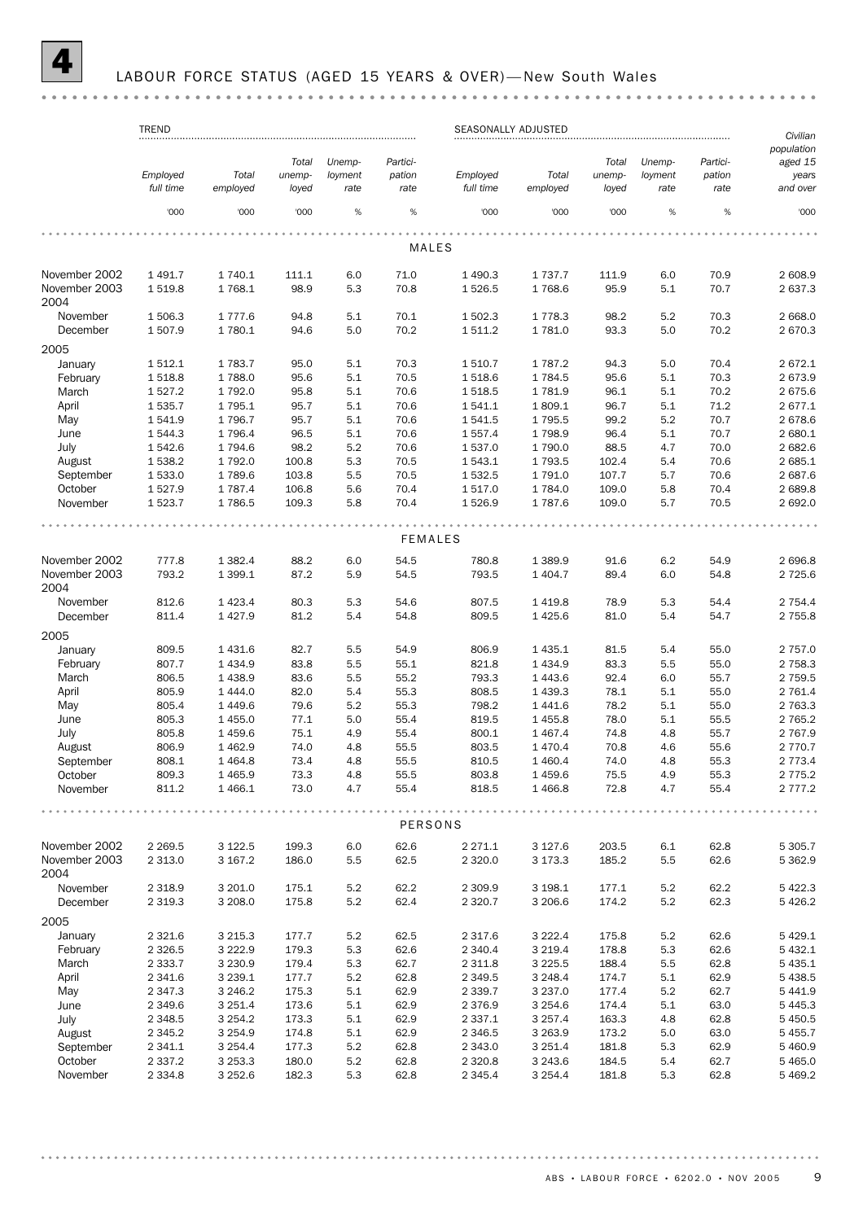# 4 LABOUR FORCE STATUS (AGED 15 YEARS & OVER)—New South Wales

| | TREND | | | | | SEASONALLY ADJUSTED | | | | | |
|---|---|---|---|---|---|---|---|---|---|---|---|
| | *Employed full time* | *Total employed* | *Total unemployed* | *Unemployment rate* | *Participation rate* | *Employed full time* | *Total employed* | *Total unemployed* | *Unemployment rate* | *Participation rate* | *Civilian population aged 15 years and over* |
| | '000 | '000 | '000 | % | % | '000 | '000 | '000 | % | % | '000 |
| **MALES** | | | | | | | | | | | |
| November 2002 | 1 491.7 | 1 740.1 | 111.1 | 6.0 | 71.0 | 1 490.3 | 1 737.7 | 111.9 | 6.0 | 70.9 | 2 608.9 |
| November 2003 | 1 519.8 | 1 768.1 | 98.9 | 5.3 | 70.8 | 1 526.5 | 1 768.6 | 95.9 | 5.1 | 70.7 | 2 637.3 |
| 2004 | | | | | | | | | | | |
| November | 1 506.3 | 1 777.6 | 94.8 | 5.1 | 70.1 | 1 502.3 | 1 778.3 | 98.2 | 5.2 | 70.3 | 2 668.0 |
| December | 1 507.9 | 1 780.1 | 94.6 | 5.0 | 70.2 | 1 511.2 | 1 781.0 | 93.3 | 5.0 | 70.2 | 2 670.3 |
| 2005 | | | | | | | | | | | |
| January | 1 512.1 | 1 783.7 | 95.0 | 5.1 | 70.3 | 1 510.7 | 1 787.2 | 94.3 | 5.0 | 70.4 | 2 672.1 |
| February | 1 518.8 | 1 788.0 | 95.6 | 5.1 | 70.5 | 1 518.6 | 1 784.5 | 95.6 | 5.1 | 70.3 | 2 673.9 |
| March | 1 527.2 | 1 792.0 | 95.8 | 5.1 | 70.6 | 1 518.5 | 1 781.9 | 96.1 | 5.1 | 70.2 | 2 675.6 |
| April | 1 535.7 | 1 795.1 | 95.7 | 5.1 | 70.6 | 1 541.1 | 1 809.1 | 96.7 | 5.1 | 71.2 | 2 677.1 |
| May | 1 541.9 | 1 796.7 | 95.7 | 5.1 | 70.6 | 1 541.5 | 1 795.5 | 99.2 | 5.2 | 70.7 | 2 678.6 |
| June | 1 544.3 | 1 796.4 | 96.5 | 5.1 | 70.6 | 1 557.4 | 1 798.9 | 96.4 | 5.1 | 70.7 | 2 680.1 |
| July | 1 542.6 | 1 794.6 | 98.2 | 5.2 | 70.6 | 1 537.0 | 1 790.0 | 88.5 | 4.7 | 70.0 | 2 682.6 |
| August | 1 538.2 | 1 792.0 | 100.8 | 5.3 | 70.5 | 1 543.1 | 1 793.5 | 102.4 | 5.4 | 70.6 | 2 685.1 |
| September | 1 533.0 | 1 789.6 | 103.8 | 5.5 | 70.5 | 1 532.5 | 1 791.0 | 107.7 | 5.7 | 70.6 | 2 687.6 |
| October | 1 527.9 | 1 787.4 | 106.8 | 5.6 | 70.4 | 1 517.0 | 1 784.0 | 109.0 | 5.8 | 70.4 | 2 689.8 |
| November | 1 523.7 | 1 786.5 | 109.3 | 5.8 | 70.4 | 1 526.9 | 1 787.6 | 109.0 | 5.7 | 70.5 | 2 692.0 |
| **FEMALES** | | | | | | | | | | | |
| November 2002 | 777.8 | 1 382.4 | 88.2 | 6.0 | 54.5 | 780.8 | 1 389.9 | 91.6 | 6.2 | 54.9 | 2 696.8 |
| November 2003 | 793.2 | 1 399.1 | 87.2 | 5.9 | 54.5 | 793.5 | 1 404.7 | 89.4 | 6.0 | 54.8 | 2 725.6 |
| 2004 | | | | | | | | | | | |
| November | 812.6 | 1 423.4 | 80.3 | 5.3 | 54.6 | 807.5 | 1 419.8 | 78.9 | 5.3 | 54.4 | 2 754.4 |
| December | 811.4 | 1 427.9 | 81.2 | 5.4 | 54.8 | 809.5 | 1 425.6 | 81.0 | 5.4 | 54.7 | 2 755.8 |
| 2005 | | | | | | | | | | | |
| January | 809.5 | 1 431.6 | 82.7 | 5.5 | 54.9 | 806.9 | 1 435.1 | 81.5 | 5.4 | 55.0 | 2 757.0 |
| February | 807.7 | 1 434.9 | 83.8 | 5.5 | 55.1 | 821.8 | 1 434.9 | 83.3 | 5.5 | 55.0 | 2 758.3 |
| March | 806.5 | 1 438.9 | 83.6 | 5.5 | 55.2 | 793.3 | 1 443.6 | 92.4 | 6.0 | 55.7 | 2 759.5 |
| April | 805.9 | 1 444.0 | 82.0 | 5.4 | 55.3 | 808.5 | 1 439.3 | 78.1 | 5.1 | 55.0 | 2 761.4 |
| May | 805.4 | 1 449.6 | 79.6 | 5.2 | 55.3 | 798.2 | 1 441.6 | 78.2 | 5.1 | 55.0 | 2 763.3 |
| June | 805.3 | 1 455.0 | 77.1 | 5.0 | 55.4 | 819.5 | 1 455.8 | 78.0 | 5.1 | 55.5 | 2 765.2 |
| July | 805.8 | 1 459.6 | 75.1 | 4.9 | 55.4 | 800.1 | 1 467.4 | 74.8 | 4.8 | 55.7 | 2 767.9 |
| August | 806.9 | 1 462.9 | 74.0 | 4.8 | 55.5 | 803.5 | 1 470.4 | 70.8 | 4.6 | 55.6 | 2 770.7 |
| September | 808.1 | 1 464.8 | 73.4 | 4.8 | 55.5 | 810.5 | 1 460.4 | 74.0 | 4.8 | 55.3 | 2 773.4 |
| October | 809.3 | 1 465.9 | 73.3 | 4.8 | 55.5 | 803.8 | 1 459.6 | 75.5 | 4.9 | 55.3 | 2 775.2 |
| November | 811.2 | 1 466.1 | 73.0 | 4.7 | 55.4 | 818.5 | 1 466.8 | 72.8 | 4.7 | 55.4 | 2 777.2 |
| **PERSONS** | | | | | | | | | | | |
| November 2002 | 2 269.5 | 3 122.5 | 199.3 | 6.0 | 62.6 | 2 271.1 | 3 127.6 | 203.5 | 6.1 | 62.8 | 5 305.7 |
| November 2003 | 2 313.0 | 3 167.2 | 186.0 | 5.5 | 62.5 | 2 320.0 | 3 173.3 | 185.2 | 5.5 | 62.6 | 5 362.9 |
| 2004 | | | | | | | | | | | |
| November | 2 318.9 | 3 201.0 | 175.1 | 5.2 | 62.2 | 2 309.9 | 3 198.1 | 177.1 | 5.2 | 62.2 | 5 422.3 |
| December | 2 319.3 | 3 208.0 | 175.8 | 5.2 | 62.4 | 2 320.7 | 3 206.6 | 174.2 | 5.2 | 62.3 | 5 426.2 |
| 2005 | | | | | | | | | | | |
| January | 2 321.6 | 3 215.3 | 177.7 | 5.2 | 62.5 | 2 317.6 | 3 222.4 | 175.8 | 5.2 | 62.6 | 5 429.1 |
| February | 2 326.5 | 3 222.9 | 179.3 | 5.3 | 62.6 | 2 340.4 | 3 219.4 | 178.8 | 5.3 | 62.6 | 5 432.1 |
| March | 2 333.7 | 3 230.9 | 179.4 | 5.3 | 62.7 | 2 311.8 | 3 225.5 | 188.4 | 5.5 | 62.8 | 5 435.1 |
| April | 2 341.6 | 3 239.1 | 177.7 | 5.2 | 62.8 | 2 349.5 | 3 248.4 | 174.7 | 5.1 | 62.9 | 5 438.5 |
| May | 2 347.3 | 3 246.2 | 175.3 | 5.1 | 62.9 | 2 339.7 | 3 237.0 | 177.4 | 5.2 | 62.7 | 5 441.9 |
| June | 2 349.6 | 3 251.4 | 173.6 | 5.1 | 62.9 | 2 376.9 | 3 254.6 | 174.4 | 5.1 | 63.0 | 5 445.3 |
| July | 2 348.5 | 3 254.2 | 173.3 | 5.1 | 62.9 | 2 337.1 | 3 257.4 | 163.3 | 4.8 | 62.8 | 5 450.5 |
| August | 2 345.2 | 3 254.9 | 174.8 | 5.1 | 62.9 | 2 346.5 | 3 263.9 | 173.2 | 5.0 | 63.0 | 5 455.7 |
| September | 2 341.1 | 3 254.4 | 177.3 | 5.2 | 62.8 | 2 343.0 | 3 251.4 | 181.8 | 5.3 | 62.9 | 5 460.9 |
| October | 2 337.2 | 3 253.3 | 180.0 | 5.2 | 62.8 | 2 320.8 | 3 243.6 | 184.5 | 5.4 | 62.7 | 5 465.0 |
| November | 2 334.8 | 3 252.6 | 182.3 | 5.3 | 62.8 | 2 345.4 | 3 254.4 | 181.8 | 5.3 | 62.8 | 5 469.2 |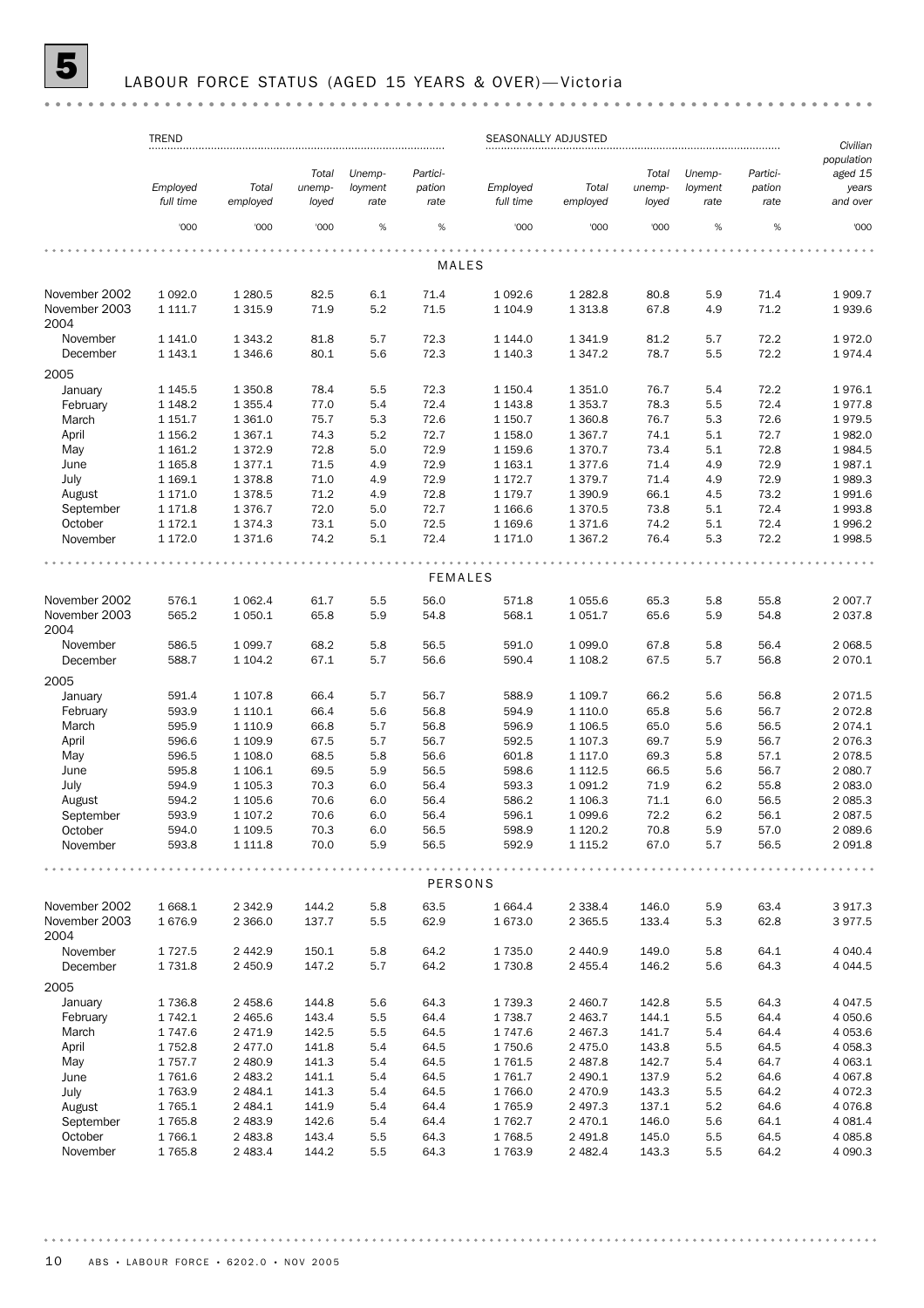# 5 LABOUR FORCE STATUS (AGED 15 YEARS & OVER)—Victoria

| | TREND | | | | | SEASONALLY ADJUSTED | | | | | Civilian population aged 15 years and over |
|---|---|---|---|---|---|---|---|---|---|---|---|
| | Employed full time | Total employed | Total unemployed | Unemployment rate | Participation rate | Employed full time | Total employed | Total unemployed | Unemployment rate | Participation rate | |
| | '000 | '000 | '000 | % | % | '000 | '000 | '000 | % | % | '000 |
| **MALES** | | | | | | | | | | | |
| November 2002 | 1 092.0 | 1 280.5 | 82.5 | 6.1 | 71.4 | 1 092.6 | 1 282.8 | 80.8 | 5.9 | 71.4 | 1 909.7 |
| November 2003 | 1 111.7 | 1 315.9 | 71.9 | 5.2 | 71.5 | 1 104.9 | 1 313.8 | 67.8 | 4.9 | 71.2 | 1 939.6 |
| 2004 | | | | | | | | | | | |
| November | 1 141.0 | 1 343.2 | 81.8 | 5.7 | 72.3 | 1 144.0 | 1 341.9 | 81.2 | 5.7 | 72.2 | 1 972.0 |
| December | 1 143.1 | 1 346.6 | 80.1 | 5.6 | 72.3 | 1 140.3 | 1 347.2 | 78.7 | 5.5 | 72.2 | 1 974.4 |
| 2005 | | | | | | | | | | | |
| January | 1 145.5 | 1 350.8 | 78.4 | 5.5 | 72.3 | 1 150.4 | 1 351.0 | 76.7 | 5.4 | 72.2 | 1 976.1 |
| February | 1 148.2 | 1 355.4 | 77.0 | 5.4 | 72.4 | 1 143.8 | 1 353.7 | 78.3 | 5.5 | 72.4 | 1 977.8 |
| March | 1 151.7 | 1 361.0 | 75.7 | 5.3 | 72.6 | 1 150.7 | 1 360.8 | 76.7 | 5.3 | 72.6 | 1 979.5 |
| April | 1 156.2 | 1 367.1 | 74.3 | 5.2 | 72.7 | 1 158.0 | 1 367.7 | 74.1 | 5.1 | 72.7 | 1 982.0 |
| May | 1 161.2 | 1 372.9 | 72.8 | 5.0 | 72.9 | 1 159.6 | 1 370.7 | 73.4 | 5.1 | 72.8 | 1 984.5 |
| June | 1 165.8 | 1 377.1 | 71.5 | 4.9 | 72.9 | 1 163.1 | 1 377.6 | 71.4 | 4.9 | 72.9 | 1 987.1 |
| July | 1 169.1 | 1 378.8 | 71.0 | 4.9 | 72.9 | 1 172.7 | 1 379.7 | 71.4 | 4.9 | 72.9 | 1 989.3 |
| August | 1 171.0 | 1 378.5 | 71.2 | 4.9 | 72.8 | 1 179.7 | 1 390.9 | 66.1 | 4.5 | 73.2 | 1 991.6 |
| September | 1 171.8 | 1 376.7 | 72.0 | 5.0 | 72.7 | 1 166.6 | 1 370.5 | 73.8 | 5.1 | 72.4 | 1 993.8 |
| October | 1 172.1 | 1 374.3 | 73.1 | 5.0 | 72.5 | 1 169.6 | 1 371.6 | 74.2 | 5.1 | 72.4 | 1 996.2 |
| November | 1 172.0 | 1 371.6 | 74.2 | 5.1 | 72.4 | 1 171.0 | 1 367.2 | 76.4 | 5.3 | 72.2 | 1 998.5 |
| **FEMALES** | | | | | | | | | | | |
| November 2002 | 576.1 | 1 062.4 | 61.7 | 5.5 | 56.0 | 571.8 | 1 055.6 | 65.3 | 5.8 | 55.8 | 2 007.7 |
| November 2003 | 565.2 | 1 050.1 | 65.8 | 5.9 | 54.8 | 568.1 | 1 051.7 | 65.6 | 5.9 | 54.8 | 2 037.8 |
| 2004 | | | | | | | | | | | |
| November | 586.5 | 1 099.7 | 68.2 | 5.8 | 56.5 | 591.0 | 1 099.0 | 67.8 | 5.8 | 56.4 | 2 068.5 |
| December | 588.7 | 1 104.2 | 67.1 | 5.7 | 56.6 | 590.4 | 1 108.2 | 67.5 | 5.7 | 56.8 | 2 070.1 |
| 2005 | | | | | | | | | | | |
| January | 591.4 | 1 107.8 | 66.4 | 5.7 | 56.7 | 588.9 | 1 109.7 | 66.2 | 5.6 | 56.8 | 2 071.5 |
| February | 593.9 | 1 110.1 | 66.4 | 5.6 | 56.8 | 594.9 | 1 110.0 | 65.8 | 5.6 | 56.7 | 2 072.8 |
| March | 595.9 | 1 110.9 | 66.8 | 5.7 | 56.8 | 596.9 | 1 106.5 | 65.0 | 5.6 | 56.5 | 2 074.1 |
| April | 596.6 | 1 109.9 | 67.5 | 5.7 | 56.7 | 592.5 | 1 107.3 | 69.7 | 5.9 | 56.7 | 2 076.3 |
| May | 596.5 | 1 108.0 | 68.5 | 5.8 | 56.6 | 601.8 | 1 117.0 | 69.3 | 5.8 | 57.1 | 2 078.5 |
| June | 595.8 | 1 106.1 | 69.5 | 5.9 | 56.5 | 598.6 | 1 112.5 | 66.5 | 5.6 | 56.7 | 2 080.7 |
| July | 594.9 | 1 105.3 | 70.3 | 6.0 | 56.4 | 593.3 | 1 091.2 | 71.9 | 6.2 | 55.8 | 2 083.0 |
| August | 594.2 | 1 105.6 | 70.6 | 6.0 | 56.4 | 586.2 | 1 106.3 | 71.1 | 6.0 | 56.5 | 2 085.3 |
| September | 593.9 | 1 107.2 | 70.6 | 6.0 | 56.4 | 596.1 | 1 099.6 | 72.2 | 6.2 | 56.1 | 2 087.5 |
| October | 594.0 | 1 109.5 | 70.3 | 6.0 | 56.5 | 598.9 | 1 120.2 | 70.8 | 5.9 | 57.0 | 2 089.6 |
| November | 593.8 | 1 111.8 | 70.0 | 5.9 | 56.5 | 592.9 | 1 115.2 | 67.0 | 5.7 | 56.5 | 2 091.8 |
| **PERSONS** | | | | | | | | | | | |
| November 2002 | 1 668.1 | 2 342.9 | 144.2 | 5.8 | 63.5 | 1 664.4 | 2 338.4 | 146.0 | 5.9 | 63.4 | 3 917.3 |
| November 2003 | 1 676.9 | 2 366.0 | 137.7 | 5.5 | 62.9 | 1 673.0 | 2 365.5 | 133.4 | 5.3 | 62.8 | 3 977.5 |
| 2004 | | | | | | | | | | | |
| November | 1 727.5 | 2 442.9 | 150.1 | 5.8 | 64.2 | 1 735.0 | 2 440.9 | 149.0 | 5.8 | 64.1 | 4 040.4 |
| December | 1 731.8 | 2 450.9 | 147.2 | 5.7 | 64.2 | 1 730.8 | 2 455.4 | 146.2 | 5.6 | 64.3 | 4 044.5 |
| 2005 | | | | | | | | | | | |
| January | 1 736.8 | 2 458.6 | 144.8 | 5.6 | 64.3 | 1 739.3 | 2 460.7 | 142.8 | 5.5 | 64.3 | 4 047.5 |
| February | 1 742.1 | 2 465.6 | 143.4 | 5.5 | 64.4 | 1 738.7 | 2 463.7 | 144.1 | 5.5 | 64.4 | 4 050.6 |
| March | 1 747.6 | 2 471.9 | 142.5 | 5.5 | 64.5 | 1 747.6 | 2 467.3 | 141.7 | 5.4 | 64.4 | 4 053.6 |
| April | 1 752.8 | 2 477.0 | 141.8 | 5.4 | 64.5 | 1 750.6 | 2 475.0 | 143.8 | 5.5 | 64.5 | 4 058.3 |
| May | 1 757.7 | 2 480.9 | 141.3 | 5.4 | 64.5 | 1 761.5 | 2 487.8 | 142.7 | 5.4 | 64.7 | 4 063.1 |
| June | 1 761.6 | 2 483.2 | 141.1 | 5.4 | 64.5 | 1 761.7 | 2 490.1 | 137.9 | 5.2 | 64.6 | 4 067.8 |
| July | 1 763.9 | 2 484.1 | 141.3 | 5.4 | 64.5 | 1 766.0 | 2 470.9 | 143.3 | 5.5 | 64.2 | 4 072.3 |
| August | 1 765.1 | 2 484.1 | 141.9 | 5.4 | 64.4 | 1 765.9 | 2 497.3 | 137.1 | 5.2 | 64.6 | 4 076.8 |
| September | 1 765.8 | 2 483.9 | 142.6 | 5.4 | 64.4 | 1 762.7 | 2 470.1 | 146.0 | 5.6 | 64.1 | 4 081.4 |
| October | 1 766.1 | 2 483.8 | 143.4 | 5.5 | 64.3 | 1 768.5 | 2 491.8 | 145.0 | 5.5 | 64.5 | 4 085.8 |
| November | 1 765.8 | 2 483.4 | 144.2 | 5.5 | 64.3 | 1 763.9 | 2 482.4 | 143.3 | 5.5 | 64.2 | 4 090.3 |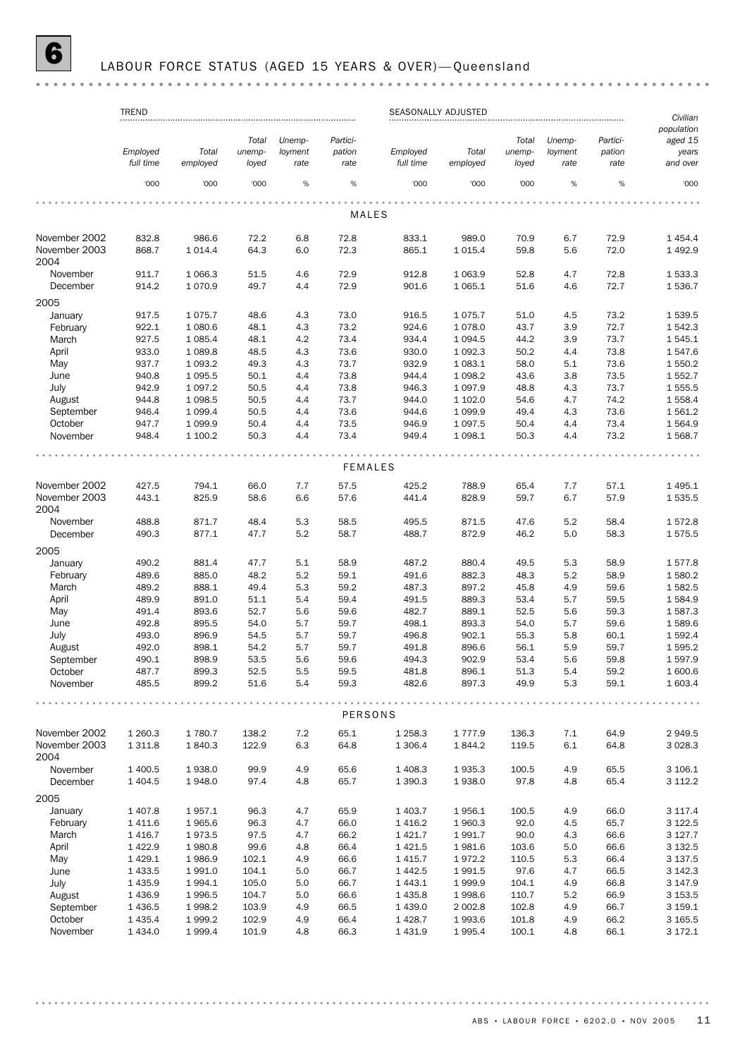# 6 LABOUR FORCE STATUS (AGED 15 YEARS & OVER)—Queensland

| | TREND | | | | | SEASONALLY ADJUSTED | | | | | |
|---|---|---|---|---|---|---|---|---|---|---|---|
| | Employed full time | Total employed | Total unemployed | Unemployment rate | Participation rate | Employed full time | Total employed | Total unemployed | Unemployment rate | Participation rate | Civilian population aged 15 years and over |
| | '000 | '000 | '000 | % | % | '000 | '000 | '000 | % | % | '000 |
| **MALES** | | | | | | | | | | | |
| November 2002 | 832.8 | 986.6 | 72.2 | 6.8 | 72.8 | 833.1 | 989.0 | 70.9 | 6.7 | 72.9 | 1 454.4 |
| November 2003 | 868.7 | 1 014.4 | 64.3 | 6.0 | 72.3 | 865.1 | 1 015.4 | 59.8 | 5.6 | 72.0 | 1 492.9 |
| 2004 | | | | | | | | | | | |
| November | 911.7 | 1 066.3 | 51.5 | 4.6 | 72.9 | 912.8 | 1 063.9 | 52.8 | 4.7 | 72.8 | 1 533.3 |
| December | 914.2 | 1 070.9 | 49.7 | 4.4 | 72.9 | 901.6 | 1 065.1 | 51.6 | 4.6 | 72.7 | 1 536.7 |
| 2005 | | | | | | | | | | | |
| January | 917.5 | 1 075.7 | 48.6 | 4.3 | 73.0 | 916.5 | 1 075.7 | 51.0 | 4.5 | 73.2 | 1 539.5 |
| February | 922.1 | 1 080.6 | 48.1 | 4.3 | 73.2 | 924.6 | 1 078.0 | 43.7 | 3.9 | 72.7 | 1 542.3 |
| March | 927.5 | 1 085.4 | 48.1 | 4.2 | 73.4 | 934.4 | 1 094.5 | 44.2 | 3.9 | 73.7 | 1 545.1 |
| April | 933.0 | 1 089.8 | 48.5 | 4.3 | 73.6 | 930.0 | 1 092.3 | 50.2 | 4.4 | 73.8 | 1 547.6 |
| May | 937.7 | 1 093.2 | 49.3 | 4.3 | 73.7 | 932.9 | 1 083.1 | 58.0 | 5.1 | 73.6 | 1 550.2 |
| June | 940.8 | 1 095.5 | 50.1 | 4.4 | 73.8 | 944.4 | 1 098.2 | 43.6 | 3.8 | 73.5 | 1 552.7 |
| July | 942.9 | 1 097.2 | 50.5 | 4.4 | 73.8 | 946.3 | 1 097.9 | 48.8 | 4.3 | 73.7 | 1 555.5 |
| August | 944.8 | 1 098.5 | 50.5 | 4.4 | 73.7 | 944.0 | 1 102.0 | 54.6 | 4.7 | 74.2 | 1 558.4 |
| September | 946.4 | 1 099.4 | 50.5 | 4.4 | 73.6 | 944.6 | 1 099.9 | 49.4 | 4.3 | 73.6 | 1 561.2 |
| October | 947.7 | 1 099.9 | 50.4 | 4.4 | 73.5 | 946.9 | 1 097.5 | 50.4 | 4.4 | 73.4 | 1 564.9 |
| November | 948.4 | 1 100.2 | 50.3 | 4.4 | 73.4 | 949.4 | 1 098.1 | 50.3 | 4.4 | 73.2 | 1 568.7 |
| **FEMALES** | | | | | | | | | | | |
| November 2002 | 427.5 | 794.1 | 66.0 | 7.7 | 57.5 | 425.2 | 788.9 | 65.4 | 7.7 | 57.1 | 1 495.1 |
| November 2003 | 443.1 | 825.9 | 58.6 | 6.6 | 57.6 | 441.4 | 828.9 | 59.7 | 6.7 | 57.9 | 1 535.5 |
| 2004 | | | | | | | | | | | |
| November | 488.8 | 871.7 | 48.4 | 5.3 | 58.5 | 495.5 | 871.5 | 47.6 | 5.2 | 58.4 | 1 572.8 |
| December | 490.3 | 877.1 | 47.7 | 5.2 | 58.7 | 488.7 | 872.9 | 46.2 | 5.0 | 58.3 | 1 575.5 |
| 2005 | | | | | | | | | | | |
| January | 490.2 | 881.4 | 47.7 | 5.1 | 58.9 | 487.2 | 880.4 | 49.5 | 5.3 | 58.9 | 1 577.8 |
| February | 489.6 | 885.0 | 48.2 | 5.2 | 59.1 | 491.6 | 882.3 | 48.3 | 5.2 | 58.9 | 1 580.2 |
| March | 489.2 | 888.1 | 49.4 | 5.3 | 59.2 | 487.3 | 897.2 | 45.8 | 4.9 | 59.6 | 1 582.5 |
| April | 489.9 | 891.0 | 51.1 | 5.4 | 59.4 | 491.5 | 889.3 | 53.4 | 5.7 | 59.5 | 1 584.9 |
| May | 491.4 | 893.6 | 52.7 | 5.6 | 59.6 | 482.7 | 889.1 | 52.5 | 5.6 | 59.3 | 1 587.3 |
| June | 492.8 | 895.5 | 54.0 | 5.7 | 59.7 | 498.1 | 893.3 | 54.0 | 5.7 | 59.6 | 1 589.6 |
| July | 493.0 | 896.9 | 54.5 | 5.7 | 59.7 | 496.8 | 902.1 | 55.3 | 5.8 | 60.1 | 1 592.4 |
| August | 492.0 | 898.1 | 54.2 | 5.7 | 59.7 | 491.8 | 896.6 | 56.1 | 5.9 | 59.7 | 1 595.2 |
| September | 490.1 | 898.9 | 53.5 | 5.6 | 59.6 | 494.3 | 902.9 | 53.4 | 5.6 | 59.8 | 1 597.9 |
| October | 487.7 | 899.3 | 52.5 | 5.5 | 59.5 | 481.8 | 896.1 | 51.3 | 5.4 | 59.2 | 1 600.6 |
| November | 485.5 | 899.2 | 51.6 | 5.4 | 59.3 | 482.6 | 897.3 | 49.9 | 5.3 | 59.1 | 1 603.4 |
| **PERSONS** | | | | | | | | | | | |
| November 2002 | 1 260.3 | 1 780.7 | 138.2 | 7.2 | 65.1 | 1 258.3 | 1 777.9 | 136.3 | 7.1 | 64.9 | 2 949.5 |
| November 2003 | 1 311.8 | 1 840.3 | 122.9 | 6.3 | 64.8 | 1 306.4 | 1 844.2 | 119.5 | 6.1 | 64.8 | 3 028.3 |
| 2004 | | | | | | | | | | | |
| November | 1 400.5 | 1 938.0 | 99.9 | 4.9 | 65.6 | 1 408.3 | 1 935.3 | 100.5 | 4.9 | 65.5 | 3 106.1 |
| December | 1 404.5 | 1 948.0 | 97.4 | 4.8 | 65.7 | 1 390.3 | 1 938.0 | 97.8 | 4.8 | 65.4 | 3 112.2 |
| 2005 | | | | | | | | | | | |
| January | 1 407.8 | 1 957.1 | 96.3 | 4.7 | 65.9 | 1 403.7 | 1 956.1 | 100.5 | 4.9 | 66.0 | 3 117.4 |
| February | 1 411.6 | 1 965.6 | 96.3 | 4.7 | 66.0 | 1 416.2 | 1 960.3 | 92.0 | 4.5 | 65.7 | 3 122.5 |
| March | 1 416.7 | 1 973.5 | 97.5 | 4.7 | 66.2 | 1 421.7 | 1 991.7 | 90.0 | 4.3 | 66.6 | 3 127.7 |
| April | 1 422.9 | 1 980.8 | 99.6 | 4.8 | 66.4 | 1 421.5 | 1 981.6 | 103.6 | 5.0 | 66.6 | 3 132.5 |
| May | 1 429.1 | 1 986.9 | 102.1 | 4.9 | 66.6 | 1 415.7 | 1 972.2 | 110.5 | 5.3 | 66.4 | 3 137.5 |
| June | 1 433.5 | 1 991.0 | 104.1 | 5.0 | 66.7 | 1 442.5 | 1 991.5 | 97.6 | 4.7 | 66.5 | 3 142.3 |
| July | 1 435.9 | 1 994.1 | 105.0 | 5.0 | 66.7 | 1 443.1 | 1 999.9 | 104.1 | 4.9 | 66.8 | 3 147.9 |
| August | 1 436.9 | 1 996.5 | 104.7 | 5.0 | 66.6 | 1 435.8 | 1 998.6 | 110.7 | 5.2 | 66.9 | 3 153.5 |
| September | 1 436.5 | 1 998.2 | 103.9 | 4.9 | 66.5 | 1 439.0 | 2 002.8 | 102.8 | 4.9 | 66.7 | 3 159.1 |
| October | 1 435.4 | 1 999.2 | 102.9 | 4.9 | 66.4 | 1 428.7 | 1 993.6 | 101.8 | 4.9 | 66.2 | 3 165.5 |
| November | 1 434.0 | 1 999.4 | 101.9 | 4.8 | 66.3 | 1 431.9 | 1 995.4 | 100.1 | 4.8 | 66.1 | 3 172.1 |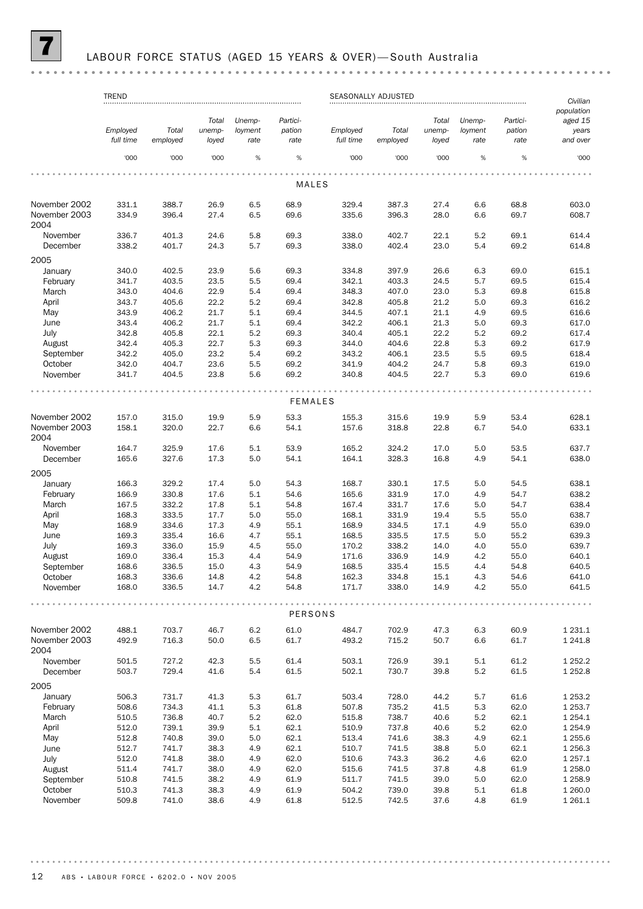# 7 LABOUR FORCE STATUS (AGED 15 YEARS & OVER)—South Australia

| | TREND | | | | | SEASONALLY ADJUSTED | | | | | |
|---|---|---|---|---|---|---|---|---|---|---|---|
| | *Employed full time* | *Total employed* | *Total unemployed* | *Unemployment rate* | *Participation rate* | *Employed full time* | *Total employed* | *Total unemployed* | *Unemployment rate* | *Participation rate* | *Civilian population aged 15 years and over* |
| | '000 | '000 | '000 | % | % | '000 | '000 | '000 | % | % | '000 |
| **MALES** | | | | | | | | | | | |
| November 2002 | 331.1 | 388.7 | 26.9 | 6.5 | 68.9 | 329.4 | 387.3 | 27.4 | 6.6 | 68.8 | 603.0 |
| November 2003 | 334.9 | 396.4 | 27.4 | 6.5 | 69.6 | 335.6 | 396.3 | 28.0 | 6.6 | 69.7 | 608.7 |
| 2004 | | | | | | | | | | | |
| November | 336.7 | 401.3 | 24.6 | 5.8 | 69.3 | 338.0 | 402.7 | 22.1 | 5.2 | 69.1 | 614.4 |
| December | 338.2 | 401.7 | 24.3 | 5.7 | 69.3 | 338.0 | 402.4 | 23.0 | 5.4 | 69.2 | 614.8 |
| 2005 | | | | | | | | | | | |
| January | 340.0 | 402.5 | 23.9 | 5.6 | 69.3 | 334.8 | 397.9 | 26.6 | 6.3 | 69.0 | 615.1 |
| February | 341.7 | 403.5 | 23.5 | 5.5 | 69.4 | 342.1 | 403.3 | 24.5 | 5.7 | 69.5 | 615.4 |
| March | 343.0 | 404.6 | 22.9 | 5.4 | 69.4 | 348.3 | 407.0 | 23.0 | 5.3 | 69.8 | 615.8 |
| April | 343.7 | 405.6 | 22.2 | 5.2 | 69.4 | 342.8 | 405.8 | 21.2 | 5.0 | 69.3 | 616.2 |
| May | 343.9 | 406.2 | 21.7 | 5.1 | 69.4 | 344.5 | 407.1 | 21.1 | 4.9 | 69.5 | 616.6 |
| June | 343.4 | 406.2 | 21.7 | 5.1 | 69.4 | 342.2 | 406.1 | 21.3 | 5.0 | 69.3 | 617.0 |
| July | 342.8 | 405.8 | 22.1 | 5.2 | 69.3 | 340.4 | 405.1 | 22.2 | 5.2 | 69.2 | 617.4 |
| August | 342.4 | 405.3 | 22.7 | 5.3 | 69.3 | 344.0 | 404.6 | 22.8 | 5.3 | 69.2 | 617.9 |
| September | 342.2 | 405.0 | 23.2 | 5.4 | 69.2 | 343.2 | 406.1 | 23.5 | 5.5 | 69.5 | 618.4 |
| October | 342.0 | 404.7 | 23.6 | 5.5 | 69.2 | 341.9 | 404.2 | 24.7 | 5.8 | 69.3 | 619.0 |
| November | 341.7 | 404.5 | 23.8 | 5.6 | 69.2 | 340.8 | 404.5 | 22.7 | 5.3 | 69.0 | 619.6 |
| **FEMALES** | | | | | | | | | | | |
| November 2002 | 157.0 | 315.0 | 19.9 | 5.9 | 53.3 | 155.3 | 315.6 | 19.9 | 5.9 | 53.4 | 628.1 |
| November 2003 | 158.1 | 320.0 | 22.7 | 6.6 | 54.1 | 157.6 | 318.8 | 22.8 | 6.7 | 54.0 | 633.1 |
| 2004 | | | | | | | | | | | |
| November | 164.7 | 325.9 | 17.6 | 5.1 | 53.9 | 165.2 | 324.2 | 17.0 | 5.0 | 53.5 | 637.7 |
| December | 165.6 | 327.6 | 17.3 | 5.0 | 54.1 | 164.1 | 328.3 | 16.8 | 4.9 | 54.1 | 638.0 |
| 2005 | | | | | | | | | | | |
| January | 166.3 | 329.2 | 17.4 | 5.0 | 54.3 | 168.7 | 330.1 | 17.5 | 5.0 | 54.5 | 638.1 |
| February | 166.9 | 330.8 | 17.6 | 5.1 | 54.6 | 165.6 | 331.9 | 17.0 | 4.9 | 54.7 | 638.2 |
| March | 167.5 | 332.2 | 17.8 | 5.1 | 54.8 | 167.4 | 331.7 | 17.6 | 5.0 | 54.7 | 638.4 |
| April | 168.3 | 333.5 | 17.7 | 5.0 | 55.0 | 168.1 | 331.9 | 19.4 | 5.5 | 55.0 | 638.7 |
| May | 168.9 | 334.6 | 17.3 | 4.9 | 55.1 | 168.9 | 334.5 | 17.1 | 4.9 | 55.0 | 639.0 |
| June | 169.3 | 335.4 | 16.6 | 4.7 | 55.1 | 168.5 | 335.5 | 17.5 | 5.0 | 55.2 | 639.3 |
| July | 169.3 | 336.0 | 15.9 | 4.5 | 55.0 | 170.2 | 338.2 | 14.0 | 4.0 | 55.0 | 639.7 |
| August | 169.0 | 336.4 | 15.3 | 4.4 | 54.9 | 171.6 | 336.9 | 14.9 | 4.2 | 55.0 | 640.1 |
| September | 168.6 | 336.5 | 15.0 | 4.3 | 54.9 | 168.5 | 335.4 | 15.5 | 4.4 | 54.8 | 640.5 |
| October | 168.3 | 336.6 | 14.8 | 4.2 | 54.8 | 162.3 | 334.8 | 15.1 | 4.3 | 54.6 | 641.0 |
| November | 168.0 | 336.5 | 14.7 | 4.2 | 54.8 | 171.7 | 338.0 | 14.9 | 4.2 | 55.0 | 641.5 |
| **PERSONS** | | | | | | | | | | | |
| November 2002 | 488.1 | 703.7 | 46.7 | 6.2 | 61.0 | 484.7 | 702.9 | 47.3 | 6.3 | 60.9 | 1 231.1 |
| November 2003 | 492.9 | 716.3 | 50.0 | 6.5 | 61.7 | 493.2 | 715.2 | 50.7 | 6.6 | 61.7 | 1 241.8 |
| 2004 | | | | | | | | | | | |
| November | 501.5 | 727.2 | 42.3 | 5.5 | 61.4 | 503.1 | 726.9 | 39.1 | 5.1 | 61.2 | 1 252.2 |
| December | 503.7 | 729.4 | 41.6 | 5.4 | 61.5 | 502.1 | 730.7 | 39.8 | 5.2 | 61.5 | 1 252.8 |
| 2005 | | | | | | | | | | | |
| January | 506.3 | 731.7 | 41.3 | 5.3 | 61.7 | 503.4 | 728.0 | 44.2 | 5.7 | 61.6 | 1 253.2 |
| February | 508.6 | 734.3 | 41.1 | 5.3 | 61.8 | 507.8 | 735.2 | 41.5 | 5.3 | 62.0 | 1 253.7 |
| March | 510.5 | 736.8 | 40.7 | 5.2 | 62.0 | 515.8 | 738.7 | 40.6 | 5.2 | 62.1 | 1 254.1 |
| April | 512.0 | 739.1 | 39.9 | 5.1 | 62.1 | 510.9 | 737.8 | 40.6 | 5.2 | 62.0 | 1 254.9 |
| May | 512.8 | 740.8 | 39.0 | 5.0 | 62.1 | 513.4 | 741.6 | 38.3 | 4.9 | 62.1 | 1 255.6 |
| June | 512.7 | 741.7 | 38.3 | 4.9 | 62.1 | 510.7 | 741.5 | 38.8 | 5.0 | 62.1 | 1 256.3 |
| July | 512.0 | 741.8 | 38.0 | 4.9 | 62.0 | 510.6 | 743.3 | 36.2 | 4.6 | 62.0 | 1 257.1 |
| August | 511.4 | 741.7 | 38.0 | 4.9 | 62.0 | 515.6 | 741.5 | 37.8 | 4.8 | 61.9 | 1 258.0 |
| September | 510.8 | 741.5 | 38.2 | 4.9 | 61.9 | 511.7 | 741.5 | 39.0 | 5.0 | 62.0 | 1 258.9 |
| October | 510.3 | 741.3 | 38.3 | 4.9 | 61.9 | 504.2 | 739.0 | 39.8 | 5.1 | 61.8 | 1 260.0 |
| November | 509.8 | 741.0 | 38.6 | 4.9 | 61.8 | 512.5 | 742.5 | 37.6 | 4.8 | 61.9 | 1 261.1 |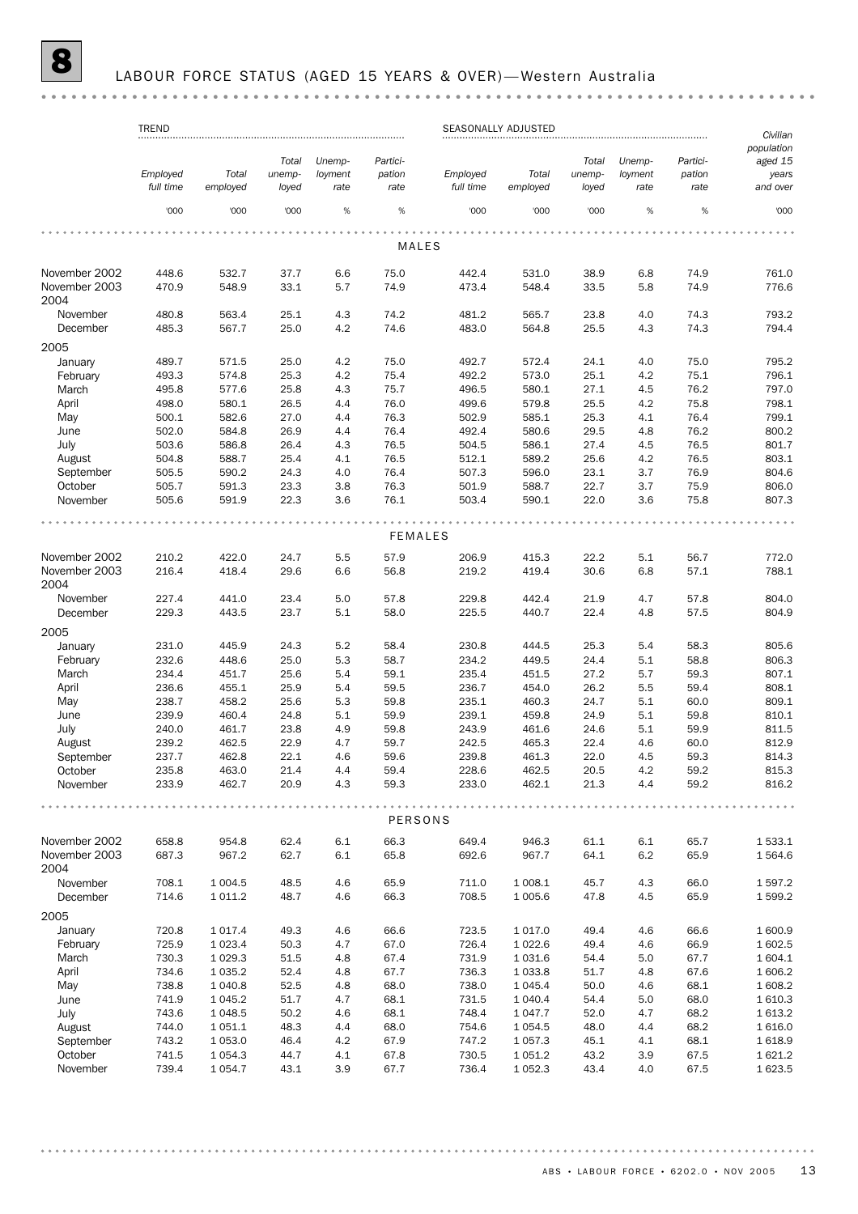# 8 LABOUR FORCE STATUS (AGED 15 YEARS & OVER)—Western Australia

| | TREND | | | | | SEASONALLY ADJUSTED | | | | | Civilian population aged 15 years and over |
|---|---|---|---|---|---|---|---|---|---|---|---|
| | Employed full time | Total employed | Total unemployed | Unemployment rate | Participation rate | Employed full time | Total employed | Total unemployed | Unemployment rate | Participation rate | |
| | '000 | '000 | '000 | % | % | '000 | '000 | '000 | % | % | '000 |
| **MALES** | | | | | | | | | | | |
| November 2002 | 448.6 | 532.7 | 37.7 | 6.6 | 75.0 | 442.4 | 531.0 | 38.9 | 6.8 | 74.9 | 761.0 |
| November 2003 | 470.9 | 548.9 | 33.1 | 5.7 | 74.9 | 473.4 | 548.4 | 33.5 | 5.8 | 74.9 | 776.6 |
| 2004 | | | | | | | | | | | |
| November | 480.8 | 563.4 | 25.1 | 4.3 | 74.2 | 481.2 | 565.7 | 23.8 | 4.0 | 74.3 | 793.2 |
| December | 485.3 | 567.7 | 25.0 | 4.2 | 74.6 | 483.0 | 564.8 | 25.5 | 4.3 | 74.3 | 794.4 |
| 2005 | | | | | | | | | | | |
| January | 489.7 | 571.5 | 25.0 | 4.2 | 75.0 | 492.7 | 572.4 | 24.1 | 4.0 | 75.0 | 795.2 |
| February | 493.3 | 574.8 | 25.3 | 4.2 | 75.4 | 492.2 | 573.0 | 25.1 | 4.2 | 75.1 | 796.1 |
| March | 495.8 | 577.6 | 25.8 | 4.3 | 75.7 | 496.5 | 580.1 | 27.1 | 4.5 | 76.2 | 797.0 |
| April | 498.0 | 580.1 | 26.5 | 4.4 | 76.0 | 499.6 | 579.8 | 25.5 | 4.2 | 75.8 | 798.1 |
| May | 500.1 | 582.6 | 27.0 | 4.4 | 76.3 | 502.9 | 585.1 | 25.3 | 4.1 | 76.4 | 799.1 |
| June | 502.0 | 584.8 | 26.9 | 4.4 | 76.4 | 492.4 | 580.6 | 29.5 | 4.8 | 76.2 | 800.2 |
| July | 503.6 | 586.8 | 26.4 | 4.3 | 76.5 | 504.5 | 586.1 | 27.4 | 4.5 | 76.5 | 801.7 |
| August | 504.8 | 588.7 | 25.4 | 4.1 | 76.5 | 512.1 | 589.2 | 25.6 | 4.2 | 76.5 | 803.1 |
| September | 505.5 | 590.2 | 24.3 | 4.0 | 76.4 | 507.3 | 596.0 | 23.1 | 3.7 | 76.9 | 804.6 |
| October | 505.7 | 591.3 | 23.3 | 3.8 | 76.3 | 501.9 | 588.7 | 22.7 | 3.7 | 75.9 | 806.0 |
| November | 505.6 | 591.9 | 22.3 | 3.6 | 76.1 | 503.4 | 590.1 | 22.0 | 3.6 | 75.8 | 807.3 |
| **FEMALES** | | | | | | | | | | | |
| November 2002 | 210.2 | 422.0 | 24.7 | 5.5 | 57.9 | 206.9 | 415.3 | 22.2 | 5.1 | 56.7 | 772.0 |
| November 2003 | 216.4 | 418.4 | 29.6 | 6.6 | 56.8 | 219.2 | 419.4 | 30.6 | 6.8 | 57.1 | 788.1 |
| 2004 | | | | | | | | | | | |
| November | 227.4 | 441.0 | 23.4 | 5.0 | 57.8 | 229.8 | 442.4 | 21.9 | 4.7 | 57.8 | 804.0 |
| December | 229.3 | 443.5 | 23.7 | 5.1 | 58.0 | 225.5 | 440.7 | 22.4 | 4.8 | 57.5 | 804.9 |
| 2005 | | | | | | | | | | | |
| January | 231.0 | 445.9 | 24.3 | 5.2 | 58.4 | 230.8 | 444.5 | 25.3 | 5.4 | 58.3 | 805.6 |
| February | 232.6 | 448.6 | 25.0 | 5.3 | 58.7 | 234.2 | 449.5 | 24.4 | 5.1 | 58.8 | 806.3 |
| March | 234.4 | 451.7 | 25.6 | 5.4 | 59.1 | 235.4 | 451.5 | 27.2 | 5.7 | 59.3 | 807.1 |
| April | 236.6 | 455.1 | 25.9 | 5.4 | 59.5 | 236.7 | 454.0 | 26.2 | 5.5 | 59.4 | 808.1 |
| May | 238.7 | 458.2 | 25.6 | 5.3 | 59.8 | 235.1 | 460.3 | 24.7 | 5.1 | 60.0 | 809.1 |
| June | 239.9 | 460.4 | 24.8 | 5.1 | 59.9 | 239.1 | 459.8 | 24.9 | 5.1 | 59.8 | 810.1 |
| July | 240.0 | 461.7 | 23.8 | 4.9 | 59.8 | 243.9 | 461.6 | 24.6 | 5.1 | 59.9 | 811.5 |
| August | 239.2 | 462.5 | 22.9 | 4.7 | 59.7 | 242.5 | 465.3 | 22.4 | 4.6 | 60.0 | 812.9 |
| September | 237.7 | 462.8 | 22.1 | 4.6 | 59.6 | 239.8 | 461.3 | 22.0 | 4.5 | 59.3 | 814.3 |
| October | 235.8 | 463.0 | 21.4 | 4.4 | 59.4 | 228.6 | 462.5 | 20.5 | 4.2 | 59.2 | 815.3 |
| November | 233.9 | 462.7 | 20.9 | 4.3 | 59.3 | 233.0 | 462.1 | 21.3 | 4.4 | 59.2 | 816.2 |
| **PERSONS** | | | | | | | | | | | |
| November 2002 | 658.8 | 954.8 | 62.4 | 6.1 | 66.3 | 649.4 | 946.3 | 61.1 | 6.1 | 65.7 | 1 533.1 |
| November 2003 | 687.3 | 967.2 | 62.7 | 6.1 | 65.8 | 692.6 | 967.7 | 64.1 | 6.2 | 65.9 | 1 564.6 |
| 2004 | | | | | | | | | | | |
| November | 708.1 | 1 004.5 | 48.5 | 4.6 | 65.9 | 711.0 | 1 008.1 | 45.7 | 4.3 | 66.0 | 1 597.2 |
| December | 714.6 | 1 011.2 | 48.7 | 4.6 | 66.3 | 708.5 | 1 005.6 | 47.8 | 4.5 | 65.9 | 1 599.2 |
| 2005 | | | | | | | | | | | |
| January | 720.8 | 1 017.4 | 49.3 | 4.6 | 66.6 | 723.5 | 1 017.0 | 49.4 | 4.6 | 66.6 | 1 600.9 |
| February | 725.9 | 1 023.4 | 50.3 | 4.7 | 67.0 | 726.4 | 1 022.6 | 49.4 | 4.6 | 66.9 | 1 602.5 |
| March | 730.3 | 1 029.3 | 51.5 | 4.8 | 67.4 | 731.9 | 1 031.6 | 54.4 | 5.0 | 67.7 | 1 604.1 |
| April | 734.6 | 1 035.2 | 52.4 | 4.8 | 67.7 | 736.3 | 1 033.8 | 51.7 | 4.8 | 67.6 | 1 606.2 |
| May | 738.8 | 1 040.8 | 52.5 | 4.8 | 68.0 | 738.0 | 1 045.4 | 50.0 | 4.6 | 68.1 | 1 608.2 |
| June | 741.9 | 1 045.2 | 51.7 | 4.7 | 68.1 | 731.5 | 1 040.4 | 54.4 | 5.0 | 68.0 | 1 610.3 |
| July | 743.6 | 1 048.5 | 50.2 | 4.6 | 68.1 | 748.4 | 1 047.7 | 52.0 | 4.7 | 68.2 | 1 613.2 |
| August | 744.0 | 1 051.1 | 48.3 | 4.4 | 68.0 | 754.6 | 1 054.5 | 48.0 | 4.4 | 68.2 | 1 616.0 |
| September | 743.2 | 1 053.0 | 46.4 | 4.2 | 67.9 | 747.2 | 1 057.3 | 45.1 | 4.1 | 68.1 | 1 618.9 |
| October | 741.5 | 1 054.3 | 44.7 | 4.1 | 67.8 | 730.5 | 1 051.2 | 43.2 | 3.9 | 67.5 | 1 621.2 |
| November | 739.4 | 1 054.7 | 43.1 | 3.9 | 67.7 | 736.4 | 1 052.3 | 43.4 | 4.0 | 67.5 | 1 623.5 |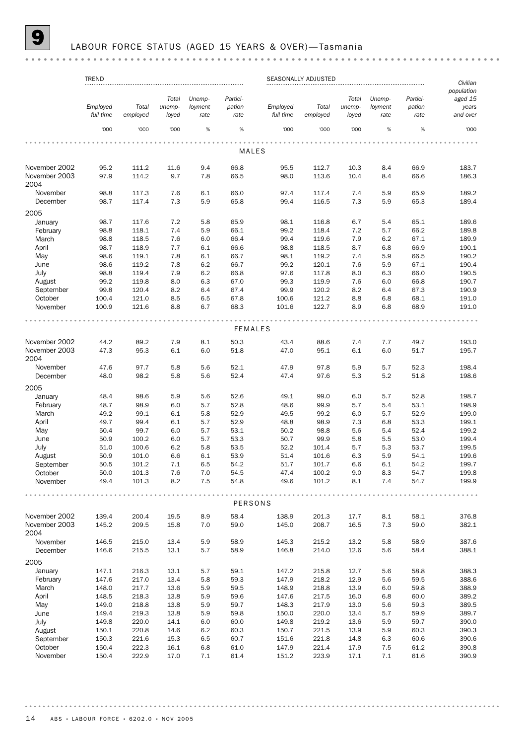# 9 LABOUR FORCE STATUS (AGED 15 YEARS & OVER)—Tasmania

| | TREND | | | | | SEASONALLY ADJUSTED | | | | | |
|---|---|---|---|---|---|---|---|---|---|---|---|
| | *Employed full time* | *Total employed* | *Total unemployed* | *Unemployment rate* | *Participation rate* | *Employed full time* | *Total employed* | *Total unemployed* | *Unemployment rate* | *Participation rate* | *Civilian population aged 15 years and over* |
| | '000 | '000 | '000 | % | % | '000 | '000 | '000 | % | % | '000 |
| **MALES** | | | | | | | | | | | |
| November 2002 | 95.2 | 111.2 | 11.6 | 9.4 | 66.8 | 95.5 | 112.7 | 10.3 | 8.4 | 66.9 | 183.7 |
| November 2003 | 97.9 | 114.2 | 9.7 | 7.8 | 66.5 | 98.0 | 113.6 | 10.4 | 8.4 | 66.6 | 186.3 |
| 2004 | | | | | | | | | | | |
| November | 98.8 | 117.3 | 7.6 | 6.1 | 66.0 | 97.4 | 117.4 | 7.4 | 5.9 | 65.9 | 189.2 |
| December | 98.7 | 117.4 | 7.3 | 5.9 | 65.8 | 99.4 | 116.5 | 7.3 | 5.9 | 65.3 | 189.4 |
| 2005 | | | | | | | | | | | |
| January | 98.7 | 117.6 | 7.2 | 5.8 | 65.9 | 98.1 | 116.8 | 6.7 | 5.4 | 65.1 | 189.6 |
| February | 98.8 | 118.1 | 7.4 | 5.9 | 66.1 | 99.2 | 118.4 | 7.2 | 5.7 | 66.2 | 189.8 |
| March | 98.8 | 118.5 | 7.6 | 6.0 | 66.4 | 99.4 | 119.6 | 7.9 | 6.2 | 67.1 | 189.9 |
| April | 98.7 | 118.9 | 7.7 | 6.1 | 66.6 | 98.8 | 118.5 | 8.7 | 6.8 | 66.9 | 190.1 |
| May | 98.6 | 119.1 | 7.8 | 6.1 | 66.7 | 98.1 | 119.2 | 7.4 | 5.9 | 66.5 | 190.2 |
| June | 98.6 | 119.2 | 7.8 | 6.2 | 66.7 | 99.2 | 120.1 | 7.6 | 5.9 | 67.1 | 190.4 |
| July | 98.8 | 119.4 | 7.9 | 6.2 | 66.8 | 97.6 | 117.8 | 8.0 | 6.3 | 66.0 | 190.5 |
| August | 99.2 | 119.8 | 8.0 | 6.3 | 67.0 | 99.3 | 119.9 | 7.6 | 6.0 | 66.8 | 190.7 |
| September | 99.8 | 120.4 | 8.2 | 6.4 | 67.4 | 99.9 | 120.2 | 8.2 | 6.4 | 67.3 | 190.9 |
| October | 100.4 | 121.0 | 8.5 | 6.5 | 67.8 | 100.6 | 121.2 | 8.8 | 6.8 | 68.1 | 191.0 |
| November | 100.9 | 121.6 | 8.8 | 6.7 | 68.3 | 101.6 | 122.7 | 8.9 | 6.8 | 68.9 | 191.0 |
| **FEMALES** | | | | | | | | | | | |
| November 2002 | 44.2 | 89.2 | 7.9 | 8.1 | 50.3 | 43.4 | 88.6 | 7.4 | 7.7 | 49.7 | 193.0 |
| November 2003 | 47.3 | 95.3 | 6.1 | 6.0 | 51.8 | 47.0 | 95.1 | 6.1 | 6.0 | 51.7 | 195.7 |
| 2004 | | | | | | | | | | | |
| November | 47.6 | 97.7 | 5.8 | 5.6 | 52.1 | 47.9 | 97.8 | 5.9 | 5.7 | 52.3 | 198.4 |
| December | 48.0 | 98.2 | 5.8 | 5.6 | 52.4 | 47.4 | 97.6 | 5.3 | 5.2 | 51.8 | 198.6 |
| 2005 | | | | | | | | | | | |
| January | 48.4 | 98.6 | 5.9 | 5.6 | 52.6 | 49.1 | 99.0 | 6.0 | 5.7 | 52.8 | 198.7 |
| February | 48.7 | 98.9 | 6.0 | 5.7 | 52.8 | 48.6 | 99.9 | 5.7 | 5.4 | 53.1 | 198.9 |
| March | 49.2 | 99.1 | 6.1 | 5.8 | 52.9 | 49.5 | 99.2 | 6.0 | 5.7 | 52.9 | 199.0 |
| April | 49.7 | 99.4 | 6.1 | 5.7 | 52.9 | 48.8 | 98.9 | 7.3 | 6.8 | 53.3 | 199.1 |
| May | 50.4 | 99.7 | 6.0 | 5.7 | 53.1 | 50.2 | 98.8 | 5.6 | 5.4 | 52.4 | 199.2 |
| June | 50.9 | 100.2 | 6.0 | 5.7 | 53.3 | 50.7 | 99.9 | 5.8 | 5.5 | 53.0 | 199.4 |
| July | 51.0 | 100.6 | 6.2 | 5.8 | 53.5 | 52.2 | 101.4 | 5.7 | 5.3 | 53.7 | 199.5 |
| August | 50.9 | 101.0 | 6.6 | 6.1 | 53.9 | 51.4 | 101.6 | 6.3 | 5.9 | 54.1 | 199.6 |
| September | 50.5 | 101.2 | 7.1 | 6.5 | 54.2 | 51.7 | 101.7 | 6.6 | 6.1 | 54.2 | 199.7 |
| October | 50.0 | 101.3 | 7.6 | 7.0 | 54.5 | 47.4 | 100.2 | 9.0 | 8.3 | 54.7 | 199.8 |
| November | 49.4 | 101.3 | 8.2 | 7.5 | 54.8 | 49.6 | 101.2 | 8.1 | 7.4 | 54.7 | 199.9 |
| **PERSONS** | | | | | | | | | | | |
| November 2002 | 139.4 | 200.4 | 19.5 | 8.9 | 58.4 | 138.9 | 201.3 | 17.7 | 8.1 | 58.1 | 376.8 |
| November 2003 | 145.2 | 209.5 | 15.8 | 7.0 | 59.0 | 145.0 | 208.7 | 16.5 | 7.3 | 59.0 | 382.1 |
| 2004 | | | | | | | | | | | |
| November | 146.5 | 215.0 | 13.4 | 5.9 | 58.9 | 145.3 | 215.2 | 13.2 | 5.8 | 58.9 | 387.6 |
| December | 146.6 | 215.5 | 13.1 | 5.7 | 58.9 | 146.8 | 214.0 | 12.6 | 5.6 | 58.4 | 388.1 |
| 2005 | | | | | | | | | | | |
| January | 147.1 | 216.3 | 13.1 | 5.7 | 59.1 | 147.2 | 215.8 | 12.7 | 5.6 | 58.8 | 388.3 |
| February | 147.6 | 217.0 | 13.4 | 5.8 | 59.3 | 147.9 | 218.2 | 12.9 | 5.6 | 59.5 | 388.6 |
| March | 148.0 | 217.7 | 13.6 | 5.9 | 59.5 | 148.9 | 218.8 | 13.9 | 6.0 | 59.8 | 388.9 |
| April | 148.5 | 218.3 | 13.8 | 5.9 | 59.6 | 147.6 | 217.5 | 16.0 | 6.8 | 60.0 | 389.2 |
| May | 149.0 | 218.8 | 13.8 | 5.9 | 59.7 | 148.3 | 217.9 | 13.0 | 5.6 | 59.3 | 389.5 |
| June | 149.4 | 219.3 | 13.8 | 5.9 | 59.8 | 150.0 | 220.0 | 13.4 | 5.7 | 59.9 | 389.7 |
| July | 149.8 | 220.0 | 14.1 | 6.0 | 60.0 | 149.8 | 219.2 | 13.6 | 5.9 | 59.7 | 390.0 |
| August | 150.1 | 220.8 | 14.6 | 6.2 | 60.3 | 150.7 | 221.5 | 13.9 | 5.9 | 60.3 | 390.3 |
| September | 150.3 | 221.6 | 15.3 | 6.5 | 60.7 | 151.6 | 221.8 | 14.8 | 6.3 | 60.6 | 390.6 |
| October | 150.4 | 222.3 | 16.1 | 6.8 | 61.0 | 147.9 | 221.4 | 17.9 | 7.5 | 61.2 | 390.8 |
| November | 150.4 | 222.9 | 17.0 | 7.1 | 61.4 | 151.2 | 223.9 | 17.1 | 7.1 | 61.6 | 390.9 |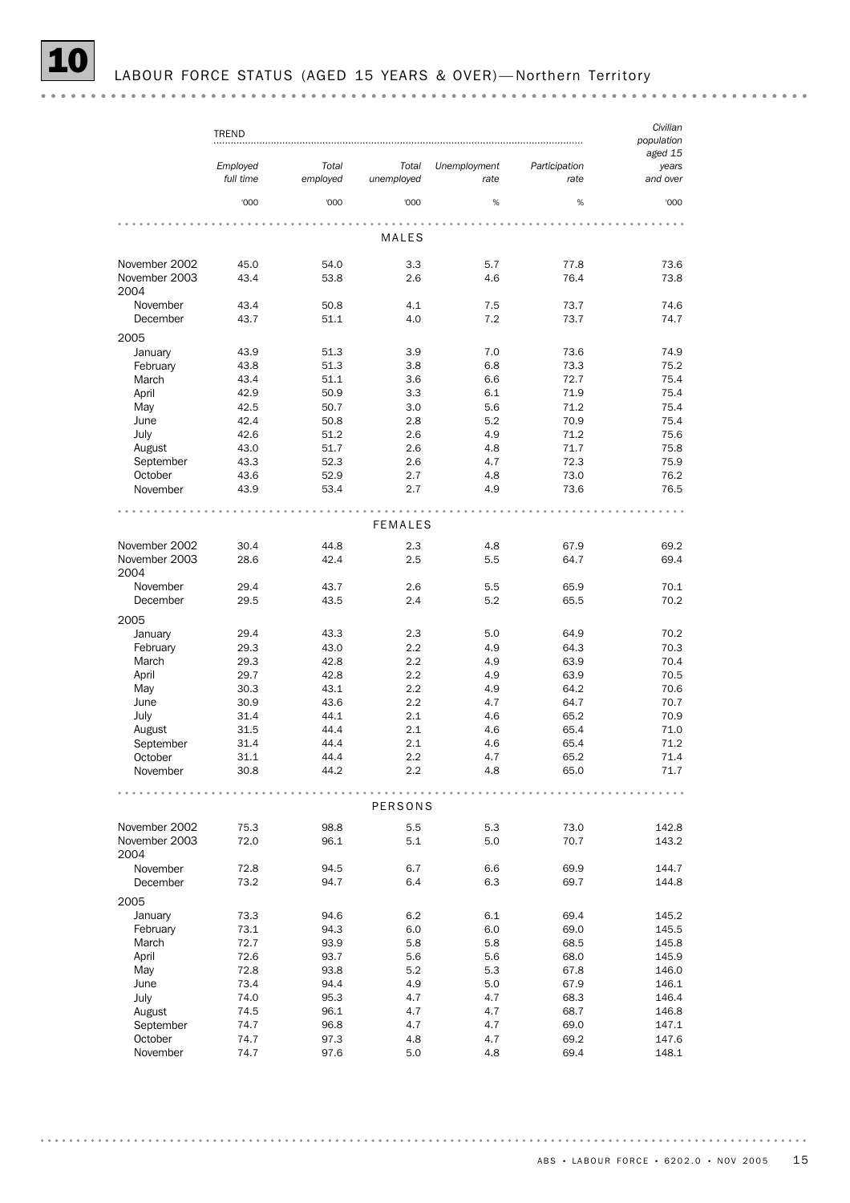# 10 LABOUR FORCE STATUS (AGED 15 YEARS & OVER)—Northern Territory

| | TREND | | | | | Civilian population aged 15 years and over |
|---|---|---|---|---|---|---|
| | *Employed full time* | *Total employed* | *Total unemployed* | *Unemployment rate* | *Participation rate* | *Civilian population aged 15 years and over* |
| | '000 | '000 | '000 | % | % | '000 |
| **MALES** | | | | | | |
| November 2002 | 45.0 | 54.0 | 3.3 | 5.7 | 77.8 | 73.6 |
| November 2003 | 43.4 | 53.8 | 2.6 | 4.6 | 76.4 | 73.8 |
| 2004 | | | | | | |
| November | 43.4 | 50.8 | 4.1 | 7.5 | 73.7 | 74.6 |
| December | 43.7 | 51.1 | 4.0 | 7.2 | 73.7 | 74.7 |
| 2005 | | | | | | |
| January | 43.9 | 51.3 | 3.9 | 7.0 | 73.6 | 74.9 |
| February | 43.8 | 51.3 | 3.8 | 6.8 | 73.3 | 75.2 |
| March | 43.4 | 51.1 | 3.6 | 6.6 | 72.7 | 75.4 |
| April | 42.9 | 50.9 | 3.3 | 6.1 | 71.9 | 75.4 |
| May | 42.5 | 50.7 | 3.0 | 5.6 | 71.2 | 75.4 |
| June | 42.4 | 50.8 | 2.8 | 5.2 | 70.9 | 75.4 |
| July | 42.6 | 51.2 | 2.6 | 4.9 | 71.2 | 75.6 |
| August | 43.0 | 51.7 | 2.6 | 4.8 | 71.7 | 75.8 |
| September | 43.3 | 52.3 | 2.6 | 4.7 | 72.3 | 75.9 |
| October | 43.6 | 52.9 | 2.7 | 4.8 | 73.0 | 76.2 |
| November | 43.9 | 53.4 | 2.7 | 4.9 | 73.6 | 76.5 |
| **FEMALES** | | | | | | |
| November 2002 | 30.4 | 44.8 | 2.3 | 4.8 | 67.9 | 69.2 |
| November 2003 | 28.6 | 42.4 | 2.5 | 5.5 | 64.7 | 69.4 |
| 2004 | | | | | | |
| November | 29.4 | 43.7 | 2.6 | 5.5 | 65.9 | 70.1 |
| December | 29.5 | 43.5 | 2.4 | 5.2 | 65.5 | 70.2 |
| 2005 | | | | | | |
| January | 29.4 | 43.3 | 2.3 | 5.0 | 64.9 | 70.2 |
| February | 29.3 | 43.0 | 2.2 | 4.9 | 64.3 | 70.3 |
| March | 29.3 | 42.8 | 2.2 | 4.9 | 63.9 | 70.4 |
| April | 29.7 | 42.8 | 2.2 | 4.9 | 63.9 | 70.5 |
| May | 30.3 | 43.1 | 2.2 | 4.9 | 64.2 | 70.6 |
| June | 30.9 | 43.6 | 2.2 | 4.7 | 64.7 | 70.7 |
| July | 31.4 | 44.1 | 2.1 | 4.6 | 65.2 | 70.9 |
| August | 31.5 | 44.4 | 2.1 | 4.6 | 65.4 | 71.0 |
| September | 31.4 | 44.4 | 2.1 | 4.6 | 65.4 | 71.2 |
| October | 31.1 | 44.4 | 2.2 | 4.7 | 65.2 | 71.4 |
| November | 30.8 | 44.2 | 2.2 | 4.8 | 65.0 | 71.7 |
| **PERSONS** | | | | | | |
| November 2002 | 75.3 | 98.8 | 5.5 | 5.3 | 73.0 | 142.8 |
| November 2003 | 72.0 | 96.1 | 5.1 | 5.0 | 70.7 | 143.2 |
| 2004 | | | | | | |
| November | 72.8 | 94.5 | 6.7 | 6.6 | 69.9 | 144.7 |
| December | 73.2 | 94.7 | 6.4 | 6.3 | 69.7 | 144.8 |
| 2005 | | | | | | |
| January | 73.3 | 94.6 | 6.2 | 6.1 | 69.4 | 145.2 |
| February | 73.1 | 94.3 | 6.0 | 6.0 | 69.0 | 145.5 |
| March | 72.7 | 93.9 | 5.8 | 5.8 | 68.5 | 145.8 |
| April | 72.6 | 93.7 | 5.6 | 5.6 | 68.0 | 145.9 |
| May | 72.8 | 93.8 | 5.2 | 5.3 | 67.8 | 146.0 |
| June | 73.4 | 94.4 | 4.9 | 5.0 | 67.9 | 146.1 |
| July | 74.0 | 95.3 | 4.7 | 4.7 | 68.3 | 146.4 |
| August | 74.5 | 96.1 | 4.7 | 4.7 | 68.7 | 146.8 |
| September | 74.7 | 96.8 | 4.7 | 4.7 | 69.0 | 147.1 |
| October | 74.7 | 97.3 | 4.8 | 4.7 | 69.2 | 147.6 |
| November | 74.7 | 97.6 | 5.0 | 4.8 | 69.4 | 148.1 |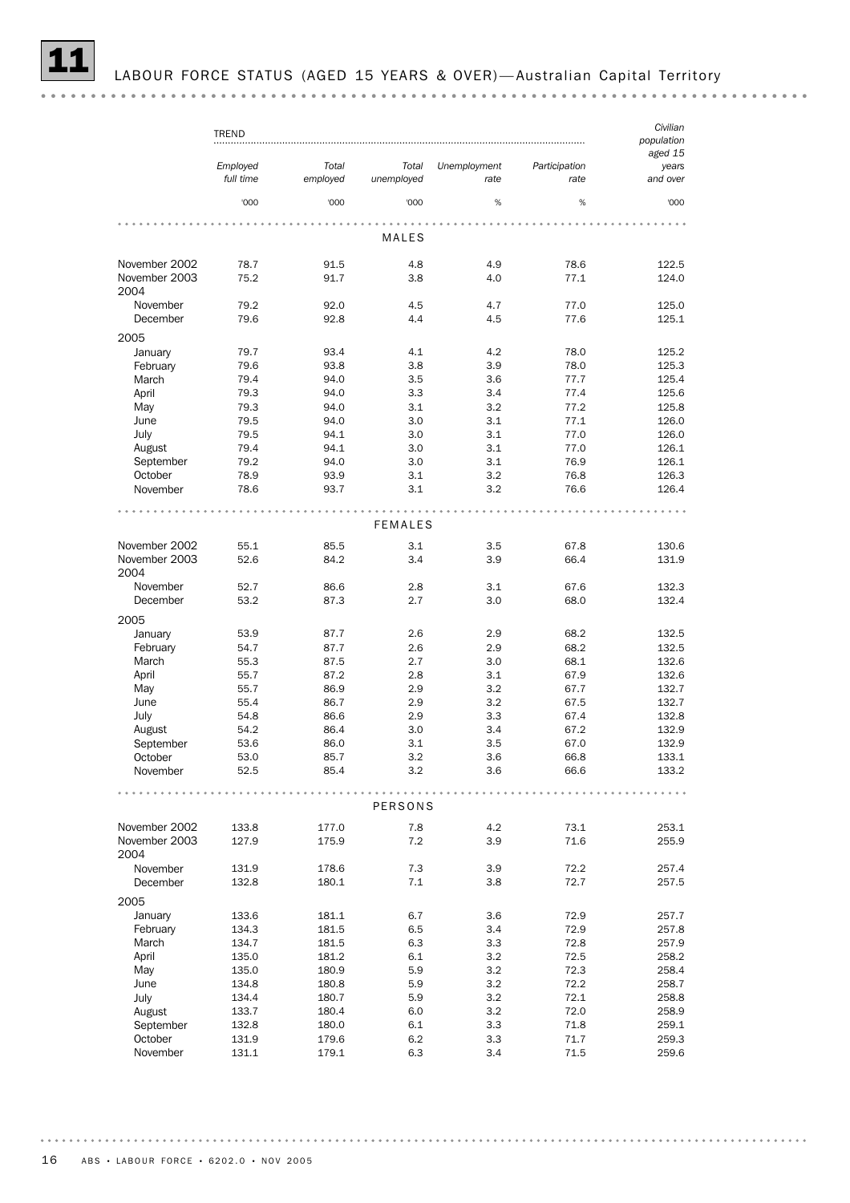# 11 LABOUR FORCE STATUS (AGED 15 YEARS & OVER)—Australian Capital Territory

| | TREND | | | | | Civilian population aged 15 years and over |
|---|---|---|---|---|---|---|
| | Employed full time | Total employed | Total unemployed | Unemployment rate | Participation rate | |
| | '000 | '000 | '000 | % | % | '000 |
| **MALES** | | | | | | |
| November 2002 | 78.7 | 91.5 | 4.8 | 4.9 | 78.6 | 122.5 |
| November 2003 | 75.2 | 91.7 | 3.8 | 4.0 | 77.1 | 124.0 |
| 2004 | | | | | | |
| November | 79.2 | 92.0 | 4.5 | 4.7 | 77.0 | 125.0 |
| December | 79.6 | 92.8 | 4.4 | 4.5 | 77.6 | 125.1 |
| 2005 | | | | | | |
| January | 79.7 | 93.4 | 4.1 | 4.2 | 78.0 | 125.2 |
| February | 79.6 | 93.8 | 3.8 | 3.9 | 78.0 | 125.3 |
| March | 79.4 | 94.0 | 3.5 | 3.6 | 77.7 | 125.4 |
| April | 79.3 | 94.0 | 3.3 | 3.4 | 77.4 | 125.6 |
| May | 79.3 | 94.0 | 3.1 | 3.2 | 77.2 | 125.8 |
| June | 79.5 | 94.0 | 3.0 | 3.1 | 77.1 | 126.0 |
| July | 79.5 | 94.1 | 3.0 | 3.1 | 77.0 | 126.0 |
| August | 79.4 | 94.1 | 3.0 | 3.1 | 77.0 | 126.1 |
| September | 79.2 | 94.0 | 3.0 | 3.1 | 76.9 | 126.1 |
| October | 78.9 | 93.9 | 3.1 | 3.2 | 76.8 | 126.3 |
| November | 78.6 | 93.7 | 3.1 | 3.2 | 76.6 | 126.4 |
| **FEMALES** | | | | | | |
| November 2002 | 55.1 | 85.5 | 3.1 | 3.5 | 67.8 | 130.6 |
| November 2003 | 52.6 | 84.2 | 3.4 | 3.9 | 66.4 | 131.9 |
| 2004 | | | | | | |
| November | 52.7 | 86.6 | 2.8 | 3.1 | 67.6 | 132.3 |
| December | 53.2 | 87.3 | 2.7 | 3.0 | 68.0 | 132.4 |
| 2005 | | | | | | |
| January | 53.9 | 87.7 | 2.6 | 2.9 | 68.2 | 132.5 |
| February | 54.7 | 87.7 | 2.6 | 2.9 | 68.2 | 132.5 |
| March | 55.3 | 87.5 | 2.7 | 3.0 | 68.1 | 132.6 |
| April | 55.7 | 87.2 | 2.8 | 3.1 | 67.9 | 132.6 |
| May | 55.7 | 86.9 | 2.9 | 3.2 | 67.7 | 132.7 |
| June | 55.4 | 86.7 | 2.9 | 3.2 | 67.5 | 132.7 |
| July | 54.8 | 86.6 | 2.9 | 3.3 | 67.4 | 132.8 |
| August | 54.2 | 86.4 | 3.0 | 3.4 | 67.2 | 132.9 |
| September | 53.6 | 86.0 | 3.1 | 3.5 | 67.0 | 132.9 |
| October | 53.0 | 85.7 | 3.2 | 3.6 | 66.8 | 133.1 |
| November | 52.5 | 85.4 | 3.2 | 3.6 | 66.6 | 133.2 |
| **PERSONS** | | | | | | |
| November 2002 | 133.8 | 177.0 | 7.8 | 4.2 | 73.1 | 253.1 |
| November 2003 | 127.9 | 175.9 | 7.2 | 3.9 | 71.6 | 255.9 |
| 2004 | | | | | | |
| November | 131.9 | 178.6 | 7.3 | 3.9 | 72.2 | 257.4 |
| December | 132.8 | 180.1 | 7.1 | 3.8 | 72.7 | 257.5 |
| 2005 | | | | | | |
| January | 133.6 | 181.1 | 6.7 | 3.6 | 72.9 | 257.7 |
| February | 134.3 | 181.5 | 6.5 | 3.4 | 72.9 | 257.8 |
| March | 134.7 | 181.5 | 6.3 | 3.3 | 72.8 | 257.9 |
| April | 135.0 | 181.2 | 6.1 | 3.2 | 72.5 | 258.2 |
| May | 135.0 | 180.9 | 5.9 | 3.2 | 72.3 | 258.4 |
| June | 134.8 | 180.8 | 5.9 | 3.2 | 72.2 | 258.7 |
| July | 134.4 | 180.7 | 5.9 | 3.2 | 72.1 | 258.8 |
| August | 133.7 | 180.4 | 6.0 | 3.2 | 72.0 | 258.9 |
| September | 132.8 | 180.0 | 6.1 | 3.3 | 71.8 | 259.1 |
| October | 131.9 | 179.6 | 6.2 | 3.3 | 71.7 | 259.3 |
| November | 131.1 | 179.1 | 6.3 | 3.4 | 71.5 | 259.6 |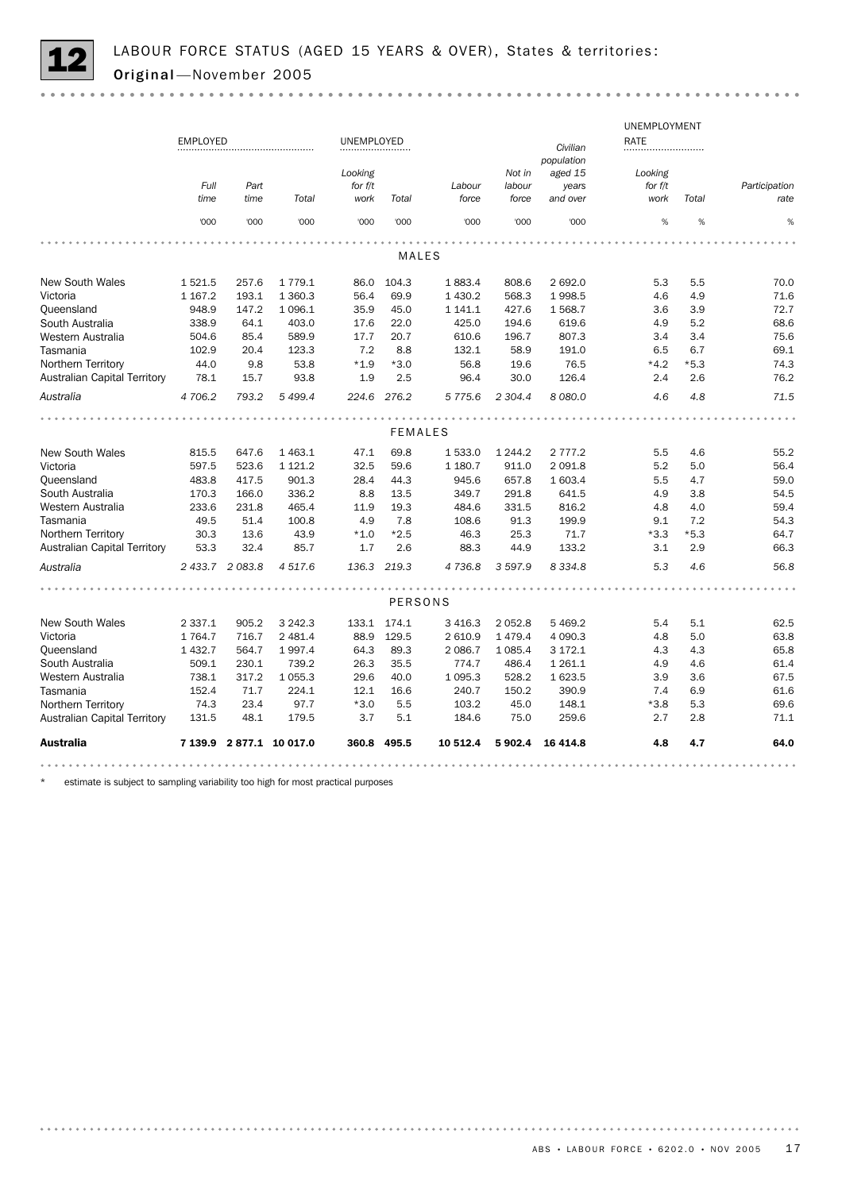## 12 LABOUR FORCE STATUS (AGED 15 YEARS & OVER), States & territories: Original—November 2005

| | EMPLOYED | | | UNEMPLOYED | | | | | UNEMPLOYMENT RATE | | |
|---|---|---|---|---|---|---|---|---|---|---|---|
| | *Full time* | *Part time* | *Total* | *Looking for f/t work* | *Total* | *Labour force* | *Not in labour force* | *Civilian population aged 15 years and over* | *Looking for f/t work* | *Total* | *Participation rate* |
| | '000 | '000 | '000 | '000 | '000 | '000 | '000 | '000 | % | % | % |
| **MALES** | | | | | | | | | | | |
| New South Wales | 1 521.5 | 257.6 | 1 779.1 | 86.0 | 104.3 | 1 883.4 | 808.6 | 2 692.0 | 5.3 | 5.5 | 70.0 |
| Victoria | 1 167.2 | 193.1 | 1 360.3 | 56.4 | 69.9 | 1 430.2 | 568.3 | 1 998.5 | 4.6 | 4.9 | 71.6 |
| Queensland | 948.9 | 147.2 | 1 096.1 | 35.9 | 45.0 | 1 141.1 | 427.6 | 1 568.7 | 3.6 | 3.9 | 72.7 |
| South Australia | 338.9 | 64.1 | 403.0 | 17.6 | 22.0 | 425.0 | 194.6 | 619.6 | 4.9 | 5.2 | 68.6 |
| Western Australia | 504.6 | 85.4 | 589.9 | 17.7 | 20.7 | 610.6 | 196.7 | 807.3 | 3.4 | 3.4 | 75.6 |
| Tasmania | 102.9 | 20.4 | 123.3 | 7.2 | 8.8 | 132.1 | 58.9 | 191.0 | 6.5 | 6.7 | 69.1 |
| Northern Territory | 44.0 | 9.8 | 53.8 | *1.9 | *3.0 | 56.8 | 19.6 | 76.5 | *4.2 | *5.3 | 74.3 |
| Australian Capital Territory | 78.1 | 15.7 | 93.8 | 1.9 | 2.5 | 96.4 | 30.0 | 126.4 | 2.4 | 2.6 | 76.2 |
| *Australia* | *4 706.2* | *793.2* | *5 499.4* | *224.6* | *276.2* | *5 775.6* | *2 304.4* | *8 080.0* | *4.6* | *4.8* | *71.5* |
| **FEMALES** | | | | | | | | | | | |
| New South Wales | 815.5 | 647.6 | 1 463.1 | 47.1 | 69.8 | 1 533.0 | 1 244.2 | 2 777.2 | 5.5 | 4.6 | 55.2 |
| Victoria | 597.5 | 523.6 | 1 121.2 | 32.5 | 59.6 | 1 180.7 | 911.0 | 2 091.8 | 5.2 | 5.0 | 56.4 |
| Queensland | 483.8 | 417.5 | 901.3 | 28.4 | 44.3 | 945.6 | 657.8 | 1 603.4 | 5.5 | 4.7 | 59.0 |
| South Australia | 170.3 | 166.0 | 336.2 | 8.8 | 13.5 | 349.7 | 291.8 | 641.5 | 4.9 | 3.8 | 54.5 |
| Western Australia | 233.6 | 231.8 | 465.4 | 11.9 | 19.3 | 484.6 | 331.5 | 816.2 | 4.8 | 4.0 | 59.4 |
| Tasmania | 49.5 | 51.4 | 100.8 | 4.9 | 7.8 | 108.6 | 91.3 | 199.9 | 9.1 | 7.2 | 54.3 |
| Northern Territory | 30.3 | 13.6 | 43.9 | *1.0 | *2.5 | 46.3 | 25.3 | 71.7 | *3.3 | *5.3 | 64.7 |
| Australian Capital Territory | 53.3 | 32.4 | 85.7 | 1.7 | 2.6 | 88.3 | 44.9 | 133.2 | 3.1 | 2.9 | 66.3 |
| *Australia* | *2 433.7* | *2 083.8* | *4 517.6* | *136.3* | *219.3* | *4 736.8* | *3 597.9* | *8 334.8* | *5.3* | *4.6* | *56.8* |
| **PERSONS** | | | | | | | | | | | |
| New South Wales | 2 337.1 | 905.2 | 3 242.3 | 133.1 | 174.1 | 3 416.3 | 2 052.8 | 5 469.2 | 5.4 | 5.1 | 62.5 |
| Victoria | 1 764.7 | 716.7 | 2 481.4 | 88.9 | 129.5 | 2 610.9 | 1 479.4 | 4 090.3 | 4.8 | 5.0 | 63.8 |
| Queensland | 1 432.7 | 564.7 | 1 997.4 | 64.3 | 89.3 | 2 086.7 | 1 085.4 | 3 172.1 | 4.3 | 4.3 | 65.8 |
| South Australia | 509.1 | 230.1 | 739.2 | 26.3 | 35.5 | 774.7 | 486.4 | 1 261.1 | 4.9 | 4.6 | 61.4 |
| Western Australia | 738.1 | 317.2 | 1 055.3 | 29.6 | 40.0 | 1 095.3 | 528.2 | 1 623.5 | 3.9 | 3.6 | 67.5 |
| Tasmania | 152.4 | 71.7 | 224.1 | 12.1 | 16.6 | 240.7 | 150.2 | 390.9 | 7.4 | 6.9 | 61.6 |
| Northern Territory | 74.3 | 23.4 | 97.7 | *3.0 | 5.5 | 103.2 | 45.0 | 148.1 | *3.8 | 5.3 | 69.6 |
| Australian Capital Territory | 131.5 | 48.1 | 179.5 | 3.7 | 5.1 | 184.6 | 75.0 | 259.6 | 2.7 | 2.8 | 71.1 |
| **Australia** | **7 139.9** | **2 877.1** | **10 017.0** | **360.8** | **495.5** | **10 512.4** | **5 902.4** | **16 414.8** | **4.8** | **4.7** | **64.0** |

\* estimate is subject to sampling variability too high for most practical purposes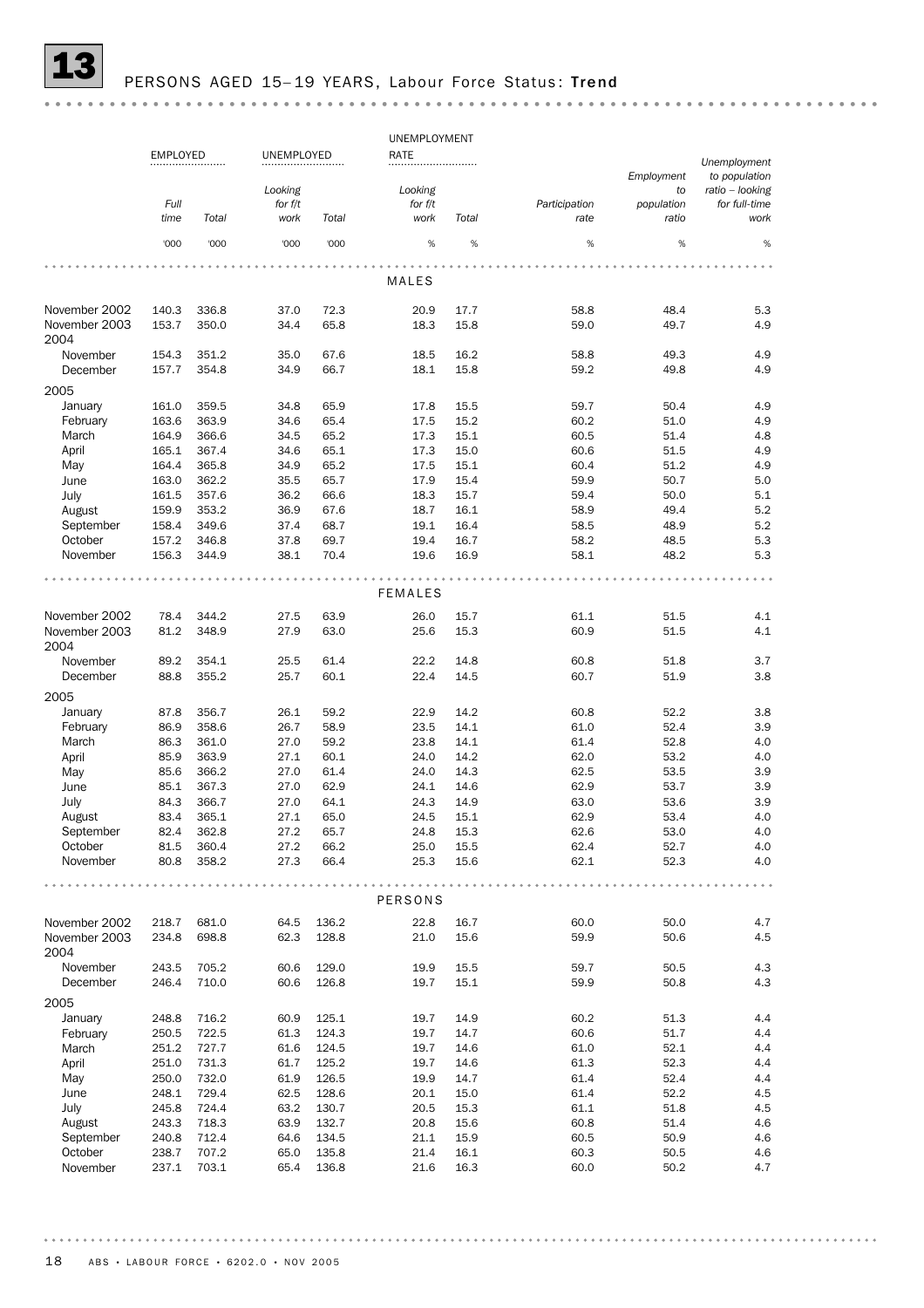# 13 PERSONS AGED 15–19 YEARS, Labour Force Status: Trend

| | EMPLOYED | | UNEMPLOYED | | UNEMPLOYMENT RATE | | | | |
|---|---|---|---|---|---|---|---|---|---|
| | Full time | Total | Looking for f/t work | Total | Looking for f/t work | Total | Participation rate | Employment to population ratio | Unemployment to population ratio – looking for full-time work |
| | '000 | '000 | '000 | '000 | % | % | % | % | % |
| **MALES** | | | | | | | | | |
| November 2002 | 140.3 | 336.8 | 37.0 | 72.3 | 20.9 | 17.7 | 58.8 | 48.4 | 5.3 |
| November 2003 | 153.7 | 350.0 | 34.4 | 65.8 | 18.3 | 15.8 | 59.0 | 49.7 | 4.9 |
| 2004 | | | | | | | | | |
| November | 154.3 | 351.2 | 35.0 | 67.6 | 18.5 | 16.2 | 58.8 | 49.3 | 4.9 |
| December | 157.7 | 354.8 | 34.9 | 66.7 | 18.1 | 15.8 | 59.2 | 49.8 | 4.9 |
| 2005 | | | | | | | | | |
| January | 161.0 | 359.5 | 34.8 | 65.9 | 17.8 | 15.5 | 59.7 | 50.4 | 4.9 |
| February | 163.6 | 363.9 | 34.6 | 65.4 | 17.5 | 15.2 | 60.2 | 51.0 | 4.9 |
| March | 164.9 | 366.6 | 34.5 | 65.2 | 17.3 | 15.1 | 60.5 | 51.4 | 4.8 |
| April | 165.1 | 367.4 | 34.6 | 65.1 | 17.3 | 15.0 | 60.6 | 51.5 | 4.9 |
| May | 164.4 | 365.8 | 34.9 | 65.2 | 17.5 | 15.1 | 60.4 | 51.2 | 4.9 |
| June | 163.0 | 362.2 | 35.5 | 65.7 | 17.9 | 15.4 | 59.9 | 50.7 | 5.0 |
| July | 161.5 | 357.6 | 36.2 | 66.6 | 18.3 | 15.7 | 59.4 | 50.0 | 5.1 |
| August | 159.9 | 353.2 | 36.9 | 67.6 | 18.7 | 16.1 | 58.9 | 49.4 | 5.2 |
| September | 158.4 | 349.6 | 37.4 | 68.7 | 19.1 | 16.4 | 58.5 | 48.9 | 5.2 |
| October | 157.2 | 346.8 | 37.8 | 69.7 | 19.4 | 16.7 | 58.2 | 48.5 | 5.3 |
| November | 156.3 | 344.9 | 38.1 | 70.4 | 19.6 | 16.9 | 58.1 | 48.2 | 5.3 |
| **FEMALES** | | | | | | | | | |
| November 2002 | 78.4 | 344.2 | 27.5 | 63.9 | 26.0 | 15.7 | 61.1 | 51.5 | 4.1 |
| November 2003 | 81.2 | 348.9 | 27.9 | 63.0 | 25.6 | 15.3 | 60.9 | 51.5 | 4.1 |
| 2004 | | | | | | | | | |
| November | 89.2 | 354.1 | 25.5 | 61.4 | 22.2 | 14.8 | 60.8 | 51.8 | 3.7 |
| December | 88.8 | 355.2 | 25.7 | 60.1 | 22.4 | 14.5 | 60.7 | 51.9 | 3.8 |
| 2005 | | | | | | | | | |
| January | 87.8 | 356.7 | 26.1 | 59.2 | 22.9 | 14.2 | 60.8 | 52.2 | 3.8 |
| February | 86.9 | 358.6 | 26.7 | 58.9 | 23.5 | 14.1 | 61.0 | 52.4 | 3.9 |
| March | 86.3 | 361.0 | 27.0 | 59.2 | 23.8 | 14.1 | 61.4 | 52.8 | 4.0 |
| April | 85.9 | 363.9 | 27.1 | 60.1 | 24.0 | 14.2 | 62.0 | 53.2 | 4.0 |
| May | 85.6 | 366.2 | 27.0 | 61.4 | 24.0 | 14.3 | 62.5 | 53.5 | 3.9 |
| June | 85.1 | 367.3 | 27.0 | 62.9 | 24.1 | 14.6 | 62.9 | 53.7 | 3.9 |
| July | 84.3 | 366.7 | 27.0 | 64.1 | 24.3 | 14.9 | 63.0 | 53.6 | 3.9 |
| August | 83.4 | 365.1 | 27.1 | 65.0 | 24.5 | 15.1 | 62.9 | 53.4 | 4.0 |
| September | 82.4 | 362.8 | 27.2 | 65.7 | 24.8 | 15.3 | 62.6 | 53.0 | 4.0 |
| October | 81.5 | 360.4 | 27.2 | 66.2 | 25.0 | 15.5 | 62.4 | 52.7 | 4.0 |
| November | 80.8 | 358.2 | 27.3 | 66.4 | 25.3 | 15.6 | 62.1 | 52.3 | 4.0 |
| **PERSONS** | | | | | | | | | |
| November 2002 | 218.7 | 681.0 | 64.5 | 136.2 | 22.8 | 16.7 | 60.0 | 50.0 | 4.7 |
| November 2003 | 234.8 | 698.8 | 62.3 | 128.8 | 21.0 | 15.6 | 59.9 | 50.6 | 4.5 |
| 2004 | | | | | | | | | |
| November | 243.5 | 705.2 | 60.6 | 129.0 | 19.9 | 15.5 | 59.7 | 50.5 | 4.3 |
| December | 246.4 | 710.0 | 60.6 | 126.8 | 19.7 | 15.1 | 59.9 | 50.8 | 4.3 |
| 2005 | | | | | | | | | |
| January | 248.8 | 716.2 | 60.9 | 125.1 | 19.7 | 14.9 | 60.2 | 51.3 | 4.4 |
| February | 250.5 | 722.5 | 61.3 | 124.3 | 19.7 | 14.7 | 60.6 | 51.7 | 4.4 |
| March | 251.2 | 727.7 | 61.6 | 124.5 | 19.7 | 14.6 | 61.0 | 52.1 | 4.4 |
| April | 251.0 | 731.3 | 61.7 | 125.2 | 19.7 | 14.6 | 61.3 | 52.3 | 4.4 |
| May | 250.0 | 732.0 | 61.9 | 126.5 | 19.9 | 14.7 | 61.4 | 52.4 | 4.4 |
| June | 248.1 | 729.4 | 62.5 | 128.6 | 20.1 | 15.0 | 61.4 | 52.2 | 4.5 |
| July | 245.8 | 724.4 | 63.2 | 130.7 | 20.5 | 15.3 | 61.1 | 51.8 | 4.5 |
| August | 243.3 | 718.3 | 63.9 | 132.7 | 20.8 | 15.6 | 60.8 | 51.4 | 4.6 |
| September | 240.8 | 712.4 | 64.6 | 134.5 | 21.1 | 15.9 | 60.5 | 50.9 | 4.6 |
| October | 238.7 | 707.2 | 65.0 | 135.8 | 21.4 | 16.1 | 60.3 | 50.5 | 4.6 |
| November | 237.1 | 703.1 | 65.4 | 136.8 | 21.6 | 16.3 | 60.0 | 50.2 | 4.7 |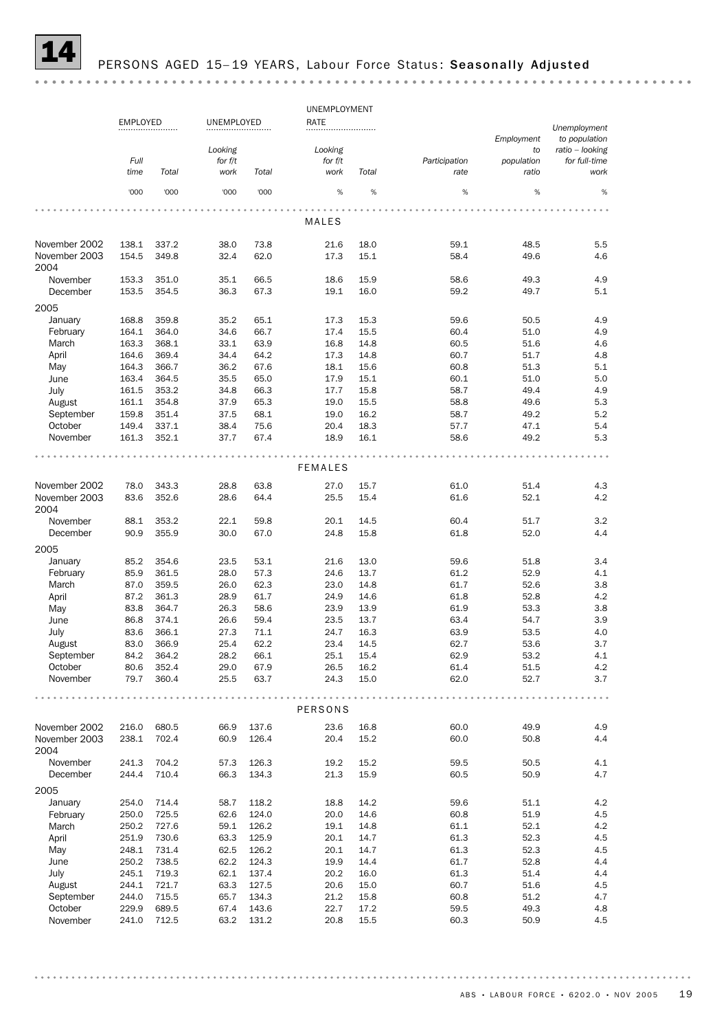# 14 PERSONS AGED 15–19 YEARS, Labour Force Status: **Seasonally Adjusted**

| | EMPLOYED | | UNEMPLOYED | | UNEMPLOYMENT RATE | | | | |
|---|---|---|---|---|---|---|---|---|---|
| | *Full time* | *Total* | *Looking for f/t work* | *Total* | *Looking for f/t work* | *Total* | *Participation rate* | *Employment to population ratio* | *Unemployment to population ratio – looking for full-time work* |
| | '000 | '000 | '000 | '000 | % | % | % | % | % |
| **MALES** | | | | | | | | | |
| November 2002 | 138.1 | 337.2 | 38.0 | 73.8 | 21.6 | 18.0 | 59.1 | 48.5 | 5.5 |
| November 2003 | 154.5 | 349.8 | 32.4 | 62.0 | 17.3 | 15.1 | 58.4 | 49.6 | 4.6 |
| 2004 | | | | | | | | | |
| November | 153.3 | 351.0 | 35.1 | 66.5 | 18.6 | 15.9 | 58.6 | 49.3 | 4.9 |
| December | 153.5 | 354.5 | 36.3 | 67.3 | 19.1 | 16.0 | 59.2 | 49.7 | 5.1 |
| 2005 | | | | | | | | | |
| January | 168.8 | 359.8 | 35.2 | 65.1 | 17.3 | 15.3 | 59.6 | 50.5 | 4.9 |
| February | 164.1 | 364.0 | 34.6 | 66.7 | 17.4 | 15.5 | 60.4 | 51.0 | 4.9 |
| March | 163.3 | 368.1 | 33.1 | 63.9 | 16.8 | 14.8 | 60.5 | 51.6 | 4.6 |
| April | 164.6 | 369.4 | 34.4 | 64.2 | 17.3 | 14.8 | 60.7 | 51.7 | 4.8 |
| May | 164.3 | 366.7 | 36.2 | 67.6 | 18.1 | 15.6 | 60.8 | 51.3 | 5.1 |
| June | 163.4 | 364.5 | 35.5 | 65.0 | 17.9 | 15.1 | 60.1 | 51.0 | 5.0 |
| July | 161.5 | 353.2 | 34.8 | 66.3 | 17.7 | 15.8 | 58.7 | 49.4 | 4.9 |
| August | 161.1 | 354.8 | 37.9 | 65.3 | 19.0 | 15.5 | 58.8 | 49.6 | 5.3 |
| September | 159.8 | 351.4 | 37.5 | 68.1 | 19.0 | 16.2 | 58.7 | 49.2 | 5.2 |
| October | 149.4 | 337.1 | 38.4 | 75.6 | 20.4 | 18.3 | 57.7 | 47.1 | 5.4 |
| November | 161.3 | 352.1 | 37.7 | 67.4 | 18.9 | 16.1 | 58.6 | 49.2 | 5.3 |
| **FEMALES** | | | | | | | | | |
| November 2002 | 78.0 | 343.3 | 28.8 | 63.8 | 27.0 | 15.7 | 61.0 | 51.4 | 4.3 |
| November 2003 | 83.6 | 352.6 | 28.6 | 64.4 | 25.5 | 15.4 | 61.6 | 52.1 | 4.2 |
| 2004 | | | | | | | | | |
| November | 88.1 | 353.2 | 22.1 | 59.8 | 20.1 | 14.5 | 60.4 | 51.7 | 3.2 |
| December | 90.9 | 355.9 | 30.0 | 67.0 | 24.8 | 15.8 | 61.8 | 52.0 | 4.4 |
| 2005 | | | | | | | | | |
| January | 85.2 | 354.6 | 23.5 | 53.1 | 21.6 | 13.0 | 59.6 | 51.8 | 3.4 |
| February | 85.9 | 361.5 | 28.0 | 57.3 | 24.6 | 13.7 | 61.2 | 52.9 | 4.1 |
| March | 87.0 | 359.5 | 26.0 | 62.3 | 23.0 | 14.8 | 61.7 | 52.6 | 3.8 |
| April | 87.2 | 361.3 | 28.9 | 61.7 | 24.9 | 14.6 | 61.8 | 52.8 | 4.2 |
| May | 83.8 | 364.7 | 26.3 | 58.6 | 23.9 | 13.9 | 61.9 | 53.3 | 3.8 |
| June | 86.8 | 374.1 | 26.6 | 59.4 | 23.5 | 13.7 | 63.4 | 54.7 | 3.9 |
| July | 83.6 | 366.1 | 27.3 | 71.1 | 24.7 | 16.3 | 63.9 | 53.5 | 4.0 |
| August | 83.0 | 366.9 | 25.4 | 62.2 | 23.4 | 14.5 | 62.7 | 53.6 | 3.7 |
| September | 84.2 | 364.2 | 28.2 | 66.1 | 25.1 | 15.4 | 62.9 | 53.2 | 4.1 |
| October | 80.6 | 352.4 | 29.0 | 67.9 | 26.5 | 16.2 | 61.4 | 51.5 | 4.2 |
| November | 79.7 | 360.4 | 25.5 | 63.7 | 24.3 | 15.0 | 62.0 | 52.7 | 3.7 |
| **PERSONS** | | | | | | | | | |
| November 2002 | 216.0 | 680.5 | 66.9 | 137.6 | 23.6 | 16.8 | 60.0 | 49.9 | 4.9 |
| November 2003 | 238.1 | 702.4 | 60.9 | 126.4 | 20.4 | 15.2 | 60.0 | 50.8 | 4.4 |
| 2004 | | | | | | | | | |
| November | 241.3 | 704.2 | 57.3 | 126.3 | 19.2 | 15.2 | 59.5 | 50.5 | 4.1 |
| December | 244.4 | 710.4 | 66.3 | 134.3 | 21.3 | 15.9 | 60.5 | 50.9 | 4.7 |
| 2005 | | | | | | | | | |
| January | 254.0 | 714.4 | 58.7 | 118.2 | 18.8 | 14.2 | 59.6 | 51.1 | 4.2 |
| February | 250.0 | 725.5 | 62.6 | 124.0 | 20.0 | 14.6 | 60.8 | 51.9 | 4.5 |
| March | 250.2 | 727.6 | 59.1 | 126.2 | 19.1 | 14.8 | 61.1 | 52.1 | 4.2 |
| April | 251.9 | 730.6 | 63.3 | 125.9 | 20.1 | 14.7 | 61.3 | 52.3 | 4.5 |
| May | 248.1 | 731.4 | 62.5 | 126.2 | 20.1 | 14.7 | 61.3 | 52.3 | 4.5 |
| June | 250.2 | 738.5 | 62.2 | 124.3 | 19.9 | 14.4 | 61.7 | 52.8 | 4.4 |
| July | 245.1 | 719.3 | 62.1 | 137.4 | 20.2 | 16.0 | 61.3 | 51.4 | 4.4 |
| August | 244.1 | 721.7 | 63.3 | 127.5 | 20.6 | 15.0 | 60.7 | 51.6 | 4.5 |
| September | 244.0 | 715.5 | 65.7 | 134.3 | 21.2 | 15.8 | 60.8 | 51.2 | 4.7 |
| October | 229.9 | 689.5 | 67.4 | 143.6 | 22.7 | 17.2 | 59.5 | 49.3 | 4.8 |
| November | 241.0 | 712.5 | 63.2 | 131.2 | 20.8 | 15.5 | 60.3 | 50.9 | 4.5 |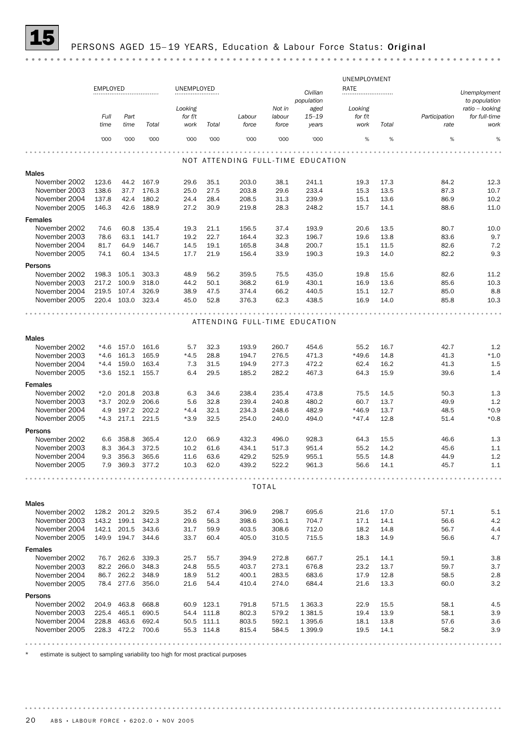## 15 PERSONS AGED 15–19 YEARS, Education & Labour Force Status: **Original**

| | EMPLOYED | | | UNEMPLOYED | | | | | | UNEMPLOYMENT RATE | | | |
|---|---|---|---|---|---|---|---|---|---|---|---|---|---|
| | Full time | Part time | Total | Looking for f/t work | Total | Labour force | Not in labour force | Civilian population aged 15–19 years | Looking for f/t work | Total | Participation rate | Unemployment to population ratio – looking for full-time work |
| | '000 | '000 | '000 | '000 | '000 | '000 | '000 | '000 | % | % | % | % |
| **NOT ATTENDING FULL-TIME EDUCATION** | | | | | | | | | | | | |
| **Males** | | | | | | | | | | | | |
| November 2002 | 123.6 | 44.2 | 167.9 | 29.6 | 35.1 | 203.0 | 38.1 | 241.1 | 19.3 | 17.3 | 84.2 | 12.3 |
| November 2003 | 138.6 | 37.7 | 176.3 | 25.0 | 27.5 | 203.8 | 29.6 | 233.4 | 15.3 | 13.5 | 87.3 | 10.7 |
| November 2004 | 137.8 | 42.4 | 180.2 | 24.4 | 28.4 | 208.5 | 31.3 | 239.9 | 15.1 | 13.6 | 86.9 | 10.2 |
| November 2005 | 146.3 | 42.6 | 188.9 | 27.2 | 30.9 | 219.8 | 28.3 | 248.2 | 15.7 | 14.1 | 88.6 | 11.0 |
| **Females** | | | | | | | | | | | | |
| November 2002 | 74.6 | 60.8 | 135.4 | 19.3 | 21.1 | 156.5 | 37.4 | 193.9 | 20.6 | 13.5 | 80.7 | 10.0 |
| November 2003 | 78.6 | 63.1 | 141.7 | 19.2 | 22.7 | 164.4 | 32.3 | 196.7 | 19.6 | 13.8 | 83.6 | 9.7 |
| November 2004 | 81.7 | 64.9 | 146.7 | 14.5 | 19.1 | 165.8 | 34.8 | 200.7 | 15.1 | 11.5 | 82.6 | 7.2 |
| November 2005 | 74.1 | 60.4 | 134.5 | 17.7 | 21.9 | 156.4 | 33.9 | 190.3 | 19.3 | 14.0 | 82.2 | 9.3 |
| **Persons** | | | | | | | | | | | | |
| November 2002 | 198.3 | 105.1 | 303.3 | 48.9 | 56.2 | 359.5 | 75.5 | 435.0 | 19.8 | 15.6 | 82.6 | 11.2 |
| November 2003 | 217.2 | 100.9 | 318.0 | 44.2 | 50.1 | 368.2 | 61.9 | 430.1 | 16.9 | 13.6 | 85.6 | 10.3 |
| November 2004 | 219.5 | 107.4 | 326.9 | 38.9 | 47.5 | 374.4 | 66.2 | 440.5 | 15.1 | 12.7 | 85.0 | 8.8 |
| November 2005 | 220.4 | 103.0 | 323.4 | 45.0 | 52.8 | 376.3 | 62.3 | 438.5 | 16.9 | 14.0 | 85.8 | 10.3 |
| **ATTENDING FULL-TIME EDUCATION** | | | | | | | | | | | | |
| **Males** | | | | | | | | | | | | |
| November 2002 | *4.6 | 157.0 | 161.6 | 5.7 | 32.3 | 193.9 | 260.7 | 454.6 | 55.2 | 16.7 | 42.7 | 1.2 |
| November 2003 | *4.6 | 161.3 | 165.9 | *4.5 | 28.8 | 194.7 | 276.5 | 471.3 | *49.6 | 14.8 | 41.3 | *1.0 |
| November 2004 | *4.4 | 159.0 | 163.4 | 7.3 | 31.5 | 194.9 | 277.3 | 472.2 | 62.4 | 16.2 | 41.3 | 1.5 |
| November 2005 | *3.6 | 152.1 | 155.7 | 6.4 | 29.5 | 185.2 | 282.2 | 467.3 | 64.3 | 15.9 | 39.6 | 1.4 |
| **Females** | | | | | | | | | | | | |
| November 2002 | *2.0 | 201.8 | 203.8 | 6.3 | 34.6 | 238.4 | 235.4 | 473.8 | 75.5 | 14.5 | 50.3 | 1.3 |
| November 2003 | *3.7 | 202.9 | 206.6 | 5.6 | 32.8 | 239.4 | 240.8 | 480.2 | 60.7 | 13.7 | 49.9 | 1.2 |
| November 2004 | 4.9 | 197.2 | 202.2 | *4.4 | 32.1 | 234.3 | 248.6 | 482.9 | *46.9 | 13.7 | 48.5 | *0.9 |
| November 2005 | *4.3 | 217.1 | 221.5 | *3.9 | 32.5 | 254.0 | 240.0 | 494.0 | *47.4 | 12.8 | 51.4 | *0.8 |
| **Persons** | | | | | | | | | | | | |
| November 2002 | 6.6 | 358.8 | 365.4 | 12.0 | 66.9 | 432.3 | 496.0 | 928.3 | 64.3 | 15.5 | 46.6 | 1.3 |
| November 2003 | 8.3 | 364.3 | 372.5 | 10.2 | 61.6 | 434.1 | 517.3 | 951.4 | 55.2 | 14.2 | 45.6 | 1.1 |
| November 2004 | 9.3 | 356.3 | 365.6 | 11.6 | 63.6 | 429.2 | 525.9 | 955.1 | 55.5 | 14.8 | 44.9 | 1.2 |
| November 2005 | 7.9 | 369.3 | 377.2 | 10.3 | 62.0 | 439.2 | 522.2 | 961.3 | 56.6 | 14.1 | 45.7 | 1.1 |
| **TOTAL** | | | | | | | | | | | | |
| **Males** | | | | | | | | | | | | |
| November 2002 | 128.2 | 201.2 | 329.5 | 35.2 | 67.4 | 396.9 | 298.7 | 695.6 | 21.6 | 17.0 | 57.1 | 5.1 |
| November 2003 | 143.2 | 199.1 | 342.3 | 29.6 | 56.3 | 398.6 | 306.1 | 704.7 | 17.1 | 14.1 | 56.6 | 4.2 |
| November 2004 | 142.1 | 201.5 | 343.6 | 31.7 | 59.9 | 403.5 | 308.6 | 712.0 | 18.2 | 14.8 | 56.7 | 4.4 |
| November 2005 | 149.9 | 194.7 | 344.6 | 33.7 | 60.4 | 405.0 | 310.5 | 715.5 | 18.3 | 14.9 | 56.6 | 4.7 |
| **Females** | | | | | | | | | | | | |
| November 2002 | 76.7 | 262.6 | 339.3 | 25.7 | 55.7 | 394.9 | 272.8 | 667.7 | 25.1 | 14.1 | 59.1 | 3.8 |
| November 2003 | 82.2 | 266.0 | 348.3 | 24.8 | 55.5 | 403.7 | 273.1 | 676.8 | 23.2 | 13.7 | 59.7 | 3.7 |
| November 2004 | 86.7 | 262.2 | 348.9 | 18.9 | 51.2 | 400.1 | 283.5 | 683.6 | 17.9 | 12.8 | 58.5 | 2.8 |
| November 2005 | 78.4 | 277.6 | 356.0 | 21.6 | 54.4 | 410.4 | 274.0 | 684.4 | 21.6 | 13.3 | 60.0 | 3.2 |
| **Persons** | | | | | | | | | | | | |
| November 2002 | 204.9 | 463.8 | 668.8 | 60.9 | 123.1 | 791.8 | 571.5 | 1 363.3 | 22.9 | 15.5 | 58.1 | 4.5 |
| November 2003 | 225.4 | 465.1 | 690.5 | 54.4 | 111.8 | 802.3 | 579.2 | 1 381.5 | 19.4 | 13.9 | 58.1 | 3.9 |
| November 2004 | 228.8 | 463.6 | 692.4 | 50.5 | 111.1 | 803.5 | 592.1 | 1 395.6 | 18.1 | 13.8 | 57.6 | 3.6 |
| November 2005 | 228.3 | 472.2 | 700.6 | 55.3 | 114.8 | 815.4 | 584.5 | 1 399.9 | 19.5 | 14.1 | 58.2 | 3.9 |

\* estimate is subject to sampling variability too high for most practical purposes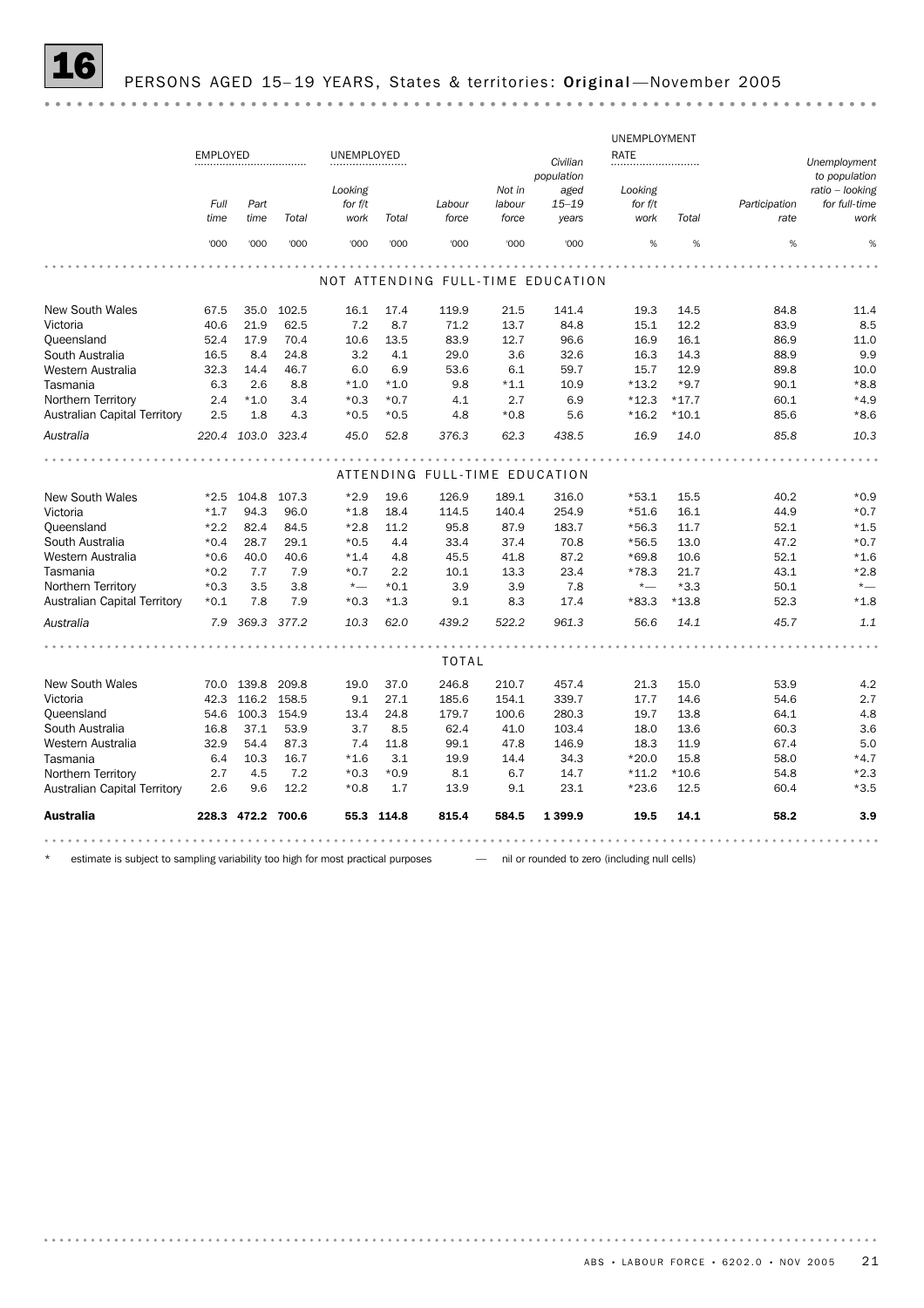# 16 PERSONS AGED 15–19 YEARS, States & territories: **Original**—November 2005

| | EMPLOYED | | | UNEMPLOYED | | | | Civilian population | UNEMPLOYMENT RATE | | | Unemployment to population |
|---|---|---|---|---|---|---|---|---|---|---|---|---|
| | Full time | Part time | Total | Looking for f/t work | Total | Labour force | Not in labour force | aged 15–19 years | Looking for f/t work | Total | Participation rate | ratio – looking for full-time work |
| | '000 | '000 | '000 | '000 | '000 | '000 | '000 | '000 | % | % | % | % |
| **NOT ATTENDING FULL-TIME EDUCATION** | | | | | | | | | | | | |
| New South Wales | 67.5 | 35.0 | 102.5 | 16.1 | 17.4 | 119.9 | 21.5 | 141.4 | 19.3 | 14.5 | 84.8 | 11.4 |
| Victoria | 40.6 | 21.9 | 62.5 | 7.2 | 8.7 | 71.2 | 13.7 | 84.8 | 15.1 | 12.2 | 83.9 | 8.5 |
| Queensland | 52.4 | 17.9 | 70.4 | 10.6 | 13.5 | 83.9 | 12.7 | 96.6 | 16.9 | 16.1 | 86.9 | 11.0 |
| South Australia | 16.5 | 8.4 | 24.8 | 3.2 | 4.1 | 29.0 | 3.6 | 32.6 | 16.3 | 14.3 | 88.9 | 9.9 |
| Western Australia | 32.3 | 14.4 | 46.7 | 6.0 | 6.9 | 53.6 | 6.1 | 59.7 | 15.7 | 12.9 | 89.8 | 10.0 |
| Tasmania | 6.3 | 2.6 | 8.8 | *1.0 | *1.0 | 9.8 | *1.1 | 10.9 | *13.2 | *9.7 | 90.1 | *8.8 |
| Northern Territory | 2.4 | *1.0 | 3.4 | *0.3 | *0.7 | 4.1 | 2.7 | 6.9 | *12.3 | *17.7 | 60.1 | *4.9 |
| Australian Capital Territory | 2.5 | 1.8 | 4.3 | *0.5 | *0.5 | 4.8 | *0.8 | 5.6 | *16.2 | *10.1 | 85.6 | *8.6 |
| *Australia* | *220.4* | *103.0* | *323.4* | *45.0* | *52.8* | *376.3* | *62.3* | *438.5* | *16.9* | *14.0* | *85.8* | *10.3* |
| **ATTENDING FULL-TIME EDUCATION** | | | | | | | | | | | | |
| New South Wales | *2.5 | 104.8 | 107.3 | *2.9 | 19.6 | 126.9 | 189.1 | 316.0 | *53.1 | 15.5 | 40.2 | *0.9 |
| Victoria | *1.7 | 94.3 | 96.0 | *1.8 | 18.4 | 114.5 | 140.4 | 254.9 | *51.6 | 16.1 | 44.9 | *0.7 |
| Queensland | *2.2 | 82.4 | 84.5 | *2.8 | 11.2 | 95.8 | 87.9 | 183.7 | *56.3 | 11.7 | 52.1 | *1.5 |
| South Australia | *0.4 | 28.7 | 29.1 | *0.5 | 4.4 | 33.4 | 37.4 | 70.8 | *56.5 | 13.0 | 47.2 | *0.7 |
| Western Australia | *0.6 | 40.0 | 40.6 | *1.4 | 4.8 | 45.5 | 41.8 | 87.2 | *69.8 | 10.6 | 52.1 | *1.6 |
| Tasmania | *0.2 | 7.7 | 7.9 | *0.7 | 2.2 | 10.1 | 13.3 | 23.4 | *78.3 | 21.7 | 43.1 | *2.8 |
| Northern Territory | *0.3 | 3.5 | 3.8 | *— | *0.1 | 3.9 | 3.9 | 7.8 | *— | *3.3 | 50.1 | *— |
| Australian Capital Territory | *0.1 | 7.8 | 7.9 | *0.3 | *1.3 | 9.1 | 8.3 | 17.4 | *83.3 | *13.8 | 52.3 | *1.8 |
| *Australia* | *7.9* | *369.3* | *377.2* | *10.3* | *62.0* | *439.2* | *522.2* | *961.3* | *56.6* | *14.1* | *45.7* | *1.1* |
| **TOTAL** | | | | | | | | | | | | |
| New South Wales | 70.0 | 139.8 | 209.8 | 19.0 | 37.0 | 246.8 | 210.7 | 457.4 | 21.3 | 15.0 | 53.9 | 4.2 |
| Victoria | 42.3 | 116.2 | 158.5 | 9.1 | 27.1 | 185.6 | 154.1 | 339.7 | 17.7 | 14.6 | 54.6 | 2.7 |
| Queensland | 54.6 | 100.3 | 154.9 | 13.4 | 24.8 | 179.7 | 100.6 | 280.3 | 19.7 | 13.8 | 64.1 | 4.8 |
| South Australia | 16.8 | 37.1 | 53.9 | 3.7 | 8.5 | 62.4 | 41.0 | 103.4 | 18.0 | 13.6 | 60.3 | 3.6 |
| Western Australia | 32.9 | 54.4 | 87.3 | 7.4 | 11.8 | 99.1 | 47.8 | 146.9 | 18.3 | 11.9 | 67.4 | 5.0 |
| Tasmania | 6.4 | 10.3 | 16.7 | *1.6 | 3.1 | 19.9 | 14.4 | 34.3 | *20.0 | 15.8 | 58.0 | *4.7 |
| Northern Territory | 2.7 | 4.5 | 7.2 | *0.3 | *0.9 | 8.1 | 6.7 | 14.7 | *11.2 | *10.6 | 54.8 | *2.3 |
| Australian Capital Territory | 2.6 | 9.6 | 12.2 | *0.8 | 1.7 | 13.9 | 9.1 | 23.1 | *23.6 | 12.5 | 60.4 | *3.5 |
| **Australia** | **228.3** | **472.2** | **700.6** | **55.3** | **114.8** | **815.4** | **584.5** | **1 399.9** | **19.5** | **14.1** | **58.2** | **3.9** |

\* estimate is subject to sampling variability too high for most practical purposes — nil or rounded to zero (including null cells)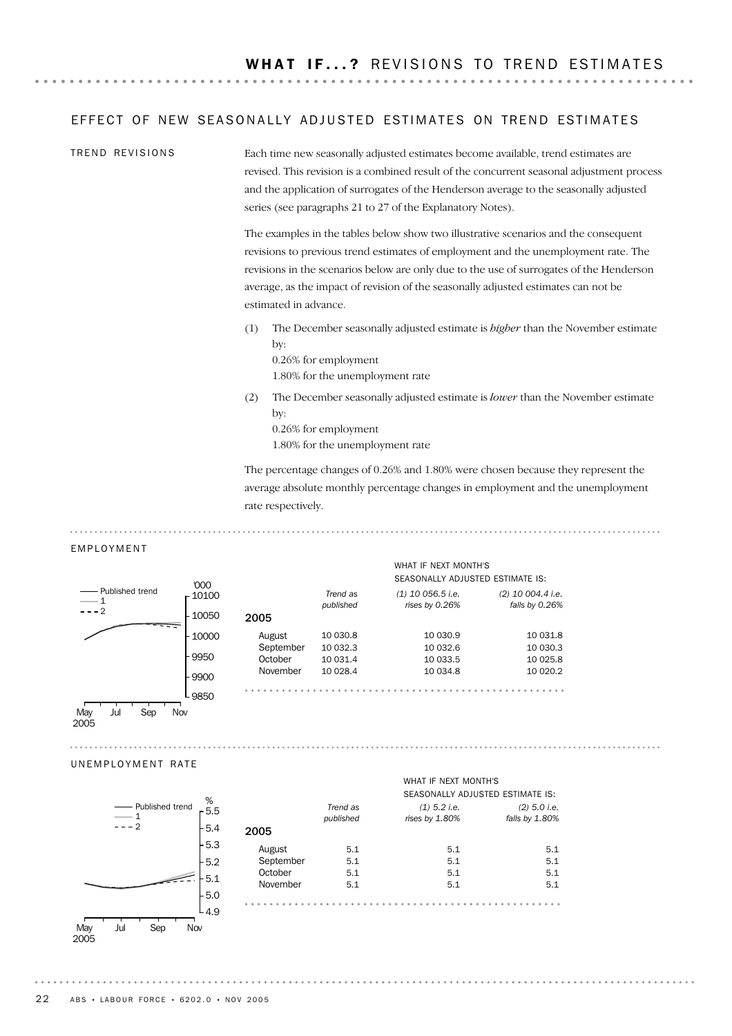# WHAT IF...? REVISIONS TO TREND ESTIMATES

## EFFECT OF NEW SEASONALLY ADJUSTED ESTIMATES ON TREND ESTIMATES

### TREND REVISIONS

Each time new seasonally adjusted estimates become available, trend estimates are revised. This revision is a combined result of the concurrent seasonal adjustment process and the application of surrogates of the Henderson average to the seasonally adjusted series (see paragraphs 21 to 27 of the Explanatory Notes).

The examples in the tables below show two illustrative scenarios and the consequent revisions to previous trend estimates of employment and the unemployment rate. The revisions in the scenarios below are only due to the use of surrogates of the Henderson average, as the impact of revision of the seasonally adjusted estimates can not be estimated in advance.

(1) The December seasonally adjusted estimate is *higher* than the November estimate by:
0.26% for employment
1.80% for the unemployment rate

(2) The December seasonally adjusted estimate is *lower* than the November estimate by:
0.26% for employment
1.80% for the unemployment rate

The percentage changes of 0.26% and 1.80% were chosen because they represent the average absolute monthly percentage changes in employment and the unemployment rate respectively.

### EMPLOYMENT

| 2005 | *Trend as published* | WHAT IF NEXT MONTH'S SEASONALLY ADJUSTED ESTIMATE IS: *(1) 10 056.5 i.e. rises by 0.26%* | *(2) 10 004.4 i.e. falls by 0.26%* |
|---|---|---|---|
| August | 10 030.8 | 10 030.9 | 10 031.8 |
| September | 10 032.3 | 10 032.6 | 10 030.3 |
| October | 10 031.4 | 10 033.5 | 10 025.8 |
| November | 10 028.4 | 10 034.8 | 10 020.2 |

### UNEMPLOYMENT RATE

| 2005 | *Trend as published* | WHAT IF NEXT MONTH'S SEASONALLY ADJUSTED ESTIMATE IS: *(1) 5.2 i.e. rises by 1.80%* | *(2) 5.0 i.e. falls by 1.80%* |
|---|---|---|---|
| August | 5.1 | 5.1 | 5.1 |
| September | 5.1 | 5.1 | 5.1 |
| October | 5.1 | 5.1 | 5.1 |
| November | 5.1 | 5.1 | 5.1 |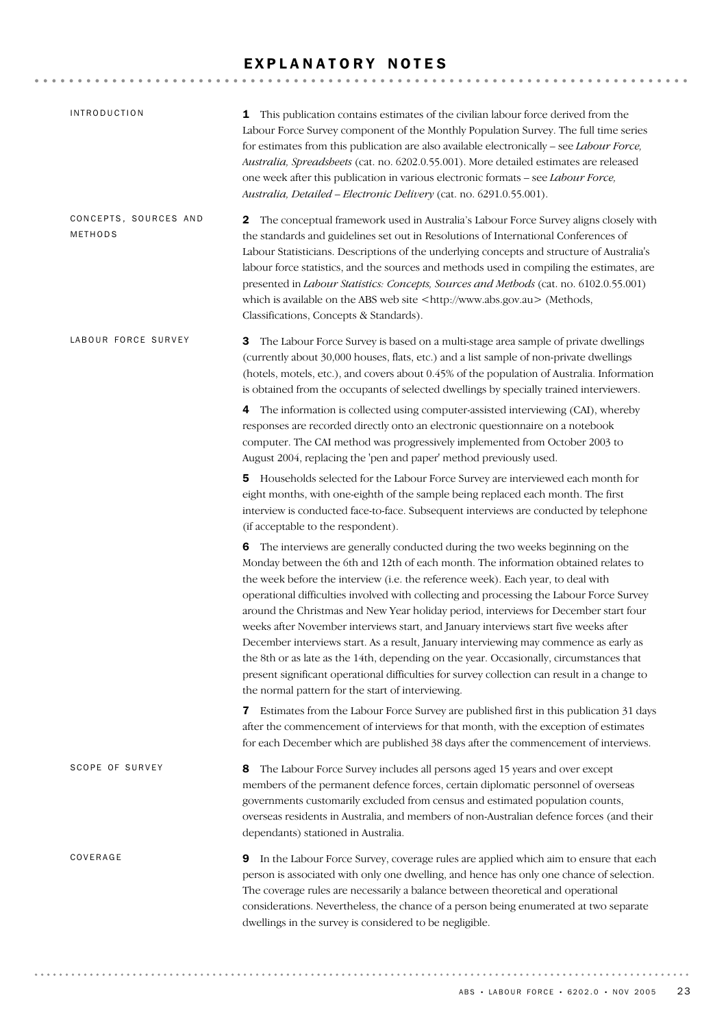# EXPLANATORY NOTES

## INTRODUCTION

**1** This publication contains estimates of the civilian labour force derived from the Labour Force Survey component of the Monthly Population Survey. The full time series for estimates from this publication are also available electronically – see *Labour Force, Australia, Spreadsheets* (cat. no. 6202.0.55.001). More detailed estimates are released one week after this publication in various electronic formats – see *Labour Force, Australia, Detailed – Electronic Delivery* (cat. no. 6291.0.55.001).

## CONCEPTS, SOURCES AND METHODS

**2** The conceptual framework used in Australia's Labour Force Survey aligns closely with the standards and guidelines set out in Resolutions of International Conferences of Labour Statisticians. Descriptions of the underlying concepts and structure of Australia's labour force statistics, and the sources and methods used in compiling the estimates, are presented in *Labour Statistics: Concepts, Sources and Methods* (cat. no. 6102.0.55.001) which is available on the ABS web site <http://www.abs.gov.au> (Methods, Classifications, Concepts & Standards).

## LABOUR FORCE SURVEY

**3** The Labour Force Survey is based on a multi-stage area sample of private dwellings (currently about 30,000 houses, flats, etc.) and a list sample of non-private dwellings (hotels, motels, etc.), and covers about 0.45% of the population of Australia. Information is obtained from the occupants of selected dwellings by specially trained interviewers.

**4** The information is collected using computer-assisted interviewing (CAI), whereby responses are recorded directly onto an electronic questionnaire on a notebook computer. The CAI method was progressively implemented from October 2003 to August 2004, replacing the 'pen and paper' method previously used.

**5** Households selected for the Labour Force Survey are interviewed each month for eight months, with one-eighth of the sample being replaced each month. The first interview is conducted face-to-face. Subsequent interviews are conducted by telephone (if acceptable to the respondent).

**6** The interviews are generally conducted during the two weeks beginning on the Monday between the 6th and 12th of each month. The information obtained relates to the week before the interview (i.e. the reference week). Each year, to deal with operational difficulties involved with collecting and processing the Labour Force Survey around the Christmas and New Year holiday period, interviews for December start four weeks after November interviews start, and January interviews start five weeks after December interviews start. As a result, January interviewing may commence as early as the 8th or as late as the 14th, depending on the year. Occasionally, circumstances that present significant operational difficulties for survey collection can result in a change to the normal pattern for the start of interviewing.

**7** Estimates from the Labour Force Survey are published first in this publication 31 days after the commencement of interviews for that month, with the exception of estimates for each December which are published 38 days after the commencement of interviews.

## SCOPE OF SURVEY

**8** The Labour Force Survey includes all persons aged 15 years and over except members of the permanent defence forces, certain diplomatic personnel of overseas governments customarily excluded from census and estimated population counts, overseas residents in Australia, and members of non-Australian defence forces (and their dependants) stationed in Australia.

## COVERAGE

**9** In the Labour Force Survey, coverage rules are applied which aim to ensure that each person is associated with only one dwelling, and hence has only one chance of selection. The coverage rules are necessarily a balance between theoretical and operational considerations. Nevertheless, the chance of a person being enumerated at two separate dwellings in the survey is considered to be negligible.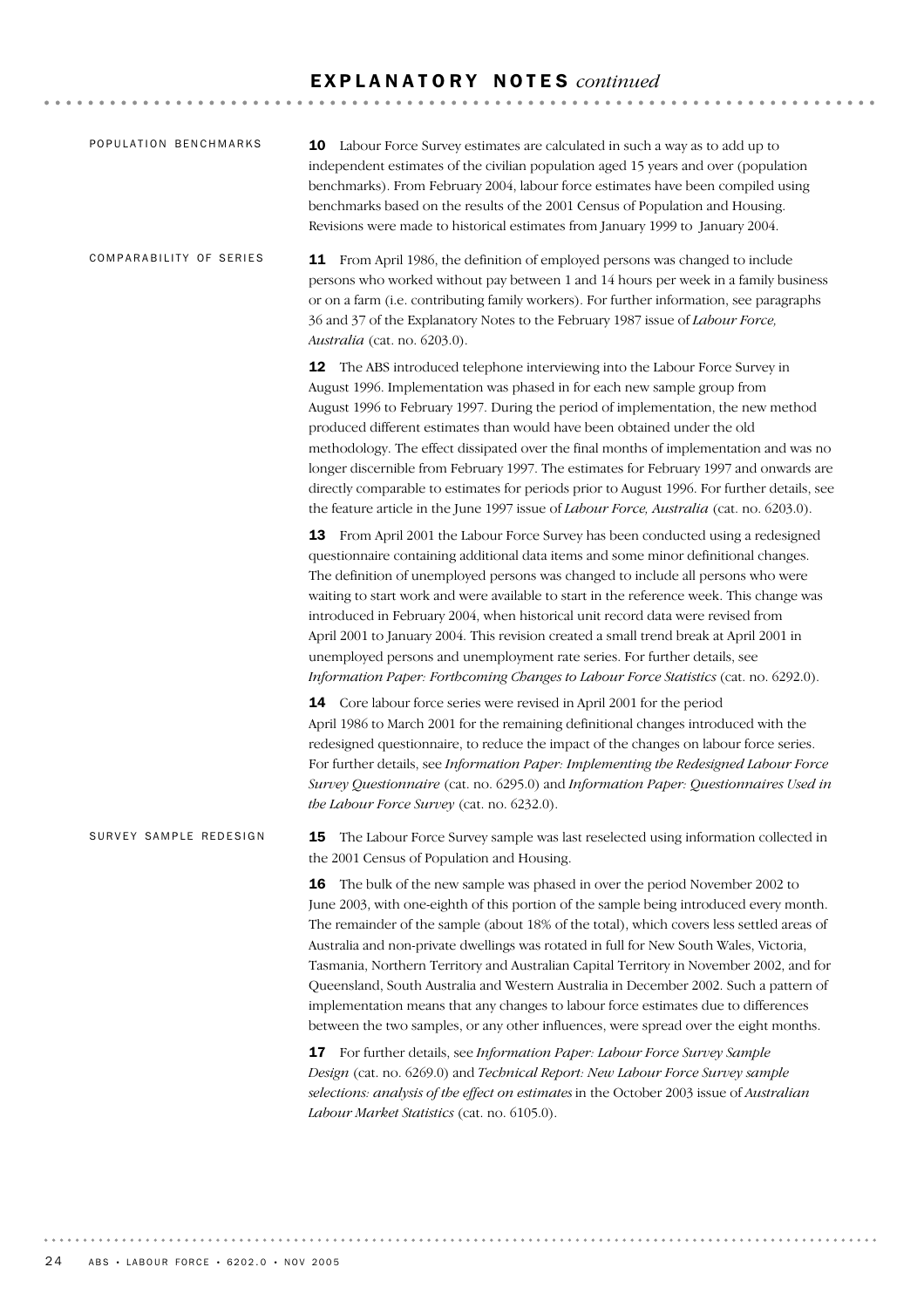## EXPLANATORY NOTES *continued*

### POPULATION BENCHMARKS

**10** Labour Force Survey estimates are calculated in such a way as to add up to independent estimates of the civilian population aged 15 years and over (population benchmarks). From February 2004, labour force estimates have been compiled using benchmarks based on the results of the 2001 Census of Population and Housing. Revisions were made to historical estimates from January 1999 to January 2004.

### COMPARABILITY OF SERIES

**11** From April 1986, the definition of employed persons was changed to include persons who worked without pay between 1 and 14 hours per week in a family business or on a farm (i.e. contributing family workers). For further information, see paragraphs 36 and 37 of the Explanatory Notes to the February 1987 issue of *Labour Force, Australia* (cat. no. 6203.0).

**12** The ABS introduced telephone interviewing into the Labour Force Survey in August 1996. Implementation was phased in for each new sample group from August 1996 to February 1997. During the period of implementation, the new method produced different estimates than would have been obtained under the old methodology. The effect dissipated over the final months of implementation and was no longer discernible from February 1997. The estimates for February 1997 and onwards are directly comparable to estimates for periods prior to August 1996. For further details, see the feature article in the June 1997 issue of *Labour Force, Australia* (cat. no. 6203.0).

**13** From April 2001 the Labour Force Survey has been conducted using a redesigned questionnaire containing additional data items and some minor definitional changes. The definition of unemployed persons was changed to include all persons who were waiting to start work and were available to start in the reference week. This change was introduced in February 2004, when historical unit record data were revised from April 2001 to January 2004. This revision created a small trend break at April 2001 in unemployed persons and unemployment rate series. For further details, see *Information Paper: Forthcoming Changes to Labour Force Statistics* (cat. no. 6292.0).

**14** Core labour force series were revised in April 2001 for the period April 1986 to March 2001 for the remaining definitional changes introduced with the redesigned questionnaire, to reduce the impact of the changes on labour force series. For further details, see *Information Paper: Implementing the Redesigned Labour Force Survey Questionnaire* (cat. no. 6295.0) and *Information Paper: Questionnaires Used in the Labour Force Survey* (cat. no. 6232.0).

### SURVEY SAMPLE REDESIGN

**15** The Labour Force Survey sample was last reselected using information collected in the 2001 Census of Population and Housing.

**16** The bulk of the new sample was phased in over the period November 2002 to June 2003, with one-eighth of this portion of the sample being introduced every month. The remainder of the sample (about 18% of the total), which covers less settled areas of Australia and non-private dwellings was rotated in full for New South Wales, Victoria, Tasmania, Northern Territory and Australian Capital Territory in November 2002, and for Queensland, South Australia and Western Australia in December 2002. Such a pattern of implementation means that any changes to labour force estimates due to differences between the two samples, or any other influences, were spread over the eight months.

**17** For further details, see *Information Paper: Labour Force Survey Sample Design* (cat. no. 6269.0) and *Technical Report: New Labour Force Survey sample selections: analysis of the effect on estimates* in the October 2003 issue of *Australian Labour Market Statistics* (cat. no. 6105.0).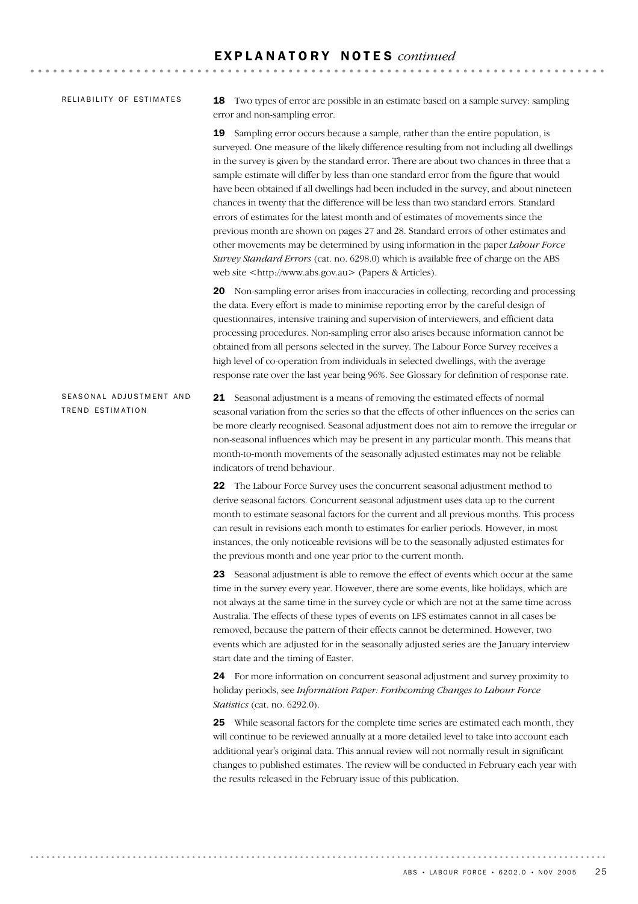# EXPLANATORY NOTES *continued*

## RELIABILITY OF ESTIMATES

**18** Two types of error are possible in an estimate based on a sample survey: sampling error and non-sampling error.

**19** Sampling error occurs because a sample, rather than the entire population, is surveyed. One measure of the likely difference resulting from not including all dwellings in the survey is given by the standard error. There are about two chances in three that a sample estimate will differ by less than one standard error from the figure that would have been obtained if all dwellings had been included in the survey, and about nineteen chances in twenty that the difference will be less than two standard errors. Standard errors of estimates for the latest month and of estimates of movements since the previous month are shown on pages 27 and 28. Standard errors of other estimates and other movements may be determined by using information in the paper *Labour Force Survey Standard Errors* (cat. no. 6298.0) which is available free of charge on the ABS web site <http://www.abs.gov.au> (Papers & Articles).

**20** Non-sampling error arises from inaccuracies in collecting, recording and processing the data. Every effort is made to minimise reporting error by the careful design of questionnaires, intensive training and supervision of interviewers, and efficient data processing procedures. Non-sampling error also arises because information cannot be obtained from all persons selected in the survey. The Labour Force Survey receives a high level of co-operation from individuals in selected dwellings, with the average response rate over the last year being 96%. See Glossary for definition of response rate.

## SEASONAL ADJUSTMENT AND TREND ESTIMATION

**21** Seasonal adjustment is a means of removing the estimated effects of normal seasonal variation from the series so that the effects of other influences on the series can be more clearly recognised. Seasonal adjustment does not aim to remove the irregular or non-seasonal influences which may be present in any particular month. This means that month-to-month movements of the seasonally adjusted estimates may not be reliable indicators of trend behaviour.

**22** The Labour Force Survey uses the concurrent seasonal adjustment method to derive seasonal factors. Concurrent seasonal adjustment uses data up to the current month to estimate seasonal factors for the current and all previous months. This process can result in revisions each month to estimates for earlier periods. However, in most instances, the only noticeable revisions will be to the seasonally adjusted estimates for the previous month and one year prior to the current month.

**23** Seasonal adjustment is able to remove the effect of events which occur at the same time in the survey every year. However, there are some events, like holidays, which are not always at the same time in the survey cycle or which are not at the same time across Australia. The effects of these types of events on LFS estimates cannot in all cases be removed, because the pattern of their effects cannot be determined. However, two events which are adjusted for in the seasonally adjusted series are the January interview start date and the timing of Easter.

**24** For more information on concurrent seasonal adjustment and survey proximity to holiday periods, see *Information Paper: Forthcoming Changes to Labour Force Statistics* (cat. no. 6292.0).

**25** While seasonal factors for the complete time series are estimated each month, they will continue to be reviewed annually at a more detailed level to take into account each additional year's original data. This annual review will not normally result in significant changes to published estimates. The review will be conducted in February each year with the results released in the February issue of this publication.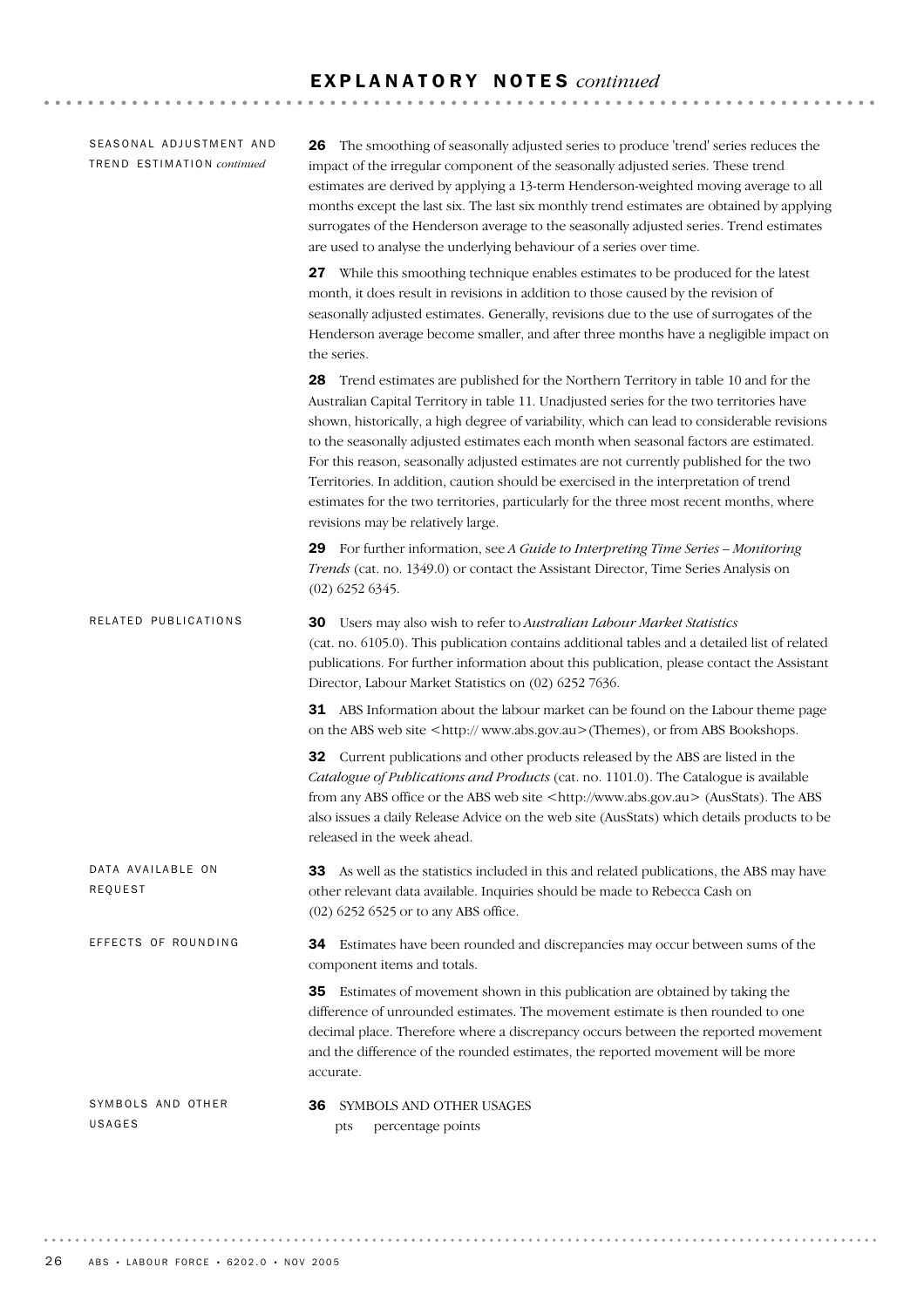# EXPLANATORY NOTES *continued*

### SEASONAL ADJUSTMENT AND TREND ESTIMATION *continued*

**26** The smoothing of seasonally adjusted series to produce 'trend' series reduces the impact of the irregular component of the seasonally adjusted series. These trend estimates are derived by applying a 13-term Henderson-weighted moving average to all months except the last six. The last six monthly trend estimates are obtained by applying surrogates of the Henderson average to the seasonally adjusted series. Trend estimates are used to analyse the underlying behaviour of a series over time.

**27** While this smoothing technique enables estimates to be produced for the latest month, it does result in revisions in addition to those caused by the revision of seasonally adjusted estimates. Generally, revisions due to the use of surrogates of the Henderson average become smaller, and after three months have a negligible impact on the series.

**28** Trend estimates are published for the Northern Territory in table 10 and for the Australian Capital Territory in table 11. Unadjusted series for the two territories have shown, historically, a high degree of variability, which can lead to considerable revisions to the seasonally adjusted estimates each month when seasonal factors are estimated. For this reason, seasonally adjusted estimates are not currently published for the two Territories. In addition, caution should be exercised in the interpretation of trend estimates for the two territories, particularly for the three most recent months, where revisions may be relatively large.

**29** For further information, see *A Guide to Interpreting Time Series – Monitoring Trends* (cat. no. 1349.0) or contact the Assistant Director, Time Series Analysis on (02) 6252 6345.

### RELATED PUBLICATIONS

**30** Users may also wish to refer to *Australian Labour Market Statistics* (cat. no. 6105.0). This publication contains additional tables and a detailed list of related publications. For further information about this publication, please contact the Assistant Director, Labour Market Statistics on (02) 6252 7636.

**31** ABS Information about the labour market can be found on the Labour theme page on the ABS web site <http:// www.abs.gov.au>(Themes), or from ABS Bookshops.

**32** Current publications and other products released by the ABS are listed in the *Catalogue of Publications and Products* (cat. no. 1101.0). The Catalogue is available from any ABS office or the ABS web site <http://www.abs.gov.au> (AusStats). The ABS also issues a daily Release Advice on the web site (AusStats) which details products to be released in the week ahead.

### DATA AVAILABLE ON REQUEST

**33** As well as the statistics included in this and related publications, the ABS may have other relevant data available. Inquiries should be made to Rebecca Cash on (02) 6252 6525 or to any ABS office.

### EFFECTS OF ROUNDING

**34** Estimates have been rounded and discrepancies may occur between sums of the component items and totals.

**35** Estimates of movement shown in this publication are obtained by taking the difference of unrounded estimates. The movement estimate is then rounded to one decimal place. Therefore where a discrepancy occurs between the reported movement and the difference of the rounded estimates, the reported movement will be more accurate.

### SYMBOLS AND OTHER USAGES

**36** SYMBOLS AND OTHER USAGES

pts  percentage points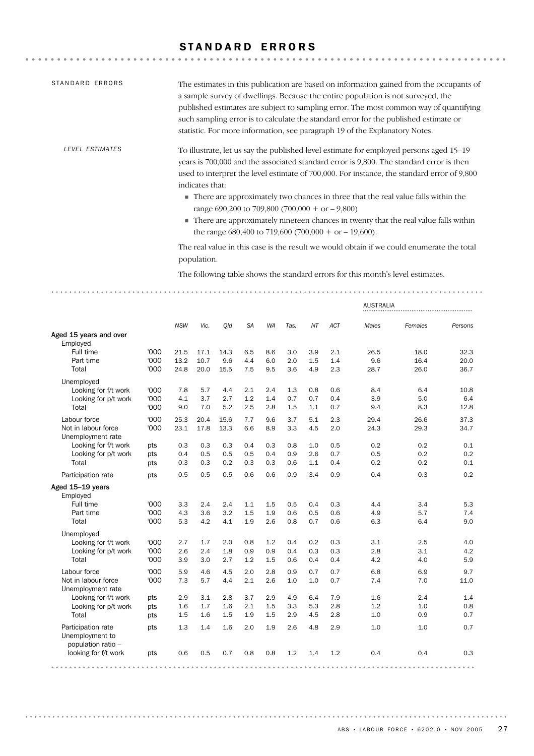# STANDARD ERRORS

STANDARD ERRORS

The estimates in this publication are based on information gained from the occupants of a sample survey of dwellings. Because the entire population is not surveyed, the published estimates are subject to sampling error. The most common way of quantifying such sampling error is to calculate the standard error for the published estimate or statistic. For more information, see paragraph 19 of the Explanatory Notes.

*LEVEL ESTIMATES*

To illustrate, let us say the published level estimate for employed persons aged 15–19 years is 700,000 and the associated standard error is 9,800. The standard error is then used to interpret the level estimate of 700,000. For instance, the standard error of 9,800 indicates that:

- There are approximately two chances in three that the real value falls within the range 690,200 to 709,800 (700,000 + or – 9,800)
- There are approximately nineteen chances in twenty that the real value falls within the range 680,400 to 719,600 (700,000 + or – 19,600).

The real value in this case is the result we would obtain if we could enumerate the total population.

The following table shows the standard errors for this month's level estimates.

| | | NSW | Vic. | Qld | SA | WA | Tas. | NT | ACT | AUSTRALIA Males | Females | Persons |
|---|---|---|---|---|---|---|---|---|---|---|---|---|
| **Aged 15 years and over** | | | | | | | | | | | | |
| Employed | | | | | | | | | | | | |
| Full time | '000 | 21.5 | 17.1 | 14.3 | 6.5 | 8.6 | 3.0 | 3.9 | 2.1 | 26.5 | 18.0 | 32.3 |
| Part time | '000 | 13.2 | 10.7 | 9.6 | 4.4 | 6.0 | 2.0 | 1.5 | 1.4 | 9.6 | 16.4 | 20.0 |
| Total | '000 | 24.8 | 20.0 | 15.5 | 7.5 | 9.5 | 3.6 | 4.9 | 2.3 | 28.7 | 26.0 | 36.7 |
| Unemployed | | | | | | | | | | | | |
| Looking for f/t work | '000 | 7.8 | 5.7 | 4.4 | 2.1 | 2.4 | 1.3 | 0.8 | 0.6 | 8.4 | 6.4 | 10.8 |
| Looking for p/t work | '000 | 4.1 | 3.7 | 2.7 | 1.2 | 1.4 | 0.7 | 0.7 | 0.4 | 3.9 | 5.0 | 6.4 |
| Total | '000 | 9.0 | 7.0 | 5.2 | 2.5 | 2.8 | 1.5 | 1.1 | 0.7 | 9.4 | 8.3 | 12.8 |
| Labour force | '000 | 25.3 | 20.4 | 15.6 | 7.7 | 9.6 | 3.7 | 5.1 | 2.3 | 29.4 | 26.6 | 37.3 |
| Not in labour force | '000 | 23.1 | 17.8 | 13.3 | 6.6 | 8.9 | 3.3 | 4.5 | 2.0 | 24.3 | 29.3 | 34.7 |
| Unemployment rate | | | | | | | | | | | | |
| Looking for f/t work | pts | 0.3 | 0.3 | 0.3 | 0.4 | 0.3 | 0.8 | 1.0 | 0.5 | 0.2 | 0.2 | 0.1 |
| Looking for p/t work | pts | 0.4 | 0.5 | 0.5 | 0.5 | 0.4 | 0.9 | 2.6 | 0.7 | 0.5 | 0.2 | 0.2 |
| Total | pts | 0.3 | 0.3 | 0.2 | 0.3 | 0.3 | 0.6 | 1.1 | 0.4 | 0.2 | 0.2 | 0.1 |
| Participation rate | pts | 0.5 | 0.5 | 0.5 | 0.6 | 0.6 | 0.9 | 3.4 | 0.9 | 0.4 | 0.3 | 0.2 |
| **Aged 15–19 years** | | | | | | | | | | | | |
| Employed | | | | | | | | | | | | |
| Full time | '000 | 3.3 | 2.4 | 2.4 | 1.1 | 1.5 | 0.5 | 0.4 | 0.3 | 4.4 | 3.4 | 5.3 |
| Part time | '000 | 4.3 | 3.6 | 3.2 | 1.5 | 1.9 | 0.6 | 0.5 | 0.6 | 4.9 | 5.7 | 7.4 |
| Total | '000 | 5.3 | 4.2 | 4.1 | 1.9 | 2.6 | 0.8 | 0.7 | 0.6 | 6.3 | 6.4 | 9.0 |
| Unemployed | | | | | | | | | | | | |
| Looking for f/t work | '000 | 2.7 | 1.7 | 2.0 | 0.8 | 1.2 | 0.4 | 0.2 | 0.3 | 3.1 | 2.5 | 4.0 |
| Looking for p/t work | '000 | 2.6 | 2.4 | 1.8 | 0.9 | 0.9 | 0.4 | 0.3 | 0.3 | 2.8 | 3.1 | 4.2 |
| Total | '000 | 3.9 | 3.0 | 2.7 | 1.2 | 1.5 | 0.6 | 0.4 | 0.4 | 4.2 | 4.0 | 5.9 |
| Labour force | '000 | 5.9 | 4.6 | 4.5 | 2.0 | 2.8 | 0.9 | 0.7 | 0.7 | 6.8 | 6.9 | 9.7 |
| Not in labour force | '000 | 7.3 | 5.7 | 4.4 | 2.1 | 2.6 | 1.0 | 1.0 | 0.7 | 7.4 | 7.0 | 11.0 |
| Unemployment rate | | | | | | | | | | | | |
| Looking for f/t work | pts | 2.9 | 3.1 | 2.8 | 3.7 | 2.9 | 4.9 | 6.4 | 7.9 | 1.6 | 2.4 | 1.4 |
| Looking for p/t work | pts | 1.6 | 1.7 | 1.6 | 2.1 | 1.5 | 3.3 | 5.3 | 2.8 | 1.2 | 1.0 | 0.8 |
| Total | pts | 1.5 | 1.6 | 1.5 | 1.9 | 1.5 | 2.9 | 4.5 | 2.8 | 1.0 | 0.9 | 0.7 |
| Participation rate | pts | 1.3 | 1.4 | 1.6 | 2.0 | 1.9 | 2.6 | 4.8 | 2.9 | 1.0 | 1.0 | 0.7 |
| Unemployment to population ratio – looking for f/t work | pts | 0.6 | 0.5 | 0.7 | 0.8 | 0.8 | 1.2 | 1.4 | 1.2 | 0.4 | 0.4 | 0.3 |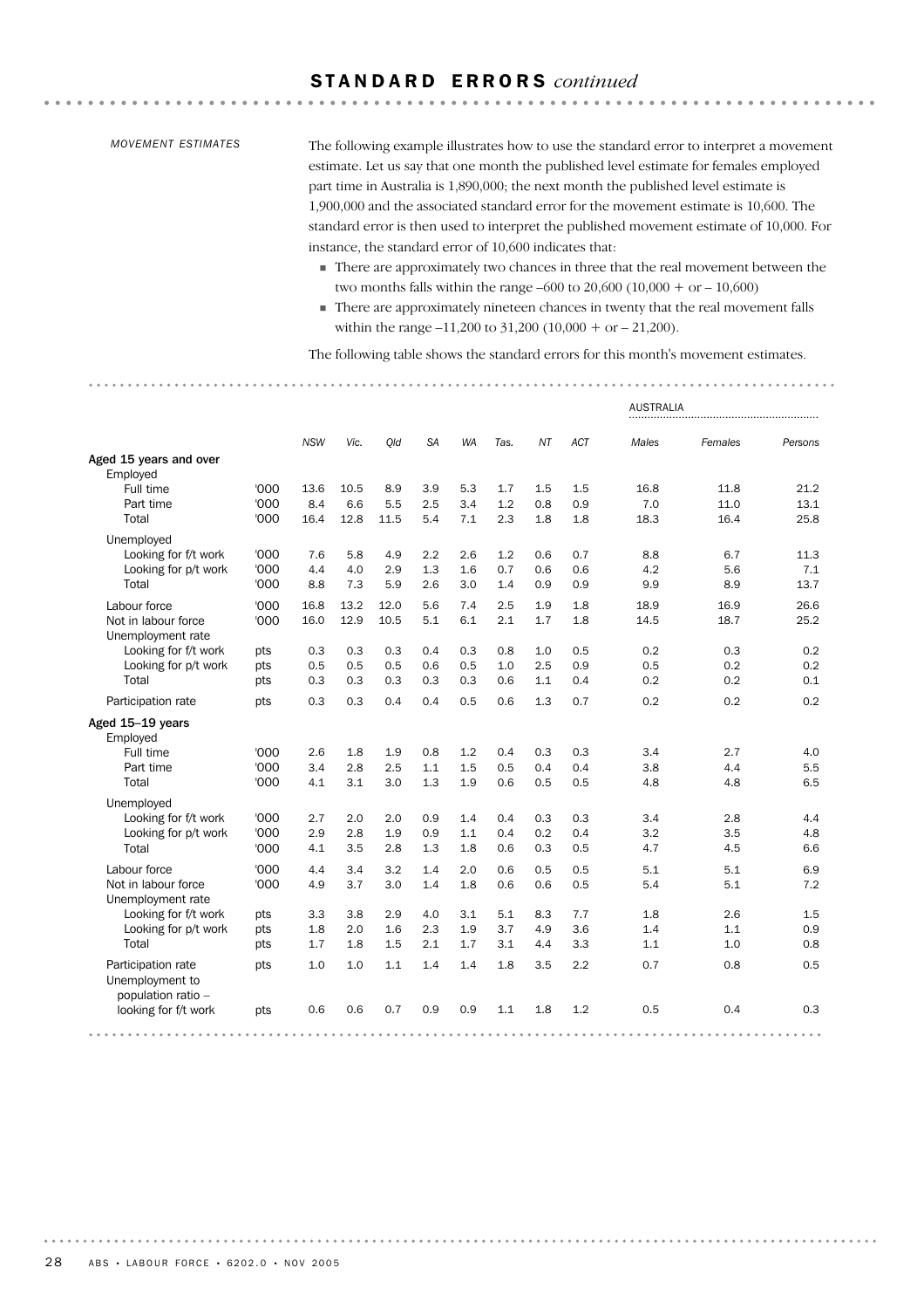## STANDARD ERRORS *continued*

*MOVEMENT ESTIMATES*

The following example illustrates how to use the standard error to interpret a movement estimate. Let us say that one month the published level estimate for females employed part time in Australia is 1,890,000; the next month the published level estimate is 1,900,000 and the associated standard error for the movement estimate is 10,600. The standard error is then used to interpret the published movement estimate of 10,000. For instance, the standard error of 10,600 indicates that:

- There are approximately two chances in three that the real movement between the two months falls within the range –600 to 20,600 (10,000 + or – 10,600)
- There are approximately nineteen chances in twenty that the real movement falls within the range –11,200 to 31,200 (10,000 + or – 21,200).

The following table shows the standard errors for this month's movement estimates.

| | | NSW | Vic. | Qld | SA | WA | Tas. | NT | ACT | AUSTRALIA Males | Females | Persons |
|---|---|---|---|---|---|---|---|---|---|---|---|---|
| **Aged 15 years and over** | | | | | | | | | | | | |
| Employed | | | | | | | | | | | | |
| Full time | '000 | 13.6 | 10.5 | 8.9 | 3.9 | 5.3 | 1.7 | 1.5 | 1.5 | 16.8 | 11.8 | 21.2 |
| Part time | '000 | 8.4 | 6.6 | 5.5 | 2.5 | 3.4 | 1.2 | 0.8 | 0.9 | 7.0 | 11.0 | 13.1 |
| Total | '000 | 16.4 | 12.8 | 11.5 | 5.4 | 7.1 | 2.3 | 1.8 | 1.8 | 18.3 | 16.4 | 25.8 |
| Unemployed | | | | | | | | | | | | |
| Looking for f/t work | '000 | 7.6 | 5.8 | 4.9 | 2.2 | 2.6 | 1.2 | 0.6 | 0.7 | 8.8 | 6.7 | 11.3 |
| Looking for p/t work | '000 | 4.4 | 4.0 | 2.9 | 1.3 | 1.6 | 0.7 | 0.6 | 0.6 | 4.2 | 5.6 | 7.1 |
| Total | '000 | 8.8 | 7.3 | 5.9 | 2.6 | 3.0 | 1.4 | 0.9 | 0.9 | 9.9 | 8.9 | 13.7 |
| Labour force | '000 | 16.8 | 13.2 | 12.0 | 5.6 | 7.4 | 2.5 | 1.9 | 1.8 | 18.9 | 16.9 | 26.6 |
| Not in labour force | '000 | 16.0 | 12.9 | 10.5 | 5.1 | 6.1 | 2.1 | 1.7 | 1.8 | 14.5 | 18.7 | 25.2 |
| Unemployment rate | | | | | | | | | | | | |
| Looking for f/t work | pts | 0.3 | 0.3 | 0.3 | 0.4 | 0.3 | 0.8 | 1.0 | 0.5 | 0.2 | 0.3 | 0.2 |
| Looking for p/t work | pts | 0.5 | 0.5 | 0.5 | 0.6 | 0.5 | 1.0 | 2.5 | 0.9 | 0.5 | 0.2 | 0.2 |
| Total | pts | 0.3 | 0.3 | 0.3 | 0.3 | 0.3 | 0.6 | 1.1 | 0.4 | 0.2 | 0.2 | 0.1 |
| Participation rate | pts | 0.3 | 0.3 | 0.4 | 0.4 | 0.5 | 0.6 | 1.3 | 0.7 | 0.2 | 0.2 | 0.2 |
| **Aged 15–19 years** | | | | | | | | | | | | |
| Employed | | | | | | | | | | | | |
| Full time | '000 | 2.6 | 1.8 | 1.9 | 0.8 | 1.2 | 0.4 | 0.3 | 0.3 | 3.4 | 2.7 | 4.0 |
| Part time | '000 | 3.4 | 2.8 | 2.5 | 1.1 | 1.5 | 0.5 | 0.4 | 0.4 | 3.8 | 4.4 | 5.5 |
| Total | '000 | 4.1 | 3.1 | 3.0 | 1.3 | 1.9 | 0.6 | 0.5 | 0.5 | 4.8 | 4.8 | 6.5 |
| Unemployed | | | | | | | | | | | | |
| Looking for f/t work | '000 | 2.7 | 2.0 | 2.0 | 0.9 | 1.4 | 0.4 | 0.3 | 0.3 | 3.4 | 2.8 | 4.4 |
| Looking for p/t work | '000 | 2.9 | 2.8 | 1.9 | 0.9 | 1.1 | 0.4 | 0.2 | 0.4 | 3.2 | 3.5 | 4.8 |
| Total | '000 | 4.1 | 3.5 | 2.8 | 1.3 | 1.8 | 0.6 | 0.3 | 0.5 | 4.7 | 4.5 | 6.6 |
| Labour force | '000 | 4.4 | 3.4 | 3.2 | 1.4 | 2.0 | 0.6 | 0.5 | 0.5 | 5.1 | 5.1 | 6.9 |
| Not in labour force | '000 | 4.9 | 3.7 | 3.0 | 1.4 | 1.8 | 0.6 | 0.6 | 0.5 | 5.4 | 5.1 | 7.2 |
| Unemployment rate | | | | | | | | | | | | |
| Looking for f/t work | pts | 3.3 | 3.8 | 2.9 | 4.0 | 3.1 | 5.1 | 8.3 | 7.7 | 1.8 | 2.6 | 1.5 |
| Looking for p/t work | pts | 1.8 | 2.0 | 1.6 | 2.3 | 1.9 | 3.7 | 4.9 | 3.6 | 1.4 | 1.1 | 0.9 |
| Total | pts | 1.7 | 1.8 | 1.5 | 2.1 | 1.7 | 3.1 | 4.4 | 3.3 | 1.1 | 1.0 | 0.8 |
| Participation rate | pts | 1.0 | 1.0 | 1.1 | 1.4 | 1.4 | 1.8 | 3.5 | 2.2 | 0.7 | 0.8 | 0.5 |
| Unemployment to population ratio – looking for f/t work | pts | 0.6 | 0.6 | 0.7 | 0.9 | 0.9 | 1.1 | 1.8 | 1.2 | 0.5 | 0.4 | 0.3 |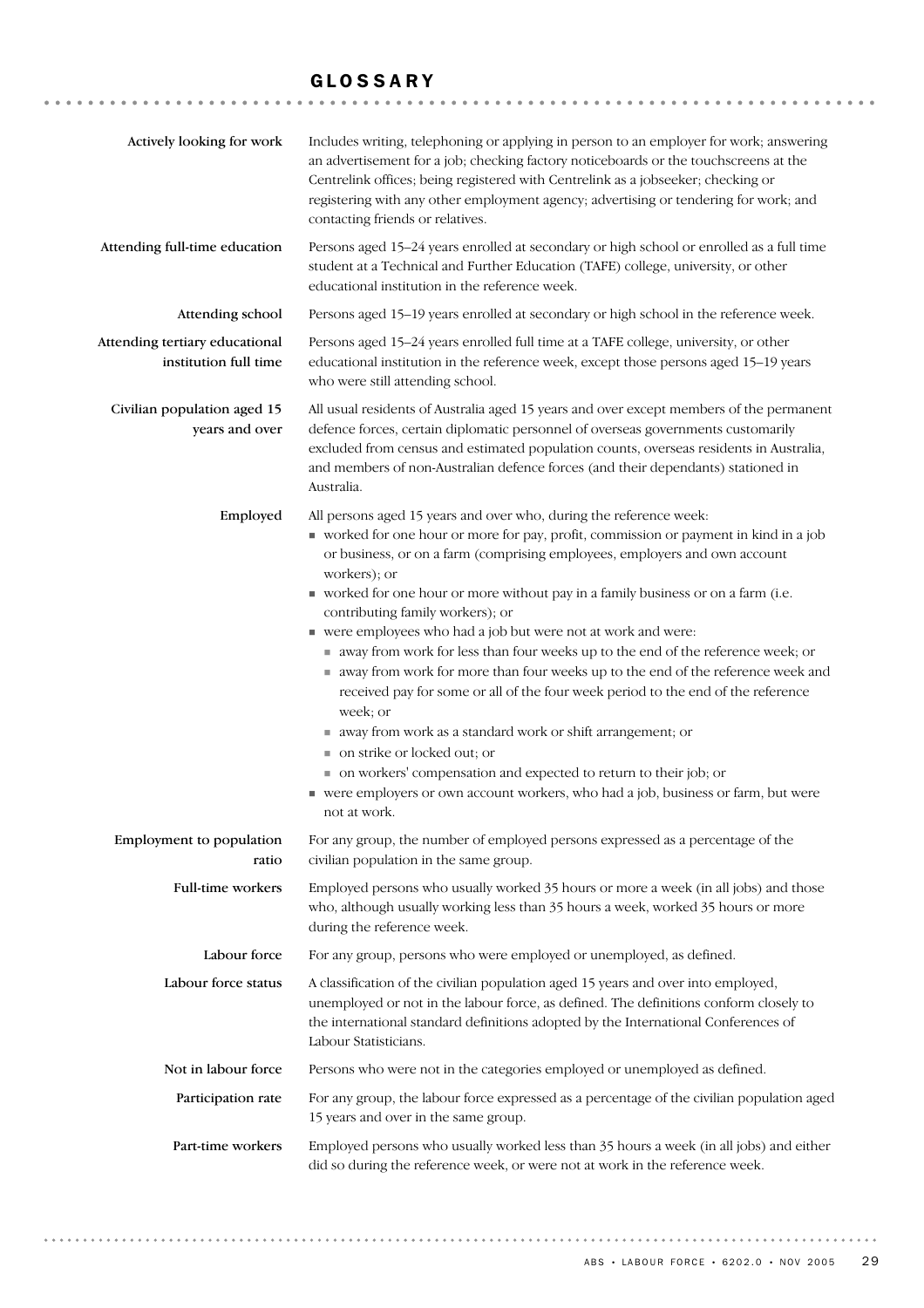# GLOSSARY

**Actively looking for work**
Includes writing, telephoning or applying in person to an employer for work; answering an advertisement for a job; checking factory noticeboards or the touchscreens at the Centrelink offices; being registered with Centrelink as a jobseeker; checking or registering with any other employment agency; advertising or tendering for work; and contacting friends or relatives.

**Attending full-time education**
Persons aged 15–24 years enrolled at secondary or high school or enrolled as a full time student at a Technical and Further Education (TAFE) college, university, or other educational institution in the reference week.

**Attending school**
Persons aged 15–19 years enrolled at secondary or high school in the reference week.

**Attending tertiary educational institution full time**
Persons aged 15–24 years enrolled full time at a TAFE college, university, or other educational institution in the reference week, except those persons aged 15–19 years who were still attending school.

**Civilian population aged 15 years and over**
All usual residents of Australia aged 15 years and over except members of the permanent defence forces, certain diplomatic personnel of overseas governments customarily excluded from census and estimated population counts, overseas residents in Australia, and members of non-Australian defence forces (and their dependants) stationed in Australia.

**Employed**
All persons aged 15 years and over who, during the reference week:

- worked for one hour or more for pay, profit, commission or payment in kind in a job or business, or on a farm (comprising employees, employers and own account workers); or
- worked for one hour or more without pay in a family business or on a farm (i.e. contributing family workers); or
- were employees who had a job but were not at work and were:
  - away from work for less than four weeks up to the end of the reference week; or
  - away from work for more than four weeks up to the end of the reference week and received pay for some or all of the four week period to the end of the reference week; or
  - away from work as a standard work or shift arrangement; or
  - on strike or locked out; or
  - on workers' compensation and expected to return to their job; or
- were employers or own account workers, who had a job, business or farm, but were not at work.

**Employment to population ratio**
For any group, the number of employed persons expressed as a percentage of the civilian population in the same group.

**Full-time workers**
Employed persons who usually worked 35 hours or more a week (in all jobs) and those who, although usually working less than 35 hours a week, worked 35 hours or more during the reference week.

**Labour force**
For any group, persons who were employed or unemployed, as defined.

**Labour force status**
A classification of the civilian population aged 15 years and over into employed, unemployed or not in the labour force, as defined. The definitions conform closely to the international standard definitions adopted by the International Conferences of Labour Statisticians.

**Not in labour force**
Persons who were not in the categories employed or unemployed as defined.

**Participation rate**
For any group, the labour force expressed as a percentage of the civilian population aged 15 years and over in the same group.

**Part-time workers**
Employed persons who usually worked less than 35 hours a week (in all jobs) and either did so during the reference week, or were not at work in the reference week.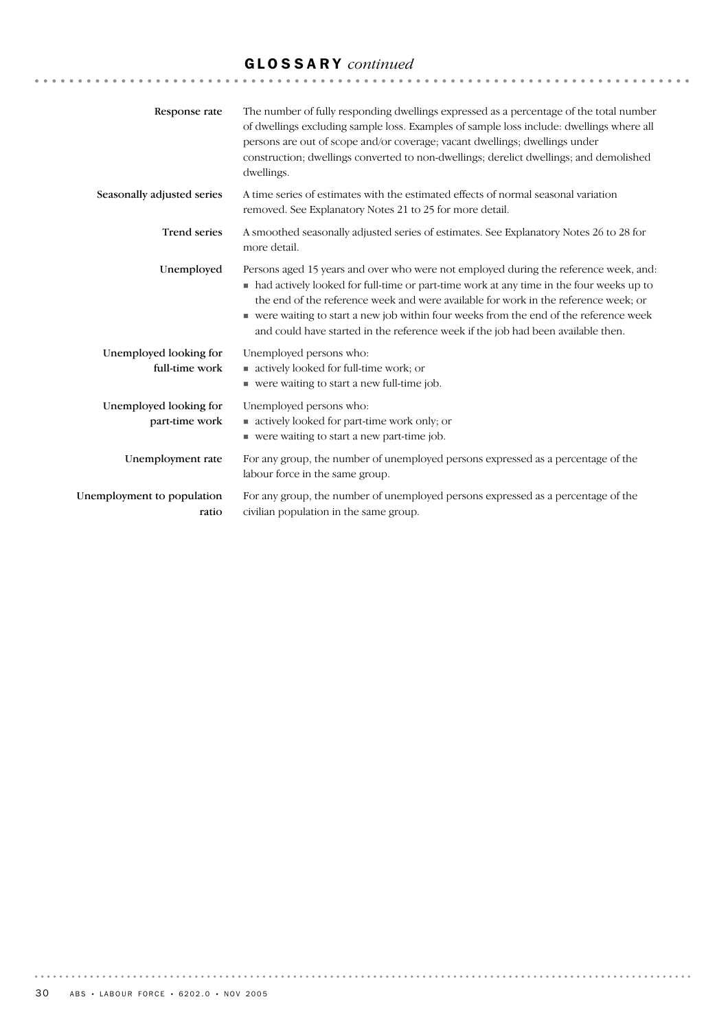## GLOSSARY *continued*

**Response rate**

The number of fully responding dwellings expressed as a percentage of the total number of dwellings excluding sample loss. Examples of sample loss include: dwellings where all persons are out of scope and/or coverage; vacant dwellings; dwellings under construction; dwellings converted to non-dwellings; derelict dwellings; and demolished dwellings.

**Seasonally adjusted series**

A time series of estimates with the estimated effects of normal seasonal variation removed. See Explanatory Notes 21 to 25 for more detail.

**Trend series**

A smoothed seasonally adjusted series of estimates. See Explanatory Notes 26 to 28 for more detail.

**Unemployed**

Persons aged 15 years and over who were not employed during the reference week, and:

- had actively looked for full-time or part-time work at any time in the four weeks up to the end of the reference week and were available for work in the reference week; or
- were waiting to start a new job within four weeks from the end of the reference week and could have started in the reference week if the job had been available then.

**Unemployed looking for full-time work**

Unemployed persons who:

- actively looked for full-time work; or
- were waiting to start a new full-time job.

**Unemployed looking for part-time work**

Unemployed persons who:

- actively looked for part-time work only; or
- were waiting to start a new part-time job.

**Unemployment rate**

For any group, the number of unemployed persons expressed as a percentage of the labour force in the same group.

**Unemployment to population ratio**

For any group, the number of unemployed persons expressed as a percentage of the civilian population in the same group.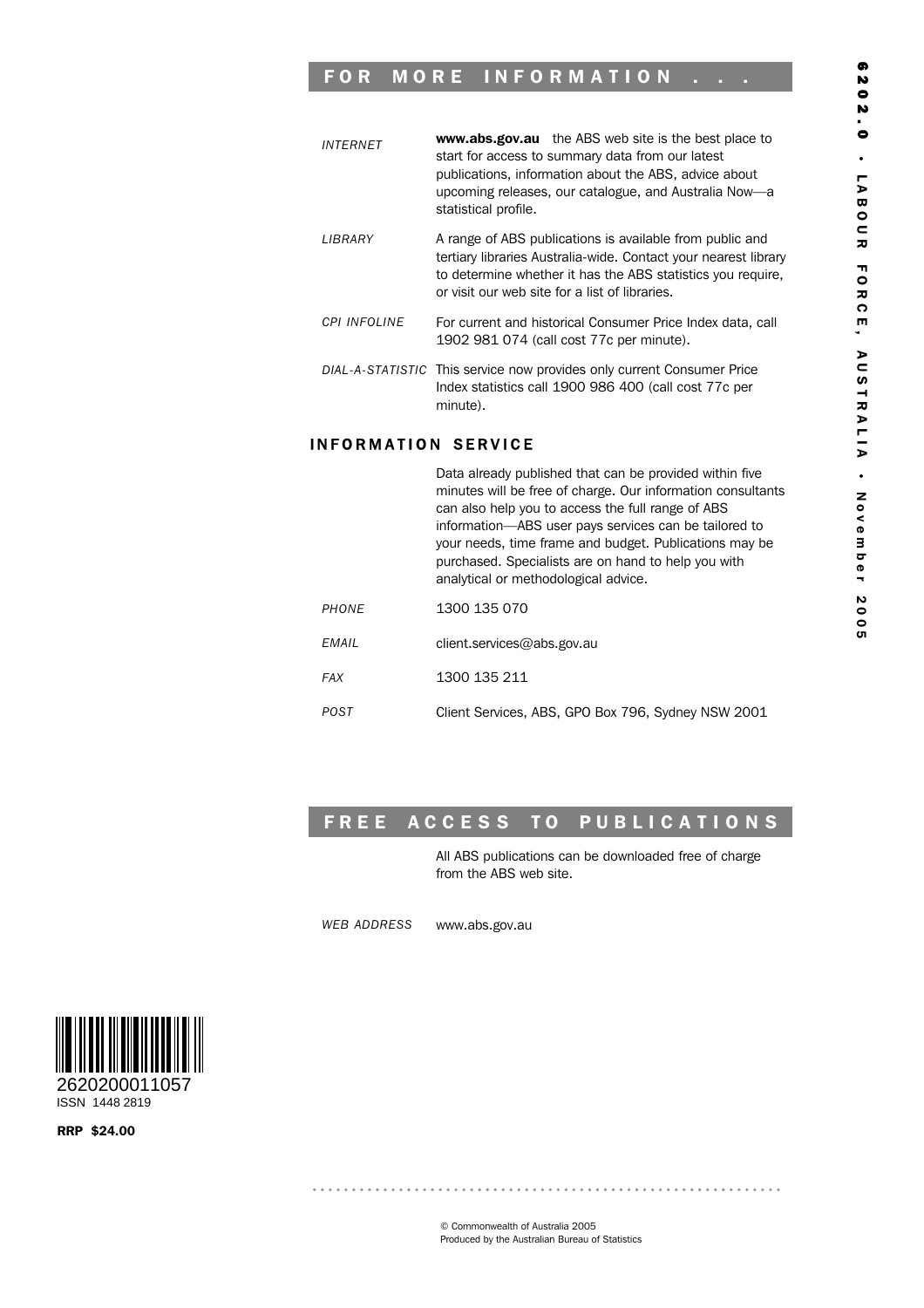## FOR MORE INFORMATION . . .

| | |
|---|---|
| *INTERNET* | **www.abs.gov.au** the ABS web site is the best place to start for access to summary data from our latest publications, information about the ABS, advice about upcoming releases, our catalogue, and Australia Now—a statistical profile. |
| *LIBRARY* | A range of ABS publications is available from public and tertiary libraries Australia-wide. Contact your nearest library to determine whether it has the ABS statistics you require, or visit our web site for a list of libraries. |
| *CPI INFOLINE* | For current and historical Consumer Price Index data, call 1902 981 074 (call cost 77c per minute). |
| *DIAL-A-STATISTIC* | This service now provides only current Consumer Price Index statistics call 1900 986 400 (call cost 77c per minute). |

### INFORMATION SERVICE

Data already published that can be provided within five minutes will be free of charge. Our information consultants can also help you to access the full range of ABS information—ABS user pays services can be tailored to your needs, time frame and budget. Publications may be purchased. Specialists are on hand to help you with analytical or methodological advice.

| | |
|---|---|
| *PHONE* | 1300 135 070 |
| *EMAIL* | client.services@abs.gov.au |
| *FAX* | 1300 135 211 |
| *POST* | Client Services, ABS, GPO Box 796, Sydney NSW 2001 |

## FREE ACCESS TO PUBLICATIONS

All ABS publications can be downloaded free of charge from the ABS web site.

*WEB ADDRESS* www.abs.gov.au

2620200011057

ISSN 1448 2819

**RRP $24.00**

© Commonwealth of Australia 2005

Produced by the Australian Bureau of Statistics